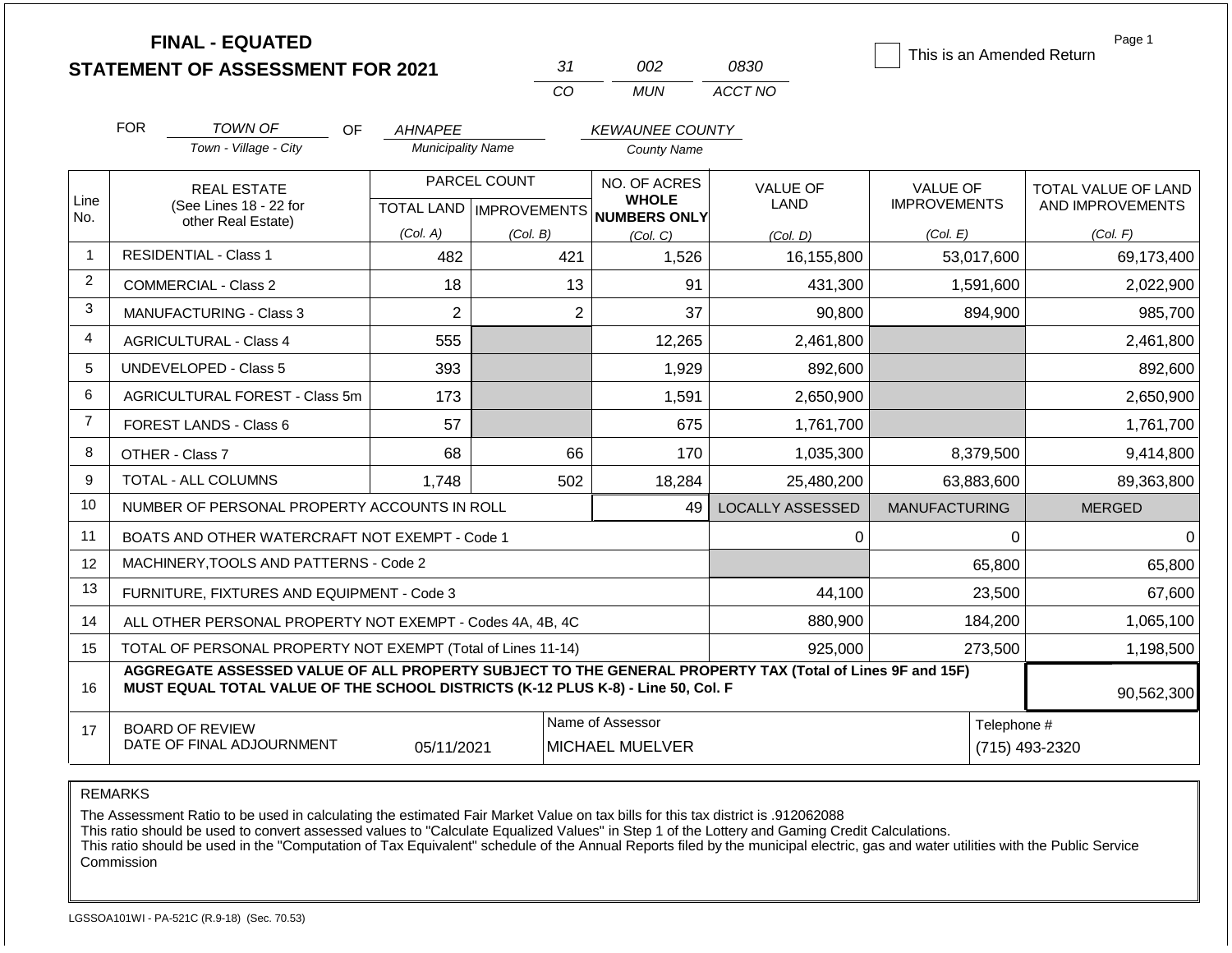# FINAL - EQUATED
## STATEMENT OF ASSESSMENT FOR 2021

| 31 | 002 | 0830 |
|---|---|---|
| CO | MUN | ACCT NO |

☐ This is an Amended Return

FOR *TOWN OF* (Town - Village - City) OF *AHNAPEE* (Municipality Name) *KEWAUNEE COUNTY* (County Name)

| Line No. | REAL ESTATE (See Lines 18 - 22 for other Real Estate) | PARCEL COUNT TOTAL LAND (Col. A) | PARCEL COUNT IMPROVEMENTS (Col. B) | NO. OF ACRES WHOLE NUMBERS ONLY (Col. C) | VALUE OF LAND (Col. D) | VALUE OF IMPROVEMENTS (Col. E) | TOTAL VALUE OF LAND AND IMPROVEMENTS (Col. F) |
|---|---|---|---|---|---|---|---|
| 1 | RESIDENTIAL - Class 1 | 482 | 421 | 1,526 | 16,155,800 | 53,017,600 | 69,173,400 |
| 2 | COMMERCIAL - Class 2 | 18 | 13 | 91 | 431,300 | 1,591,600 | 2,022,900 |
| 3 | MANUFACTURING - Class 3 | 2 | 2 | 37 | 90,800 | 894,900 | 985,700 |
| 4 | AGRICULTURAL - Class 4 | 555 | | 12,265 | 2,461,800 | | 2,461,800 |
| 5 | UNDEVELOPED - Class 5 | 393 | | 1,929 | 892,600 | | 892,600 |
| 6 | AGRICULTURAL FOREST - Class 5m | 173 | | 1,591 | 2,650,900 | | 2,650,900 |
| 7 | FOREST LANDS - Class 6 | 57 | | 675 | 1,761,700 | | 1,761,700 |
| 8 | OTHER - Class 7 | 68 | 66 | 170 | 1,035,300 | 8,379,500 | 9,414,800 |
| 9 | TOTAL - ALL COLUMNS | 1,748 | 502 | 18,284 | 25,480,200 | 63,883,600 | 89,363,800 |
| 10 | NUMBER OF PERSONAL PROPERTY ACCOUNTS IN ROLL | | | 49 | LOCALLY ASSESSED | MANUFACTURING | MERGED |
| 11 | BOATS AND OTHER WATERCRAFT NOT EXEMPT - Code 1 | | | | 0 | 0 | 0 |
| 12 | MACHINERY,TOOLS AND PATTERNS - Code 2 | | | | | 65,800 | 65,800 |
| 13 | FURNITURE, FIXTURES AND EQUIPMENT - Code 3 | | | | 44,100 | 23,500 | 67,600 |
| 14 | ALL OTHER PERSONAL PROPERTY NOT EXEMPT - Codes 4A, 4B, 4C | | | | 880,900 | 184,200 | 1,065,100 |
| 15 | TOTAL OF PERSONAL PROPERTY NOT EXEMPT (Total of Lines 11-14) | | | | 925,000 | 273,500 | 1,198,500 |
| 16 | **AGGREGATE ASSESSED VALUE OF ALL PROPERTY SUBJECT TO THE GENERAL PROPERTY TAX (Total of Lines 9F and 15F) MUST EQUAL TOTAL VALUE OF THE SCHOOL DISTRICTS (K-12 PLUS K-8) - Line 50, Col. F** | | | | | | 90,562,300 |
| 17 | BOARD OF REVIEW DATE OF FINAL ADJOURNMENT | 05/11/2021 | | Name of Assessor: MICHAEL MUELVER | | Telephone #: (715) 493-2320 | |

REMARKS

The Assessment Ratio to be used in calculating the estimated Fair Market Value on tax bills for this tax district is .912062088
This ratio should be used to convert assessed values to "Calculate Equalized Values" in Step 1 of the Lottery and Gaming Credit Calculations.
This ratio should be used in the "Computation of Tax Equivalent" schedule of the Annual Reports filed by the municipal electric, gas and water utilities with the Public Service Commission

LGSSOA101WI - PA-521C (R.9-18) (Sec. 70.53)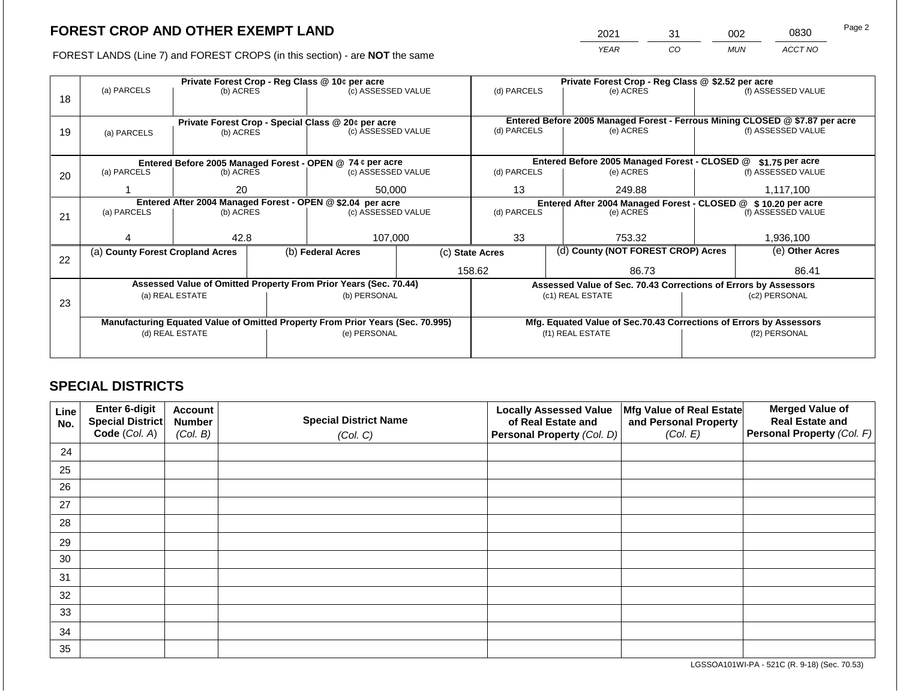# FOREST CROP AND OTHER EXEMPT LAND

| 2021 | 31 | 002 | 0830 |
|---|---|---|---|
| YEAR | CO | MUN | ACCT NO |

FOREST LANDS (Line 7) and FOREST CROPS (in this section) - are **NOT** the same

| Line | Private Forest Crop - Reg Class @ 10¢ per acre | | | Private Forest Crop - Reg Class @ $2.52 per acre | | |
|---|---|---|---|---|---|---|
| 18 | (a) PARCELS | (b) ACRES | (c) ASSESSED VALUE | (d) PARCELS | (e) ACRES | (f) ASSESSED VALUE |
| | | | | | | |
| | **Private Forest Crop - Special Class @ 20¢ per acre** | | | **Entered Before 2005 Managed Forest - Ferrous Mining CLOSED @ $7.87 per acre** | | |
| 19 | (a) PARCELS | (b) ACRES | (c) ASSESSED VALUE | (d) PARCELS | (e) ACRES | (f) ASSESSED VALUE |
| | | | | | | |
| | **Entered Before 2005 Managed Forest - OPEN @ 74 ¢ per acre** | | | **Entered Before 2005 Managed Forest - CLOSED @ $1.75 per acre** | | |
| 20 | (a) PARCELS | (b) ACRES | (c) ASSESSED VALUE | (d) PARCELS | (e) ACRES | (f) ASSESSED VALUE |
| | 1 | 20 | 50,000 | 13 | 249.88 | 1,117,100 |
| | **Entered After 2004 Managed Forest - OPEN @ $2.04 per acre** | | | **Entered After 2004 Managed Forest - CLOSED @ $ 10.20 per acre** | | |
| 21 | (a) PARCELS | (b) ACRES | (c) ASSESSED VALUE | (d) PARCELS | (e) ACRES | (f) ASSESSED VALUE |
| | 4 | 42.8 | 107,000 | 33 | 753.32 | 1,936,100 |

| Line | (a) County Forest Cropland Acres | (b) Federal Acres | (c) State Acres | (d) County (NOT FOREST CROP) Acres | (e) Other Acres |
|---|---|---|---|---|---|
| 22 | | | 158.62 | 86.73 | 86.41 |

| Line | Assessed Value of Omitted Property From Prior Years (Sec. 70.44) | | Assessed Value of Sec. 70.43 Corrections of Errors by Assessors | |
|---|---|---|---|---|
| 23 | (a) REAL ESTATE | (b) PERSONAL | (c1) REAL ESTATE | (c2) PERSONAL |
| | | | | |
| | **Manufacturing Equated Value of Omitted Property From Prior Years (Sec. 70.995)** | | **Mfg. Equated Value of Sec.70.43 Corrections of Errors by Assessors** | |
| | (d) REAL ESTATE | (e) PERSONAL | (f1) REAL ESTATE | (f2) PERSONAL |
| | | | | |

## SPECIAL DISTRICTS

| Line No. | Enter 6-digit Special District Code (Col. A) | Account Number (Col. B) | Special District Name (Col. C) | Locally Assessed Value of Real Estate and Personal Property (Col. D) | Mfg Value of Real Estate and Personal Property (Col. E) | Merged Value of Real Estate and Personal Property (Col. F) |
|---|---|---|---|---|---|---|
| 24 | | | | | | |
| 25 | | | | | | |
| 26 | | | | | | |
| 27 | | | | | | |
| 28 | | | | | | |
| 29 | | | | | | |
| 30 | | | | | | |
| 31 | | | | | | |
| 32 | | | | | | |
| 33 | | | | | | |
| 34 | | | | | | |
| 35 | | | | | | |

LGSSOA101WI-PA - 521C (R. 9-18) (Sec. 70.53)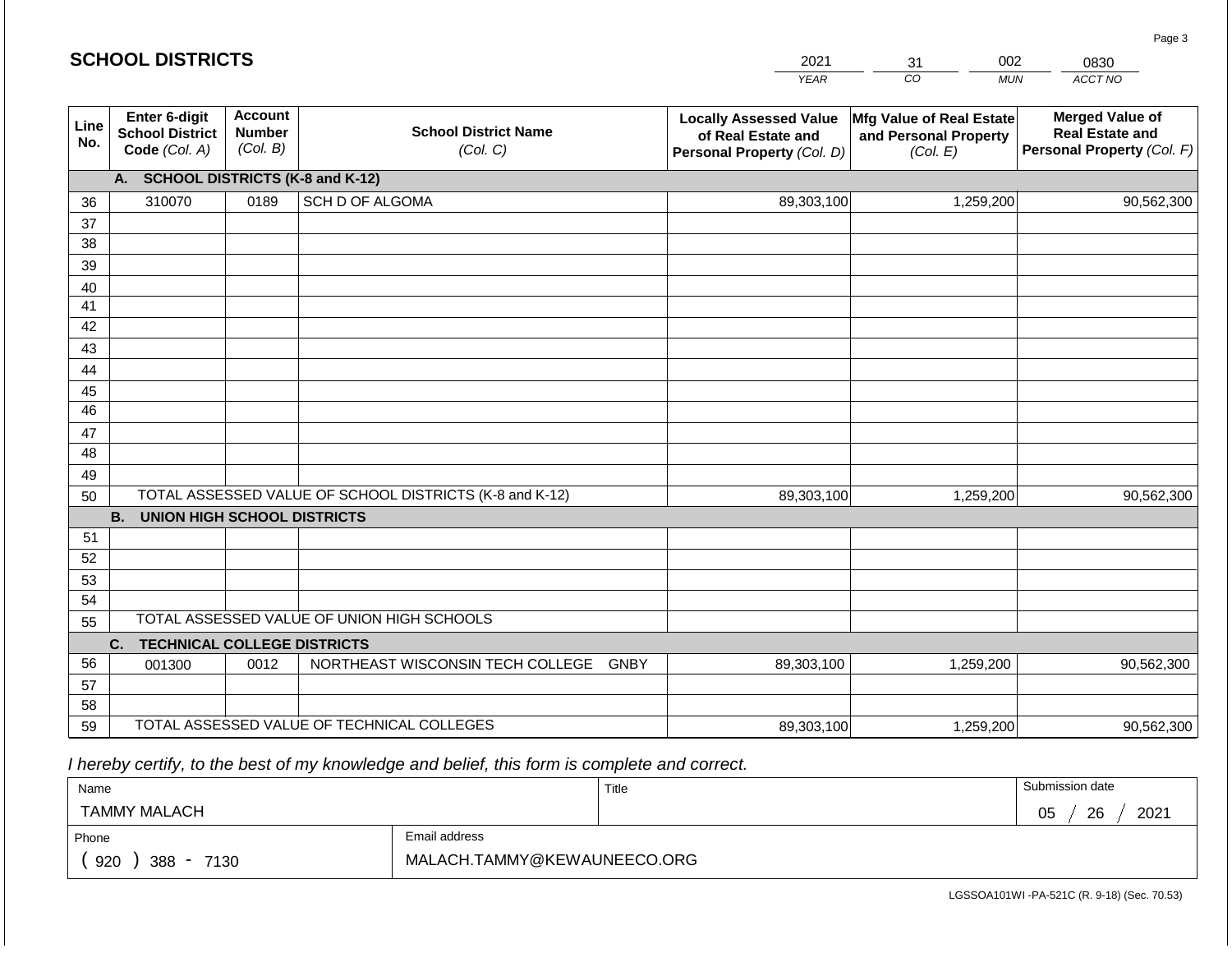## SCHOOL DISTRICTS

| 2021 | 31 | 002 | 0830 |
|---|---|---|---|
| YEAR | CO | MUN | ACCT NO |

| Line No. | Enter 6-digit School District Code (Col. A) | Account Number (Col. B) | School District Name (Col. C) | Locally Assessed Value of Real Estate and Personal Property (Col. D) | Mfg Value of Real Estate and Personal Property (Col. E) | Merged Value of Real Estate and Personal Property (Col. F) |
|---|---|---|---|---|---|---|
| | **A. SCHOOL DISTRICTS (K-8 and K-12)** | | | | | |
| 36 | 310070 | 0189 | SCH D OF ALGOMA | 89,303,100 | 1,259,200 | 90,562,300 |
| 37 | | | | | | |
| 38 | | | | | | |
| 39 | | | | | | |
| 40 | | | | | | |
| 41 | | | | | | |
| 42 | | | | | | |
| 43 | | | | | | |
| 44 | | | | | | |
| 45 | | | | | | |
| 46 | | | | | | |
| 47 | | | | | | |
| 48 | | | | | | |
| 49 | | | | | | |
| 50 | TOTAL ASSESSED VALUE OF SCHOOL DISTRICTS (K-8 and K-12) | | | 89,303,100 | 1,259,200 | 90,562,300 |
| | **B. UNION HIGH SCHOOL DISTRICTS** | | | | | |
| 51 | | | | | | |
| 52 | | | | | | |
| 53 | | | | | | |
| 54 | | | | | | |
| 55 | TOTAL ASSESSED VALUE OF UNION HIGH SCHOOLS | | | | | |
| | **C. TECHNICAL COLLEGE DISTRICTS** | | | | | |
| 56 | 001300 | 0012 | NORTHEAST WISCONSIN TECH COLLEGE GNBY | 89,303,100 | 1,259,200 | 90,562,300 |
| 57 | | | | | | |
| 58 | | | | | | |
| 59 | TOTAL ASSESSED VALUE OF TECHNICAL COLLEGES | | | 89,303,100 | 1,259,200 | 90,562,300 |

*I hereby certify, to the best of my knowledge and belief, this form is complete and correct.*

| Name | Title | Submission date |
|---|---|---|
| TAMMY MALACH | | 05 / 26 / 2021 |
| Phone | Email address | |
| ( 920 ) 388 - 7130 | MALACH.TAMMY@KEWAUNEECO.ORG | |

LGSSOA101WI -PA-521C (R. 9-18) (Sec. 70.53)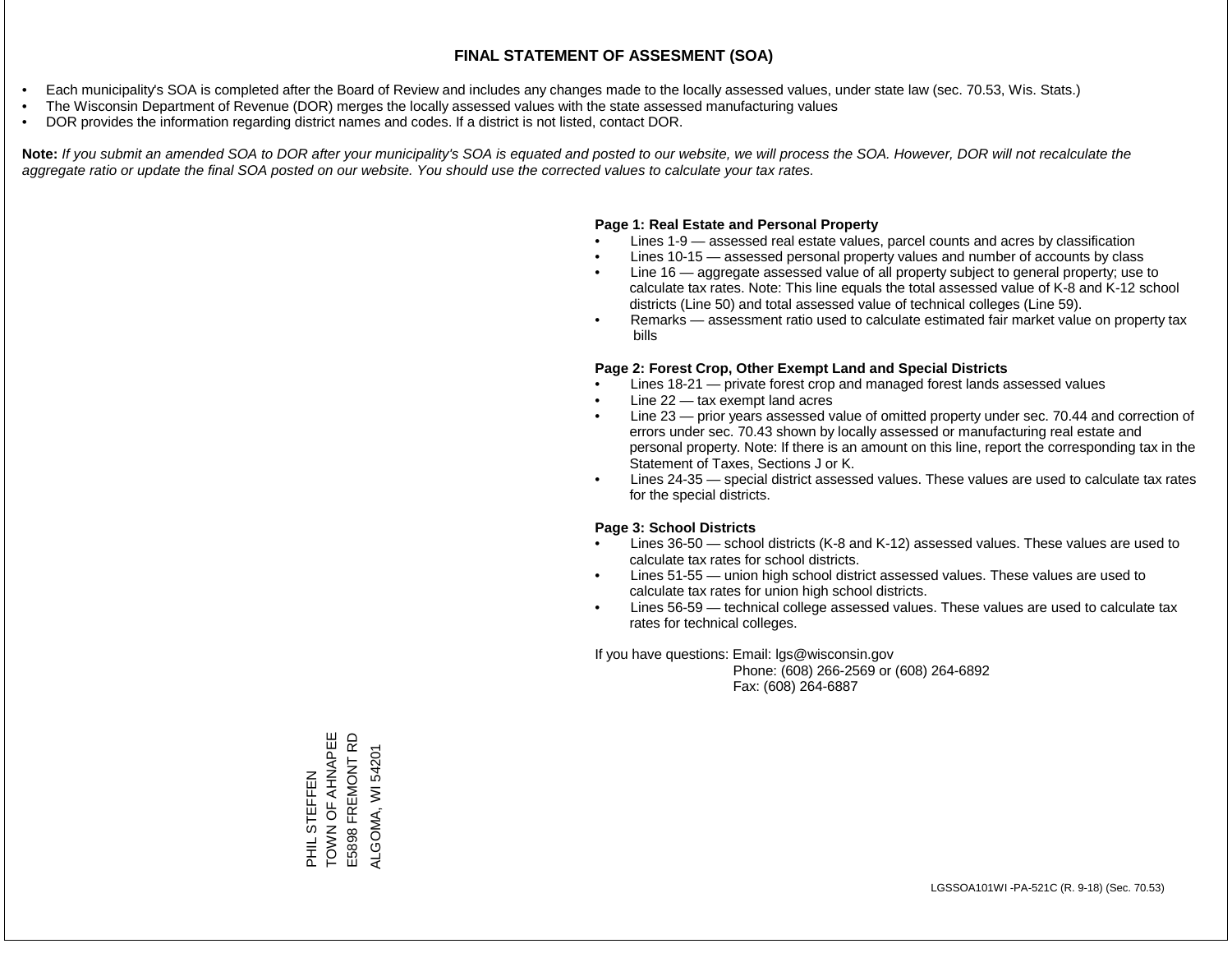# FINAL STATEMENT OF ASSESMENT (SOA)

- Each municipality's SOA is completed after the Board of Review and includes any changes made to the locally assessed values, under state law (sec. 70.53, Wis. Stats.)
- The Wisconsin Department of Revenue (DOR) merges the locally assessed values with the state assessed manufacturing values
- DOR provides the information regarding district names and codes. If a district is not listed, contact DOR.

**Note:** *If you submit an amended SOA to DOR after your municipality's SOA is equated and posted to our website, we will process the SOA. However, DOR will not recalculate the aggregate ratio or update the final SOA posted on our website. You should use the corrected values to calculate your tax rates.*

**Page 1: Real Estate and Personal Property**

- Lines 1-9 — assessed real estate values, parcel counts and acres by classification
- Lines 10-15 — assessed personal property values and number of accounts by class
- Line 16 — aggregate assessed value of all property subject to general property; use to calculate tax rates. Note: This line equals the total assessed value of K-8 and K-12 school districts (Line 50) and total assessed value of technical colleges (Line 59).
- Remarks — assessment ratio used to calculate estimated fair market value on property tax bills

**Page 2: Forest Crop, Other Exempt Land and Special Districts**

- Lines 18-21 — private forest crop and managed forest lands assessed values
- Line 22 — tax exempt land acres
- Line 23 — prior years assessed value of omitted property under sec. 70.44 and correction of errors under sec. 70.43 shown by locally assessed or manufacturing real estate and personal property. Note: If there is an amount on this line, report the corresponding tax in the Statement of Taxes, Sections J or K.
- Lines 24-35 — special district assessed values. These values are used to calculate tax rates for the special districts.

**Page 3: School Districts**

- Lines 36-50 — school districts (K-8 and K-12) assessed values. These values are used to calculate tax rates for school districts.
- Lines 51-55 — union high school district assessed values. These values are used to calculate tax rates for union high school districts.
- Lines 56-59 — technical college assessed values. These values are used to calculate tax rates for technical colleges.

If you have questions: Email: lgs@wisconsin.gov
Phone: (608) 266-2569 or (608) 264-6892
Fax: (608) 264-6887

PHIL STEFFEN
TOWN OF AHNAPEE
E5898 FREMONT RD
ALGOMA, WI 54201

LGSSOA101WI -PA-521C (R. 9-18) (Sec. 70.53)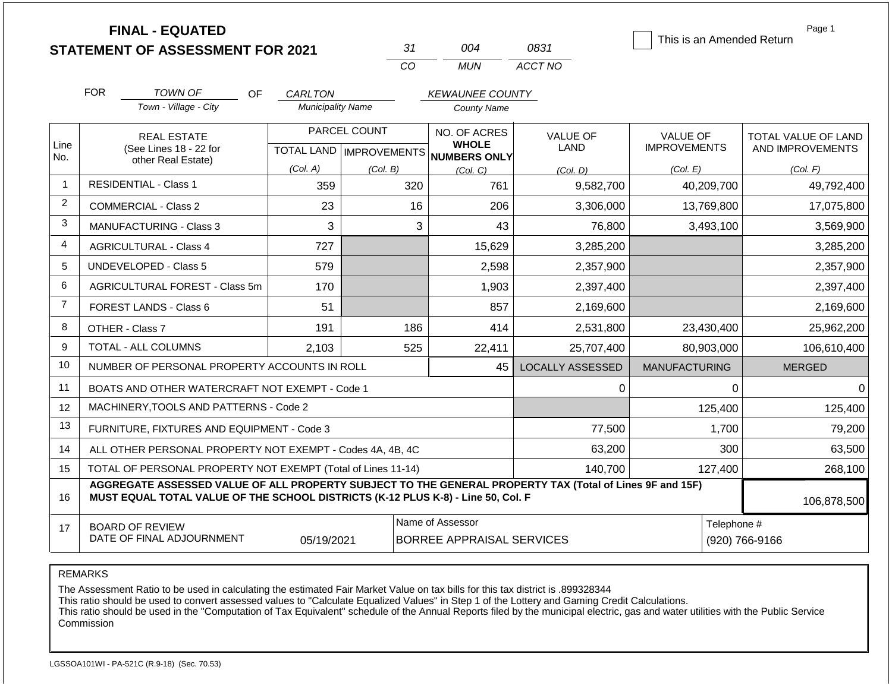# FINAL - EQUATED
## STATEMENT OF ASSESSMENT FOR 2021

| 31 | 004 | 0831 |
|---|---|---|
| CO | MUN | ACCT NO |

☐ This is an Amended Return

Page 1

FOR *TOWN OF* (Town - Village - City) OF *CARLTON* (Municipality Name) *KEWAUNEE COUNTY* (County Name)

| Line No. | REAL ESTATE (See Lines 18 - 22 for other Real Estate) | PARCEL COUNT TOTAL LAND (Col. A) | PARCEL COUNT IMPROVEMENTS (Col. B) | NO. OF ACRES WHOLE NUMBERS ONLY (Col. C) | VALUE OF LAND (Col. D) | VALUE OF IMPROVEMENTS (Col. E) | TOTAL VALUE OF LAND AND IMPROVEMENTS (Col. F) |
|---|---|---|---|---|---|---|---|
| 1 | RESIDENTIAL - Class 1 | 359 | 320 | 761 | 9,582,700 | 40,209,700 | 49,792,400 |
| 2 | COMMERCIAL - Class 2 | 23 | 16 | 206 | 3,306,000 | 13,769,800 | 17,075,800 |
| 3 | MANUFACTURING - Class 3 | 3 | 3 | 43 | 76,800 | 3,493,100 | 3,569,900 |
| 4 | AGRICULTURAL - Class 4 | 727 | | 15,629 | 3,285,200 | | 3,285,200 |
| 5 | UNDEVELOPED - Class 5 | 579 | | 2,598 | 2,357,900 | | 2,357,900 |
| 6 | AGRICULTURAL FOREST - Class 5m | 170 | | 1,903 | 2,397,400 | | 2,397,400 |
| 7 | FOREST LANDS - Class 6 | 51 | | 857 | 2,169,600 | | 2,169,600 |
| 8 | OTHER - Class 7 | 191 | 186 | 414 | 2,531,800 | 23,430,400 | 25,962,200 |
| 9 | TOTAL - ALL COLUMNS | 2,103 | 525 | 22,411 | 25,707,400 | 80,903,000 | 106,610,400 |
| 10 | NUMBER OF PERSONAL PROPERTY ACCOUNTS IN ROLL | | | 45 | LOCALLY ASSESSED | MANUFACTURING | MERGED |
| 11 | BOATS AND OTHER WATERCRAFT NOT EXEMPT - Code 1 | | | | 0 | 0 | 0 |
| 12 | MACHINERY,TOOLS AND PATTERNS - Code 2 | | | | | 125,400 | 125,400 |
| 13 | FURNITURE, FIXTURES AND EQUIPMENT - Code 3 | | | | 77,500 | 1,700 | 79,200 |
| 14 | ALL OTHER PERSONAL PROPERTY NOT EXEMPT - Codes 4A, 4B, 4C | | | | 63,200 | 300 | 63,500 |
| 15 | TOTAL OF PERSONAL PROPERTY NOT EXEMPT (Total of Lines 11-14) | | | | 140,700 | 127,400 | 268,100 |
| 16 | AGGREGATE ASSESSED VALUE OF ALL PROPERTY SUBJECT TO THE GENERAL PROPERTY TAX (Total of Lines 9F and 15F) MUST EQUAL TOTAL VALUE OF THE SCHOOL DISTRICTS (K-12 PLUS K-8) - Line 50, Col. F | | | | | | 106,878,500 |
| 17 | BOARD OF REVIEW DATE OF FINAL ADJOURNMENT | 05/19/2021 | | Name of Assessor: BORREE APPRAISAL SERVICES | | | Telephone #: (920) 766-9166 |

REMARKS

The Assessment Ratio to be used in calculating the estimated Fair Market Value on tax bills for this tax district is .899328344
This ratio should be used to convert assessed values to "Calculate Equalized Values" in Step 1 of the Lottery and Gaming Credit Calculations.
This ratio should be used in the "Computation of Tax Equivalent" schedule of the Annual Reports filed by the municipal electric, gas and water utilities with the Public Service Commission

LGSSOA101WI - PA-521C (R.9-18) (Sec. 70.53)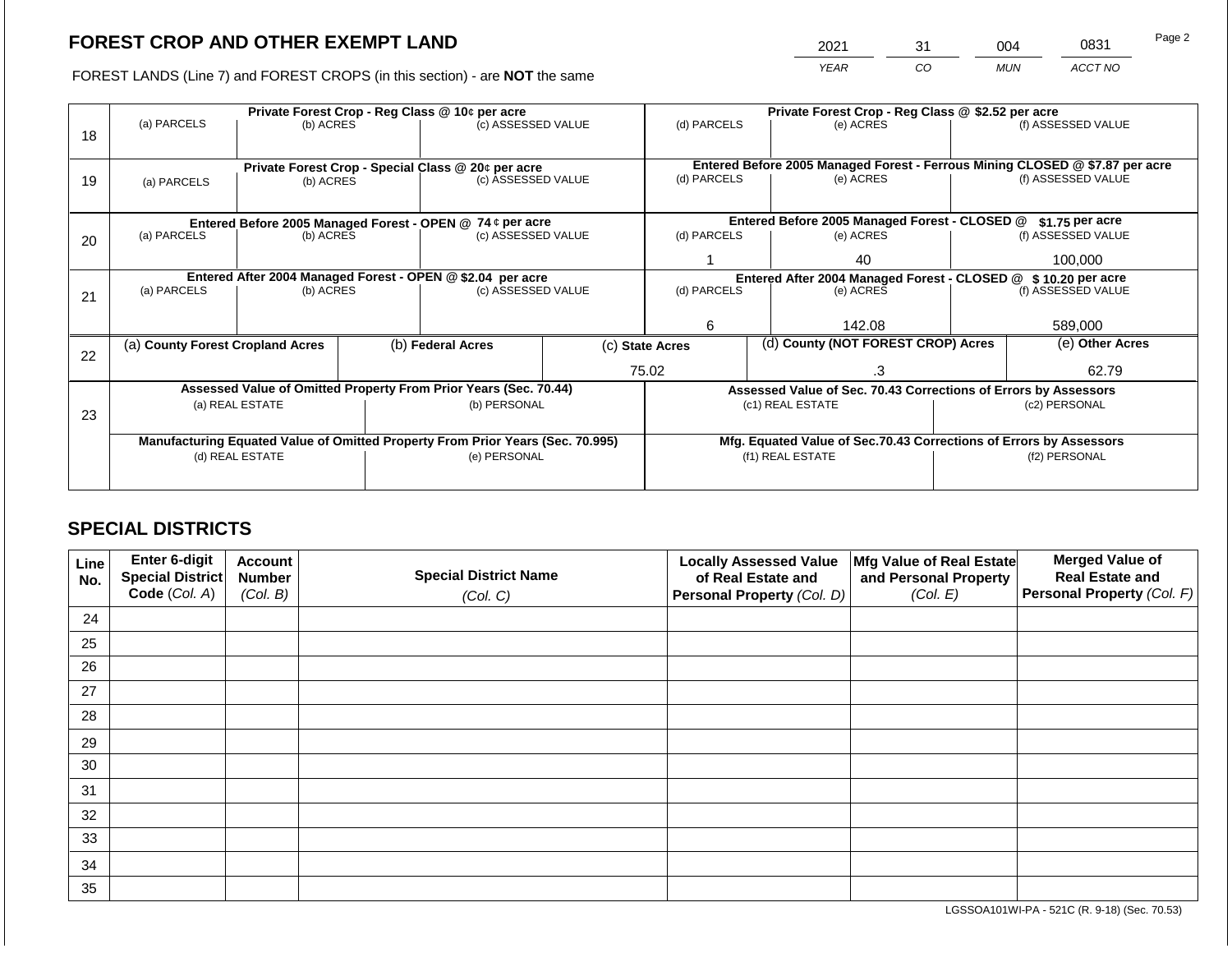# FOREST CROP AND OTHER EXEMPT LAND

FOREST LANDS (Line 7) and FOREST CROPS (in this section) - are **NOT** the same

| YEAR | CO | MUN | ACCT NO |
|---|---|---|---|
| 2021 | 31 | 004 | 0831 |

| Line | Private Forest Crop - Reg Class @ 10¢ per acre | | | Private Forest Crop - Reg Class @ $2.52 per acre | | |
|---|---|---|---|---|---|---|
| | (a) PARCELS | (b) ACRES | (c) ASSESSED VALUE | (d) PARCELS | (e) ACRES | (f) ASSESSED VALUE |
| 18 | | | | | | |
| | **Private Forest Crop - Special Class @ 20¢ per acre** | | | **Entered Before 2005 Managed Forest - Ferrous Mining CLOSED @ $7.87 per acre** | | |
| | (a) PARCELS | (b) ACRES | (c) ASSESSED VALUE | (d) PARCELS | (e) ACRES | (f) ASSESSED VALUE |
| 19 | | | | | | |
| | **Entered Before 2005 Managed Forest - OPEN @ 74 ¢ per acre** | | | **Entered Before 2005 Managed Forest - CLOSED @ $1.75 per acre** | | |
| | (a) PARCELS | (b) ACRES | (c) ASSESSED VALUE | (d) PARCELS | (e) ACRES | (f) ASSESSED VALUE |
| 20 | | | | 1 | 40 | 100,000 |
| | **Entered After 2004 Managed Forest - OPEN @ $2.04 per acre** | | | **Entered After 2004 Managed Forest - CLOSED @ $ 10.20 per acre** | | |
| | (a) PARCELS | (b) ACRES | (c) ASSESSED VALUE | (d) PARCELS | (e) ACRES | (f) ASSESSED VALUE |
| 21 | | | | 6 | 142.08 | 589,000 |

| Line | (a) County Forest Cropland Acres | (b) Federal Acres | (c) State Acres | (d) County (NOT FOREST CROP) Acres | (e) Other Acres |
|---|---|---|---|---|---|
| 22 | | | 75.02 | .3 | 62.79 |

| Line | Assessed Value of Omitted Property From Prior Years (Sec. 70.44) | | Assessed Value of Sec. 70.43 Corrections of Errors by Assessors | |
|---|---|---|---|---|
| | (a) REAL ESTATE | (b) PERSONAL | (c1) REAL ESTATE | (c2) PERSONAL |
| 23 | | | | |
| | **Manufacturing Equated Value of Omitted Property From Prior Years (Sec. 70.995)** | | **Mfg. Equated Value of Sec.70.43 Corrections of Errors by Assessors** | |
| | (d) REAL ESTATE | (e) PERSONAL | (f1) REAL ESTATE | (f2) PERSONAL |
| | | | | |

# SPECIAL DISTRICTS

| Line No. | Enter 6-digit Special District Code (Col. A) | Account Number (Col. B) | Special District Name (Col. C) | Locally Assessed Value of Real Estate and Personal Property (Col. D) | Mfg Value of Real Estate and Personal Property (Col. E) | Merged Value of Real Estate and Personal Property (Col. F) |
|---|---|---|---|---|---|---|
| 24 | | | | | | |
| 25 | | | | | | |
| 26 | | | | | | |
| 27 | | | | | | |
| 28 | | | | | | |
| 29 | | | | | | |
| 30 | | | | | | |
| 31 | | | | | | |
| 32 | | | | | | |
| 33 | | | | | | |
| 34 | | | | | | |
| 35 | | | | | | |

LGSSOA101WI-PA - 521C (R. 9-18) (Sec. 70.53)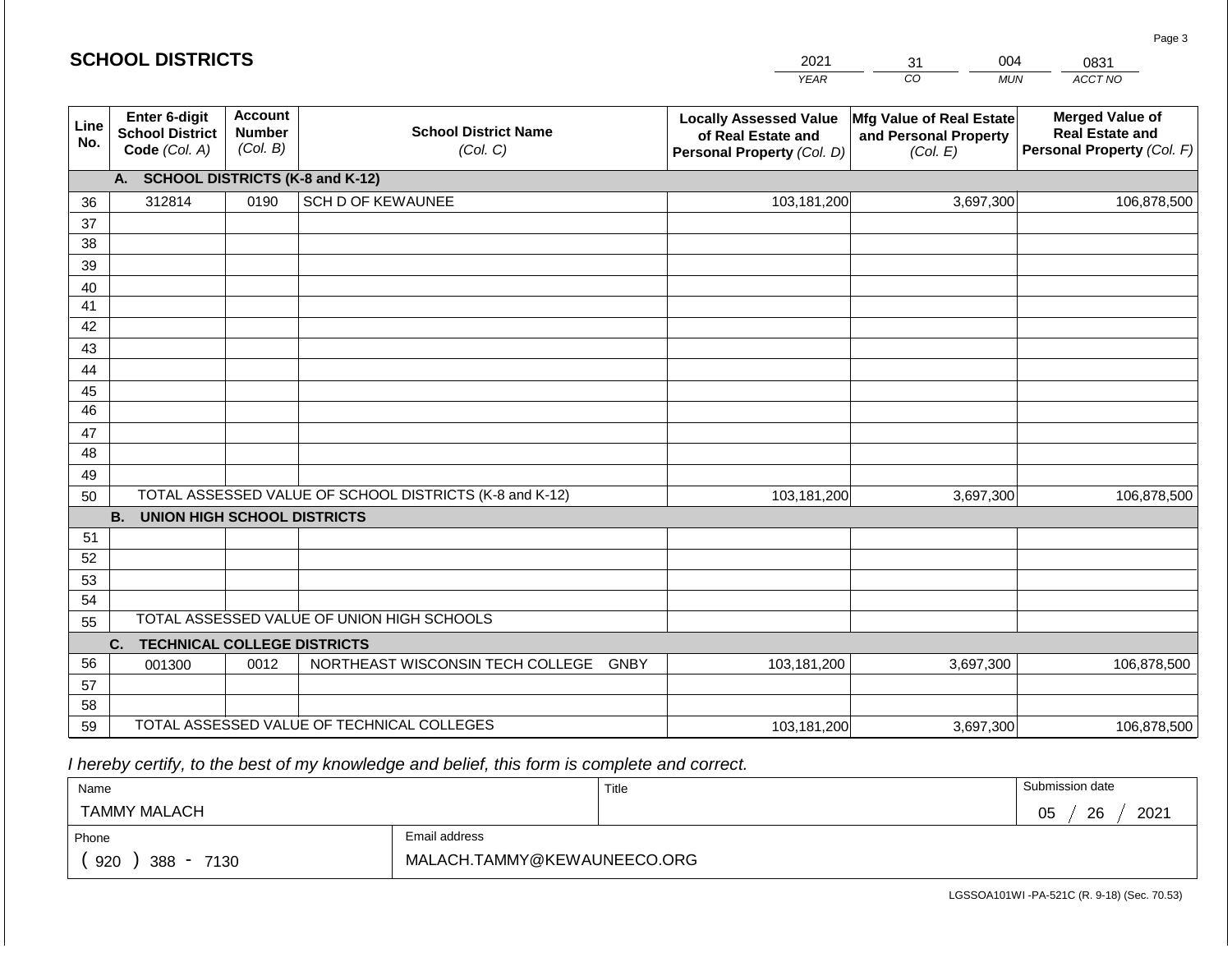## SCHOOL DISTRICTS

| 2021 | 31 | 004 | 0831 |
|---|---|---|---|
| *YEAR* | *CO* | *MUN* | *ACCT NO* |

| Line No. | Enter 6-digit School District Code *(Col. A)* | Account Number *(Col. B)* | School District Name *(Col. C)* | Locally Assessed Value of Real Estate and Personal Property *(Col. D)* | Mfg Value of Real Estate and Personal Property *(Col. E)* | Merged Value of Real Estate and Personal Property *(Col. F)* |
|---|---|---|---|---|---|---|
| | **A. SCHOOL DISTRICTS (K-8 and K-12)** | | | | | |
| 36 | 312814 | 0190 | SCH D OF KEWAUNEE | 103,181,200 | 3,697,300 | 106,878,500 |
| 37 | | | | | | |
| 38 | | | | | | |
| 39 | | | | | | |
| 40 | | | | | | |
| 41 | | | | | | |
| 42 | | | | | | |
| 43 | | | | | | |
| 44 | | | | | | |
| 45 | | | | | | |
| 46 | | | | | | |
| 47 | | | | | | |
| 48 | | | | | | |
| 49 | | | | | | |
| 50 | TOTAL ASSESSED VALUE OF SCHOOL DISTRICTS (K-8 and K-12) | | | 103,181,200 | 3,697,300 | 106,878,500 |
| | **B. UNION HIGH SCHOOL DISTRICTS** | | | | | |
| 51 | | | | | | |
| 52 | | | | | | |
| 53 | | | | | | |
| 54 | | | | | | |
| 55 | TOTAL ASSESSED VALUE OF UNION HIGH SCHOOLS | | | | | |
| | **C. TECHNICAL COLLEGE DISTRICTS** | | | | | |
| 56 | 001300 | 0012 | NORTHEAST WISCONSIN TECH COLLEGE GNBY | 103,181,200 | 3,697,300 | 106,878,500 |
| 57 | | | | | | |
| 58 | | | | | | |
| 59 | TOTAL ASSESSED VALUE OF TECHNICAL COLLEGES | | | 103,181,200 | 3,697,300 | 106,878,500 |

*I hereby certify, to the best of my knowledge and belief, this form is complete and correct.*

| Name | Title | Submission date |
|---|---|---|
| TAMMY MALACH | | 05 / 26 / 2021 |
| **Phone** | **Email address** | |
| ( 920 ) 388 - 7130 | MALACH.TAMMY@KEWAUNEECO.ORG | |

LGSSOA101WI -PA-521C (R. 9-18) (Sec. 70.53)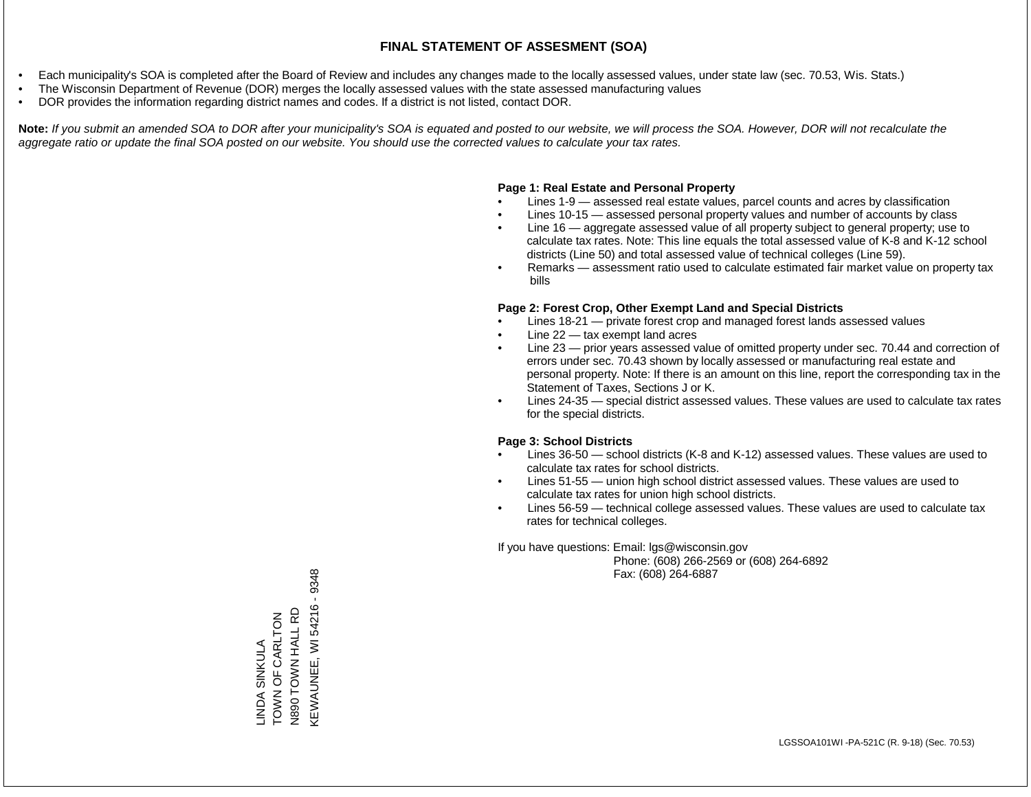# FINAL STATEMENT OF ASSESMENT (SOA)

- Each municipality's SOA is completed after the Board of Review and includes any changes made to the locally assessed values, under state law (sec. 70.53, Wis. Stats.)
- The Wisconsin Department of Revenue (DOR) merges the locally assessed values with the state assessed manufacturing values
- DOR provides the information regarding district names and codes. If a district is not listed, contact DOR.

**Note:** *If you submit an amended SOA to DOR after your municipality's SOA is equated and posted to our website, we will process the SOA. However, DOR will not recalculate the aggregate ratio or update the final SOA posted on our website. You should use the corrected values to calculate your tax rates.*

**Page 1: Real Estate and Personal Property**

- Lines 1-9 — assessed real estate values, parcel counts and acres by classification
- Lines 10-15 — assessed personal property values and number of accounts by class
- Line 16 — aggregate assessed value of all property subject to general property; use to calculate tax rates. Note: This line equals the total assessed value of K-8 and K-12 school districts (Line 50) and total assessed value of technical colleges (Line 59).
- Remarks — assessment ratio used to calculate estimated fair market value on property tax bills

**Page 2: Forest Crop, Other Exempt Land and Special Districts**

- Lines 18-21 — private forest crop and managed forest lands assessed values
- Line 22 — tax exempt land acres
- Line 23 — prior years assessed value of omitted property under sec. 70.44 and correction of errors under sec. 70.43 shown by locally assessed or manufacturing real estate and personal property. Note: If there is an amount on this line, report the corresponding tax in the Statement of Taxes, Sections J or K.
- Lines 24-35 — special district assessed values. These values are used to calculate tax rates for the special districts.

**Page 3: School Districts**

- Lines 36-50 — school districts (K-8 and K-12) assessed values. These values are used to calculate tax rates for school districts.
- Lines 51-55 — union high school district assessed values. These values are used to calculate tax rates for union high school districts.
- Lines 56-59 — technical college assessed values. These values are used to calculate tax rates for technical colleges.

If you have questions: Email: lgs@wisconsin.gov
Phone: (608) 266-2569 or (608) 264-6892
Fax: (608) 264-6887

LINDA SINKULA
TOWN OF CARLTON
N890 TOWN HALL RD
KEWAUNEE, WI 54216 - 9348

LGSSOA101WI -PA-521C (R. 9-18) (Sec. 70.53)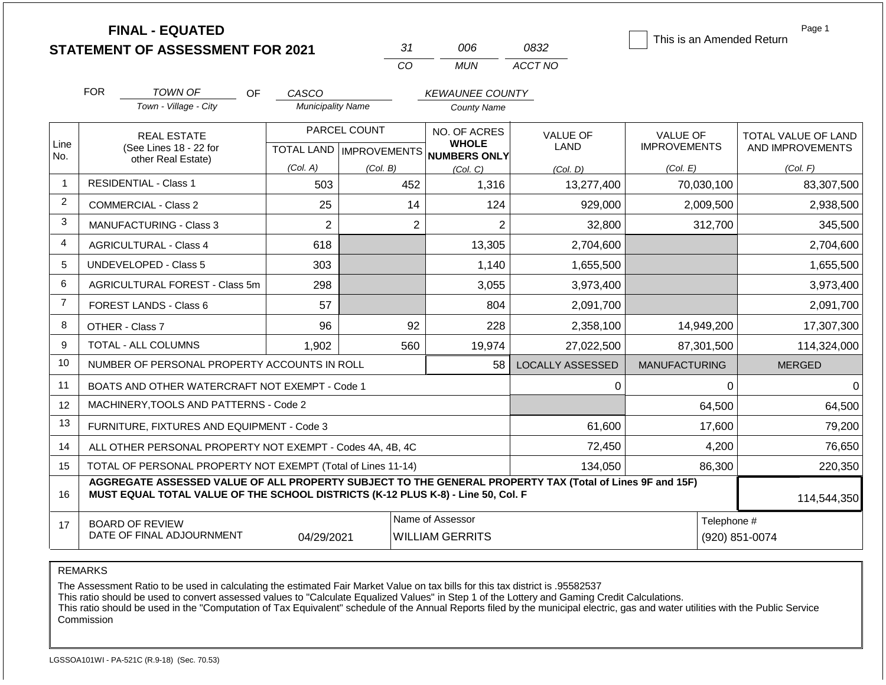**FINAL - EQUATED**
**STATEMENT OF ASSESSMENT FOR 2021**

| 31 | 006 | 0832 |
|---|---|---|
| CO | MUN | ACCT NO |

☐ This is an Amended Return

FOR *TOWN OF* (Town - Village - City) OF *CASCO* (Municipality Name) *KEWAUNEE COUNTY* (County Name)

| Line No. | REAL ESTATE (See Lines 18 - 22 for other Real Estate) | PARCEL COUNT TOTAL LAND (Col. A) | PARCEL COUNT IMPROVEMENTS (Col. B) | NO. OF ACRES WHOLE NUMBERS ONLY (Col. C) | VALUE OF LAND (Col. D) | VALUE OF IMPROVEMENTS (Col. E) | TOTAL VALUE OF LAND AND IMPROVEMENTS (Col. F) |
|---|---|---|---|---|---|---|---|
| 1 | RESIDENTIAL - Class 1 | 503 | 452 | 1,316 | 13,277,400 | 70,030,100 | 83,307,500 |
| 2 | COMMERCIAL - Class 2 | 25 | 14 | 124 | 929,000 | 2,009,500 | 2,938,500 |
| 3 | MANUFACTURING - Class 3 | 2 | 2 | 2 | 32,800 | 312,700 | 345,500 |
| 4 | AGRICULTURAL - Class 4 | 618 | | 13,305 | 2,704,600 | | 2,704,600 |
| 5 | UNDEVELOPED - Class 5 | 303 | | 1,140 | 1,655,500 | | 1,655,500 |
| 6 | AGRICULTURAL FOREST - Class 5m | 298 | | 3,055 | 3,973,400 | | 3,973,400 |
| 7 | FOREST LANDS - Class 6 | 57 | | 804 | 2,091,700 | | 2,091,700 |
| 8 | OTHER - Class 7 | 96 | 92 | 228 | 2,358,100 | 14,949,200 | 17,307,300 |
| 9 | TOTAL - ALL COLUMNS | 1,902 | 560 | 19,974 | 27,022,500 | 87,301,500 | 114,324,000 |
| 10 | NUMBER OF PERSONAL PROPERTY ACCOUNTS IN ROLL | | | 58 | LOCALLY ASSESSED | MANUFACTURING | MERGED |
| 11 | BOATS AND OTHER WATERCRAFT NOT EXEMPT - Code 1 | | | | 0 | 0 | 0 |
| 12 | MACHINERY,TOOLS AND PATTERNS - Code 2 | | | | | 64,500 | 64,500 |
| 13 | FURNITURE, FIXTURES AND EQUIPMENT - Code 3 | | | | 61,600 | 17,600 | 79,200 |
| 14 | ALL OTHER PERSONAL PROPERTY NOT EXEMPT - Codes 4A, 4B, 4C | | | | 72,450 | 4,200 | 76,650 |
| 15 | TOTAL OF PERSONAL PROPERTY NOT EXEMPT (Total of Lines 11-14) | | | | 134,050 | 86,300 | 220,350 |
| 16 | **AGGREGATE ASSESSED VALUE OF ALL PROPERTY SUBJECT TO THE GENERAL PROPERTY TAX (Total of Lines 9F and 15F) MUST EQUAL TOTAL VALUE OF THE SCHOOL DISTRICTS (K-12 PLUS K-8) - Line 50, Col. F** | | | | | | 114,544,350 |
| 17 | BOARD OF REVIEW DATE OF FINAL ADJOURNMENT | 04/29/2021 | | Name of Assessor: WILLIAM GERRITS | | | Telephone #: (920) 851-0074 |

REMARKS

The Assessment Ratio to be used in calculating the estimated Fair Market Value on tax bills for this tax district is .95582537
This ratio should be used to convert assessed values to "Calculate Equalized Values" in Step 1 of the Lottery and Gaming Credit Calculations.
This ratio should be used in the "Computation of Tax Equivalent" schedule of the Annual Reports filed by the municipal electric, gas and water utilities with the Public Service Commission

LGSSOA101WI - PA-521C (R.9-18) (Sec. 70.53)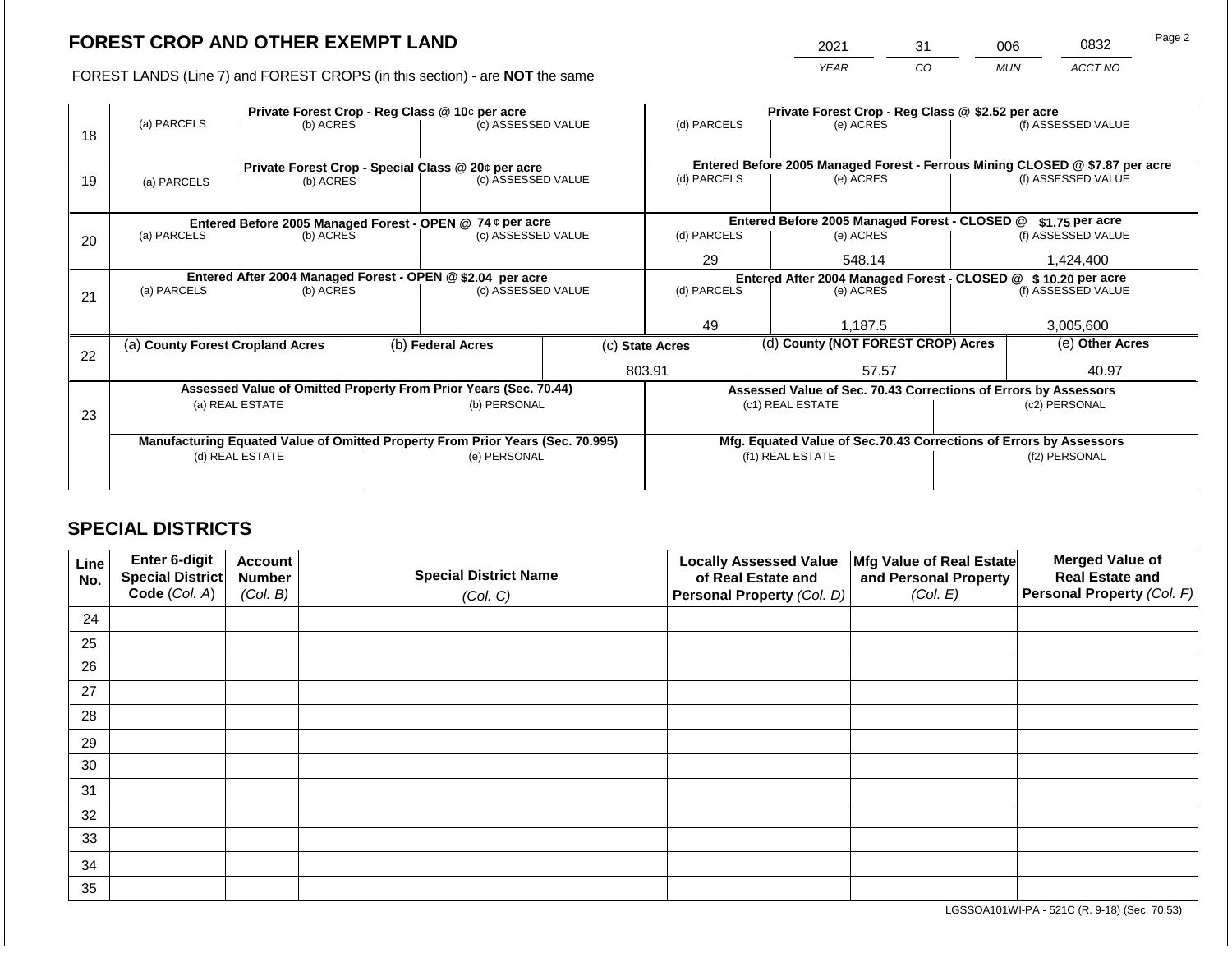## FOREST CROP AND OTHER EXEMPT LAND

FOREST LANDS (Line 7) and FOREST CROPS (in this section) - are **NOT** the same

| 2021 | 31 | 006 | 0832 |
|---|---|---|---|
| YEAR | CO | MUN | ACCT NO |

| Line | Private Forest Crop - Reg Class @ 10¢ per acre | | | Private Forest Crop - Reg Class @ $2.52 per acre | | |
|---|---|---|---|---|---|---|
| 18 | (a) PARCELS | (b) ACRES | (c) ASSESSED VALUE | (d) PARCELS | (e) ACRES | (f) ASSESSED VALUE |
| | | | | | | |
| | **Private Forest Crop - Special Class @ 20¢ per acre** | | | **Entered Before 2005 Managed Forest - Ferrous Mining CLOSED @ $7.87 per acre** | | |
| 19 | (a) PARCELS | (b) ACRES | (c) ASSESSED VALUE | (d) PARCELS | (e) ACRES | (f) ASSESSED VALUE |
| | | | | | | |
| | **Entered Before 2005 Managed Forest - OPEN @ 74 ¢ per acre** | | | **Entered Before 2005 Managed Forest - CLOSED @ $1.75 per acre** | | |
| 20 | (a) PARCELS | (b) ACRES | (c) ASSESSED VALUE | (d) PARCELS | (e) ACRES | (f) ASSESSED VALUE |
| | | | | 29 | 548.14 | 1,424,400 |
| | **Entered After 2004 Managed Forest - OPEN @ $2.04 per acre** | | | **Entered After 2004 Managed Forest - CLOSED @ $ 10.20 per acre** | | |
| 21 | (a) PARCELS | (b) ACRES | (c) ASSESSED VALUE | (d) PARCELS | (e) ACRES | (f) ASSESSED VALUE |
| | | | | 49 | 1,187.5 | 3,005,600 |

| Line | (a) County Forest Cropland Acres | (b) Federal Acres | (c) State Acres | (d) County (NOT FOREST CROP) Acres | (e) Other Acres |
|---|---|---|---|---|---|
| 22 | | | 803.91 | 57.57 | 40.97 |

| Line | Assessed Value of Omitted Property From Prior Years (Sec. 70.44) | | Assessed Value of Sec. 70.43 Corrections of Errors by Assessors | |
|---|---|---|---|---|
| 23 | (a) REAL ESTATE | (b) PERSONAL | (c1) REAL ESTATE | (c2) PERSONAL |
| | | | | |
| | **Manufacturing Equated Value of Omitted Property From Prior Years (Sec. 70.995)** | | **Mfg. Equated Value of Sec.70.43 Corrections of Errors by Assessors** | |
| | (d) REAL ESTATE | (e) PERSONAL | (f1) REAL ESTATE | (f2) PERSONAL |
| | | | | |

## SPECIAL DISTRICTS

| Line No. | Enter 6-digit Special District Code (Col. A) | Account Number (Col. B) | Special District Name (Col. C) | Locally Assessed Value of Real Estate and Personal Property (Col. D) | Mfg Value of Real Estate and Personal Property (Col. E) | Merged Value of Real Estate and Personal Property (Col. F) |
|---|---|---|---|---|---|---|
| 24 | | | | | | |
| 25 | | | | | | |
| 26 | | | | | | |
| 27 | | | | | | |
| 28 | | | | | | |
| 29 | | | | | | |
| 30 | | | | | | |
| 31 | | | | | | |
| 32 | | | | | | |
| 33 | | | | | | |
| 34 | | | | | | |
| 35 | | | | | | |

LGSSOA101WI-PA - 521C (R. 9-18) (Sec. 70.53)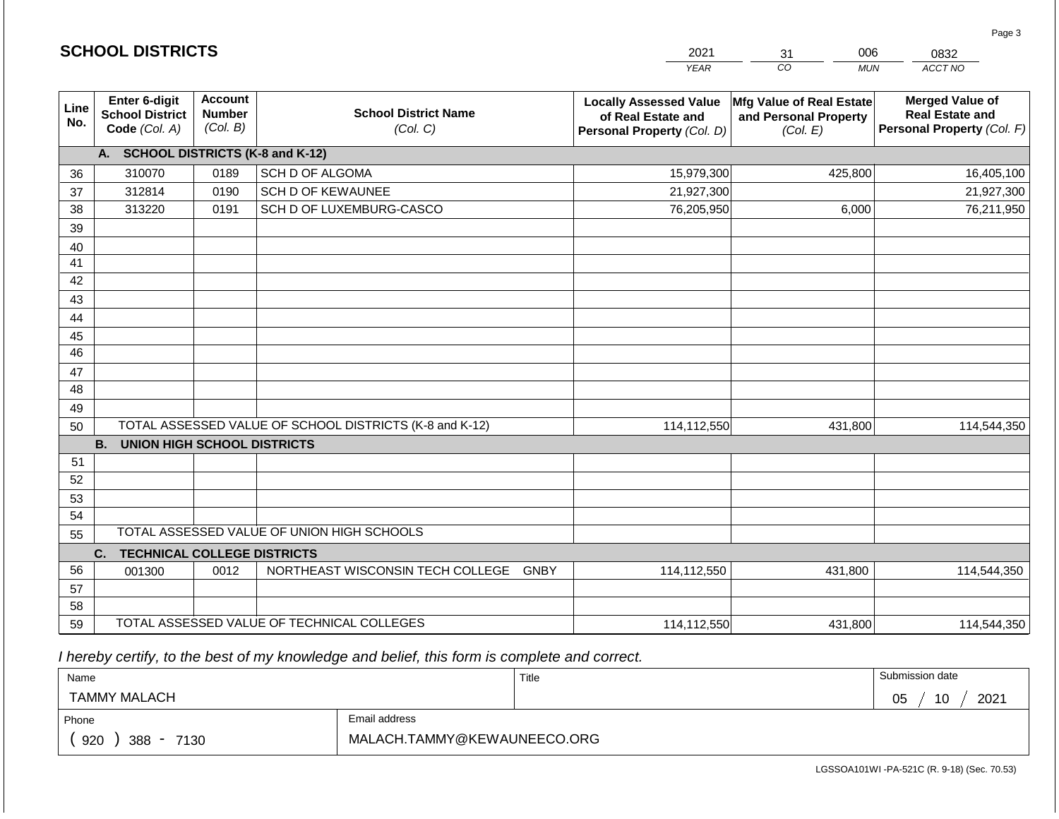## SCHOOL DISTRICTS

| 2021 | 31 | 006 | 0832 |
|---|---|---|---|
| YEAR | CO | MUN | ACCT NO |

| Line No. | Enter 6-digit School District Code (Col. A) | Account Number (Col. B) | School District Name (Col. C) | Locally Assessed Value of Real Estate and Personal Property (Col. D) | Mfg Value of Real Estate and Personal Property (Col. E) | Merged Value of Real Estate and Personal Property (Col. F) |
|---|---|---|---|---|---|---|
| | **A. SCHOOL DISTRICTS (K-8 and K-12)** | | | | | |
| 36 | 310070 | 0189 | SCH D OF ALGOMA | 15,979,300 | 425,800 | 16,405,100 |
| 37 | 312814 | 0190 | SCH D OF KEWAUNEE | 21,927,300 | | 21,927,300 |
| 38 | 313220 | 0191 | SCH D OF LUXEMBURG-CASCO | 76,205,950 | 6,000 | 76,211,950 |
| 39 | | | | | | |
| 40 | | | | | | |
| 41 | | | | | | |
| 42 | | | | | | |
| 43 | | | | | | |
| 44 | | | | | | |
| 45 | | | | | | |
| 46 | | | | | | |
| 47 | | | | | | |
| 48 | | | | | | |
| 49 | | | | | | |
| 50 | TOTAL ASSESSED VALUE OF SCHOOL DISTRICTS (K-8 and K-12) | | | 114,112,550 | 431,800 | 114,544,350 |
| | **B. UNION HIGH SCHOOL DISTRICTS** | | | | | |
| 51 | | | | | | |
| 52 | | | | | | |
| 53 | | | | | | |
| 54 | | | | | | |
| 55 | TOTAL ASSESSED VALUE OF UNION HIGH SCHOOLS | | | | | |
| | **C. TECHNICAL COLLEGE DISTRICTS** | | | | | |
| 56 | 001300 | 0012 | NORTHEAST WISCONSIN TECH COLLEGE GNBY | 114,112,550 | 431,800 | 114,544,350 |
| 57 | | | | | | |
| 58 | | | | | | |
| 59 | TOTAL ASSESSED VALUE OF TECHNICAL COLLEGES | | | 114,112,550 | 431,800 | 114,544,350 |

*I hereby certify, to the best of my knowledge and belief, this form is complete and correct.*

| Name | Title | Submission date |
|---|---|---|
| TAMMY MALACH | | 05 / 10 / 2021 |
| Phone | Email address | |
| ( 920 ) 388 - 7130 | MALACH.TAMMY@KEWAUNEECO.ORG | |

LGSSOA101WI -PA-521C (R. 9-18) (Sec. 70.53)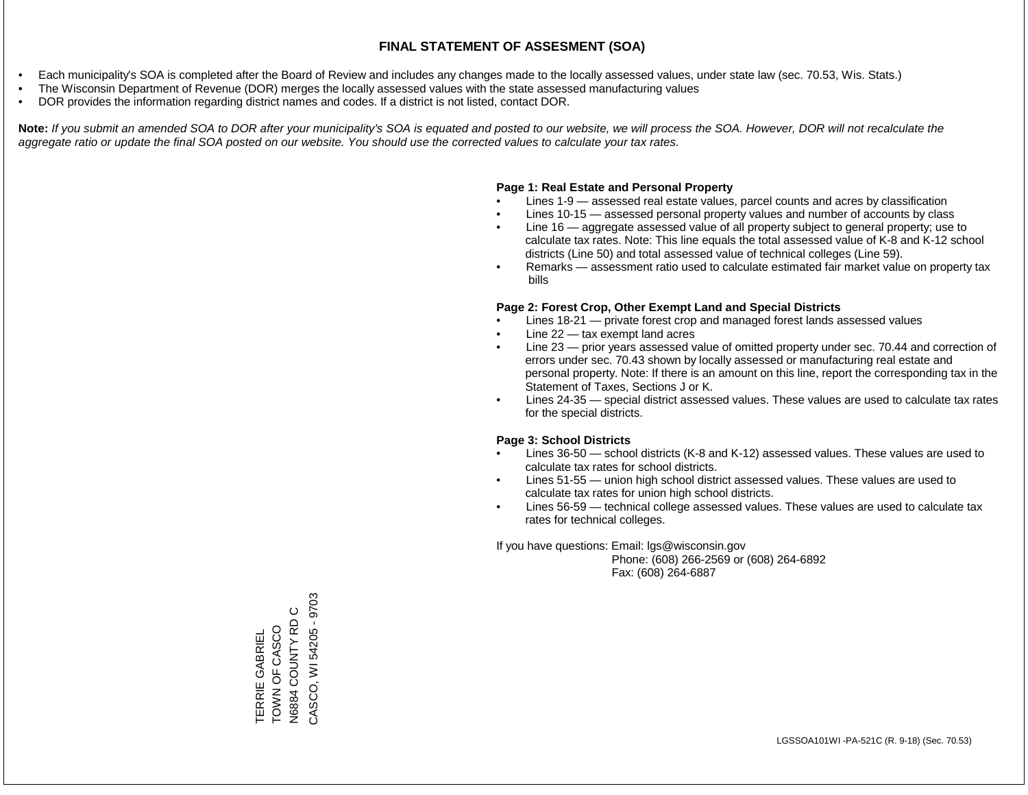# FINAL STATEMENT OF ASSESMENT (SOA)

- Each municipality's SOA is completed after the Board of Review and includes any changes made to the locally assessed values, under state law (sec. 70.53, Wis. Stats.)
- The Wisconsin Department of Revenue (DOR) merges the locally assessed values with the state assessed manufacturing values
- DOR provides the information regarding district names and codes. If a district is not listed, contact DOR.

**Note:** *If you submit an amended SOA to DOR after your municipality's SOA is equated and posted to our website, we will process the SOA. However, DOR will not recalculate the aggregate ratio or update the final SOA posted on our website. You should use the corrected values to calculate your tax rates.*

**Page 1: Real Estate and Personal Property**

- Lines 1-9 — assessed real estate values, parcel counts and acres by classification
- Lines 10-15 — assessed personal property values and number of accounts by class
- Line 16 — aggregate assessed value of all property subject to general property; use to calculate tax rates. Note: This line equals the total assessed value of K-8 and K-12 school districts (Line 50) and total assessed value of technical colleges (Line 59).
- Remarks — assessment ratio used to calculate estimated fair market value on property tax bills

**Page 2: Forest Crop, Other Exempt Land and Special Districts**

- Lines 18-21 — private forest crop and managed forest lands assessed values
- Line 22 — tax exempt land acres
- Line 23 — prior years assessed value of omitted property under sec. 70.44 and correction of errors under sec. 70.43 shown by locally assessed or manufacturing real estate and personal property. Note: If there is an amount on this line, report the corresponding tax in the Statement of Taxes, Sections J or K.
- Lines 24-35 — special district assessed values. These values are used to calculate tax rates for the special districts.

**Page 3: School Districts**

- Lines 36-50 — school districts (K-8 and K-12) assessed values. These values are used to calculate tax rates for school districts.
- Lines 51-55 — union high school district assessed values. These values are used to calculate tax rates for union high school districts.
- Lines 56-59 — technical college assessed values. These values are used to calculate tax rates for technical colleges.

If you have questions: Email: lgs@wisconsin.gov
Phone: (608) 266-2569 or (608) 264-6892
Fax: (608) 264-6887

TERRIE GABRIEL
TOWN OF CASCO
N6884 COUNTY RD C
CASCO, WI 54205 - 9703

LGSSOA101WI -PA-521C (R. 9-18) (Sec. 70.53)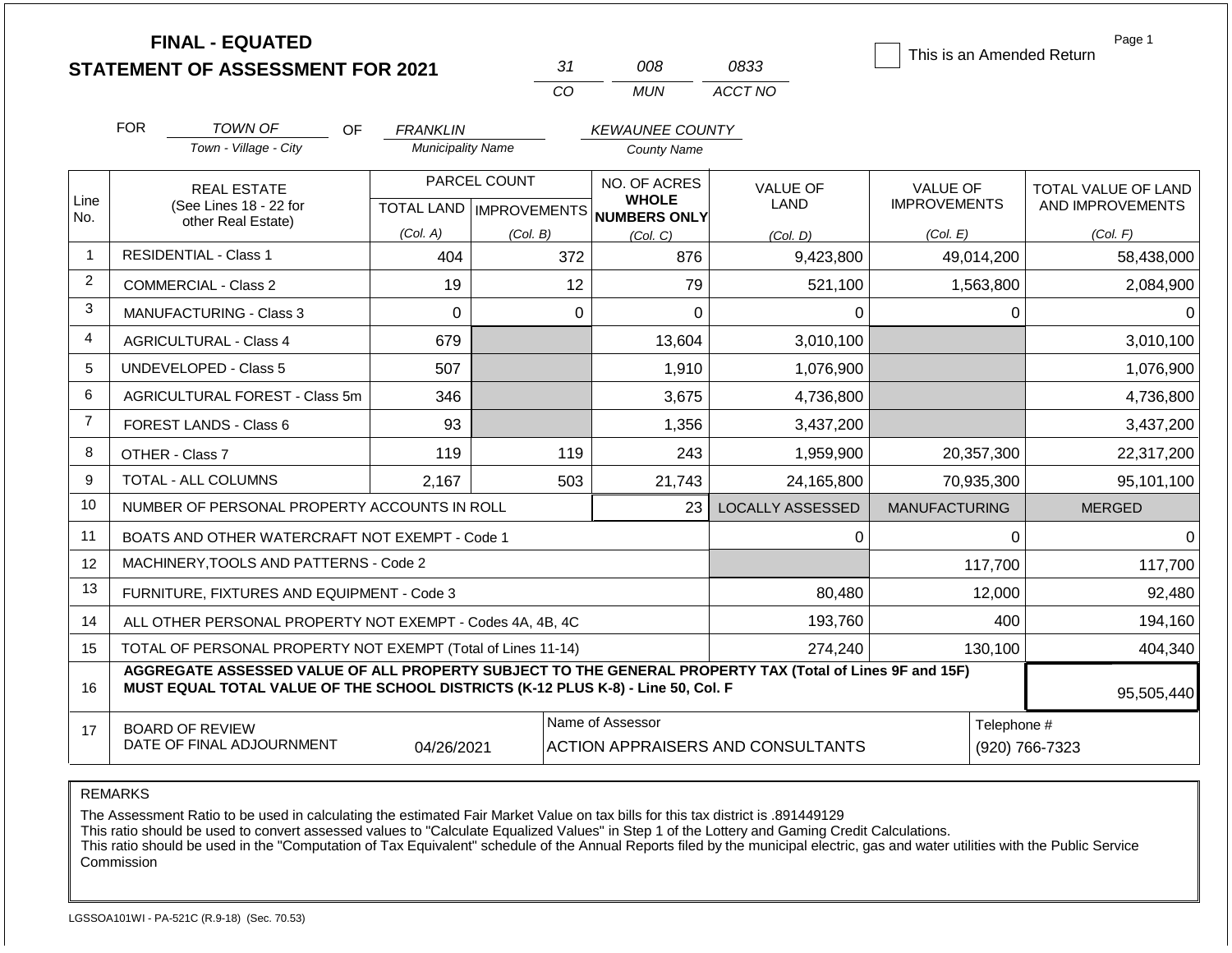# FINAL - EQUATED
## STATEMENT OF ASSESSMENT FOR 2021

| 31 | 008 | 0833 |
|---|---|---|
| CO | MUN | ACCT NO |

☐ This is an Amended Return

Page 1

FOR *TOWN OF* (Town - Village - City) OF *FRANKLIN* (Municipality Name) *KEWAUNEE COUNTY* (County Name)

| Line No. | REAL ESTATE (See Lines 18 - 22 for other Real Estate) | PARCEL COUNT TOTAL LAND (Col. A) | PARCEL COUNT IMPROVEMENTS (Col. B) | NO. OF ACRES WHOLE NUMBERS ONLY (Col. C) | VALUE OF LAND (Col. D) | VALUE OF IMPROVEMENTS (Col. E) | TOTAL VALUE OF LAND AND IMPROVEMENTS (Col. F) |
|---|---|---|---|---|---|---|---|
| 1 | RESIDENTIAL - Class 1 | 404 | 372 | 876 | 9,423,800 | 49,014,200 | 58,438,000 |
| 2 | COMMERCIAL - Class 2 | 19 | 12 | 79 | 521,100 | 1,563,800 | 2,084,900 |
| 3 | MANUFACTURING - Class 3 | 0 | 0 | 0 | 0 | 0 | 0 |
| 4 | AGRICULTURAL - Class 4 | 679 | | 13,604 | 3,010,100 | | 3,010,100 |
| 5 | UNDEVELOPED - Class 5 | 507 | | 1,910 | 1,076,900 | | 1,076,900 |
| 6 | AGRICULTURAL FOREST - Class 5m | 346 | | 3,675 | 4,736,800 | | 4,736,800 |
| 7 | FOREST LANDS - Class 6 | 93 | | 1,356 | 3,437,200 | | 3,437,200 |
| 8 | OTHER - Class 7 | 119 | 119 | 243 | 1,959,900 | 20,357,300 | 22,317,200 |
| 9 | TOTAL - ALL COLUMNS | 2,167 | 503 | 21,743 | 24,165,800 | 70,935,300 | 95,101,100 |
| 10 | NUMBER OF PERSONAL PROPERTY ACCOUNTS IN ROLL | | | 23 | LOCALLY ASSESSED | MANUFACTURING | MERGED |
| 11 | BOATS AND OTHER WATERCRAFT NOT EXEMPT - Code 1 | | | | 0 | 0 | 0 |
| 12 | MACHINERY,TOOLS AND PATTERNS - Code 2 | | | | | 117,700 | 117,700 |
| 13 | FURNITURE, FIXTURES AND EQUIPMENT - Code 3 | | | | 80,480 | 12,000 | 92,480 |
| 14 | ALL OTHER PERSONAL PROPERTY NOT EXEMPT - Codes 4A, 4B, 4C | | | | 193,760 | 400 | 194,160 |
| 15 | TOTAL OF PERSONAL PROPERTY NOT EXEMPT (Total of Lines 11-14) | | | | 274,240 | 130,100 | 404,340 |
| 16 | **AGGREGATE ASSESSED VALUE OF ALL PROPERTY SUBJECT TO THE GENERAL PROPERTY TAX (Total of Lines 9F and 15F) MUST EQUAL TOTAL VALUE OF THE SCHOOL DISTRICTS (K-12 PLUS K-8) - Line 50, Col. F** | | | | | | 95,505,440 |
| 17 | BOARD OF REVIEW DATE OF FINAL ADJOURNMENT | 04/26/2021 | | Name of Assessor: ACTION APPRAISERS AND CONSULTANTS | | | Telephone #: (920) 766-7323 |

REMARKS

The Assessment Ratio to be used in calculating the estimated Fair Market Value on tax bills for this tax district is .891449129
This ratio should be used to convert assessed values to "Calculate Equalized Values" in Step 1 of the Lottery and Gaming Credit Calculations.
This ratio should be used in the "Computation of Tax Equivalent" schedule of the Annual Reports filed by the municipal electric, gas and water utilities with the Public Service Commission

LGSSOA101WI - PA-521C (R.9-18) (Sec. 70.53)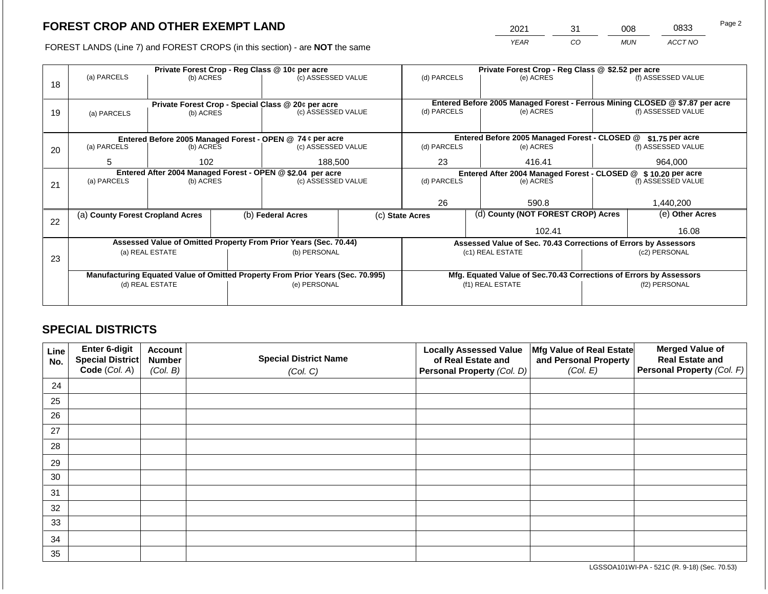## FOREST CROP AND OTHER EXEMPT LAND

FOREST LANDS (Line 7) and FOREST CROPS (in this section) - are **NOT** the same

| YEAR | CO | MUN | ACCT NO |
|---|---|---|---|
| 2021 | 31 | 008 | 0833 |

| Line | Private Forest Crop - Reg Class @ 10¢ per acre | | | Private Forest Crop - Reg Class @ $2.52 per acre | | |
|---|---|---|---|---|---|---|
| | (a) PARCELS | (b) ACRES | (c) ASSESSED VALUE | (d) PARCELS | (e) ACRES | (f) ASSESSED VALUE |
| 18 | | | | | | |
| | **Private Forest Crop - Special Class @ 20¢ per acre** | | | **Entered Before 2005 Managed Forest - Ferrous Mining CLOSED @ $7.87 per acre** | | |
| | (a) PARCELS | (b) ACRES | (c) ASSESSED VALUE | (d) PARCELS | (e) ACRES | (f) ASSESSED VALUE |
| 19 | | | | | | |
| | **Entered Before 2005 Managed Forest - OPEN @ 74 ¢ per acre** | | | **Entered Before 2005 Managed Forest - CLOSED @ $1.75 per acre** | | |
| | (a) PARCELS | (b) ACRES | (c) ASSESSED VALUE | (d) PARCELS | (e) ACRES | (f) ASSESSED VALUE |
| 20 | 5 | 102 | 188,500 | 23 | 416.41 | 964,000 |
| | **Entered After 2004 Managed Forest - OPEN @ $2.04 per acre** | | | **Entered After 2004 Managed Forest - CLOSED @ $ 10.20 per acre** | | |
| | (a) PARCELS | (b) ACRES | (c) ASSESSED VALUE | (d) PARCELS | (e) ACRES | (f) ASSESSED VALUE |
| 21 | | | | 26 | 590.8 | 1,440,200 |

| Line | (a) County Forest Cropland Acres | (b) Federal Acres | (c) State Acres | (d) County (NOT FOREST CROP) Acres | (e) Other Acres |
|---|---|---|---|---|---|
| 22 | | | | 102.41 | 16.08 |

| Line | Assessed Value of Omitted Property From Prior Years (Sec. 70.44) | | Assessed Value of Sec. 70.43 Corrections of Errors by Assessors | |
|---|---|---|---|---|
| | (a) REAL ESTATE | (b) PERSONAL | (c1) REAL ESTATE | (c2) PERSONAL |
| 23 | | | | |
| | **Manufacturing Equated Value of Omitted Property From Prior Years (Sec. 70.995)** | | **Mfg. Equated Value of Sec.70.43 Corrections of Errors by Assessors** | |
| | (d) REAL ESTATE | (e) PERSONAL | (f1) REAL ESTATE | (f2) PERSONAL |
| | | | | |

## SPECIAL DISTRICTS

| Line No. | Enter 6-digit Special District Code (Col. A) | Account Number (Col. B) | Special District Name (Col. C) | Locally Assessed Value of Real Estate and Personal Property (Col. D) | Mfg Value of Real Estate and Personal Property (Col. E) | Merged Value of Real Estate and Personal Property (Col. F) |
|---|---|---|---|---|---|---|
| 24 | | | | | | |
| 25 | | | | | | |
| 26 | | | | | | |
| 27 | | | | | | |
| 28 | | | | | | |
| 29 | | | | | | |
| 30 | | | | | | |
| 31 | | | | | | |
| 32 | | | | | | |
| 33 | | | | | | |
| 34 | | | | | | |
| 35 | | | | | | |

LGSSOA101WI-PA - 521C (R. 9-18) (Sec. 70.53)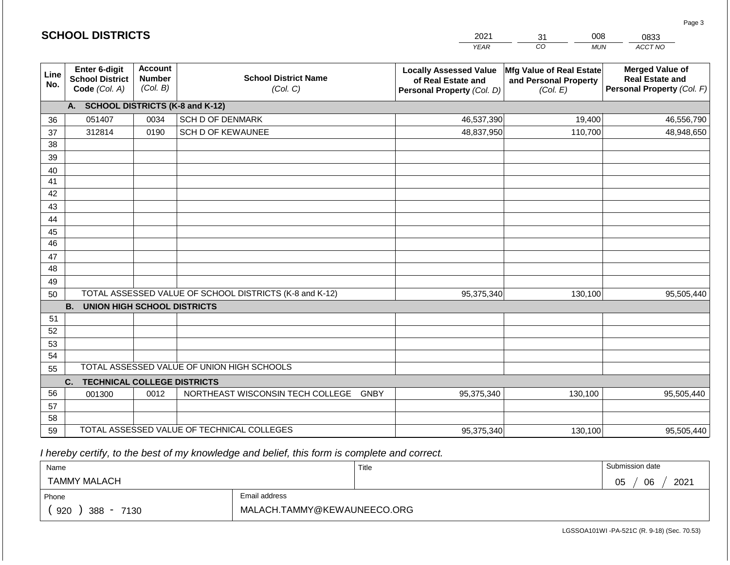## SCHOOL DISTRICTS

| 2021 | 31 | 008 | 0833 |
|---|---|---|---|
| *YEAR* | *CO* | *MUN* | *ACCT NO* |

| Line No. | Enter 6-digit School District Code *(Col. A)* | Account Number *(Col. B)* | School District Name *(Col. C)* | Locally Assessed Value of Real Estate and Personal Property *(Col. D)* | Mfg Value of Real Estate and Personal Property *(Col. E)* | Merged Value of Real Estate and Personal Property *(Col. F)* |
|---|---|---|---|---|---|---|
| | **A. SCHOOL DISTRICTS (K-8 and K-12)** | | | | | |
| 36 | 051407 | 0034 | SCH D OF DENMARK | 46,537,390 | 19,400 | 46,556,790 |
| 37 | 312814 | 0190 | SCH D OF KEWAUNEE | 48,837,950 | 110,700 | 48,948,650 |
| 38 | | | | | | |
| 39 | | | | | | |
| 40 | | | | | | |
| 41 | | | | | | |
| 42 | | | | | | |
| 43 | | | | | | |
| 44 | | | | | | |
| 45 | | | | | | |
| 46 | | | | | | |
| 47 | | | | | | |
| 48 | | | | | | |
| 49 | | | | | | |
| 50 | TOTAL ASSESSED VALUE OF SCHOOL DISTRICTS (K-8 and K-12) | | | 95,375,340 | 130,100 | 95,505,440 |
| | **B. UNION HIGH SCHOOL DISTRICTS** | | | | | |
| 51 | | | | | | |
| 52 | | | | | | |
| 53 | | | | | | |
| 54 | | | | | | |
| 55 | TOTAL ASSESSED VALUE OF UNION HIGH SCHOOLS | | | | | |
| | **C. TECHNICAL COLLEGE DISTRICTS** | | | | | |
| 56 | 001300 | 0012 | NORTHEAST WISCONSIN TECH COLLEGE GNBY | 95,375,340 | 130,100 | 95,505,440 |
| 57 | | | | | | |
| 58 | | | | | | |
| 59 | TOTAL ASSESSED VALUE OF TECHNICAL COLLEGES | | | 95,375,340 | 130,100 | 95,505,440 |

*I hereby certify, to the best of my knowledge and belief, this form is complete and correct.*

| Name | Title | Submission date |
|---|---|---|
| TAMMY MALACH | | 05 / 06 / 2021 |
| **Phone** | **Email address** | |
| ( 920 ) 388 - 7130 | MALACH.TAMMY@KEWAUNEECO.ORG | |

LGSSOA101WI -PA-521C (R. 9-18) (Sec. 70.53)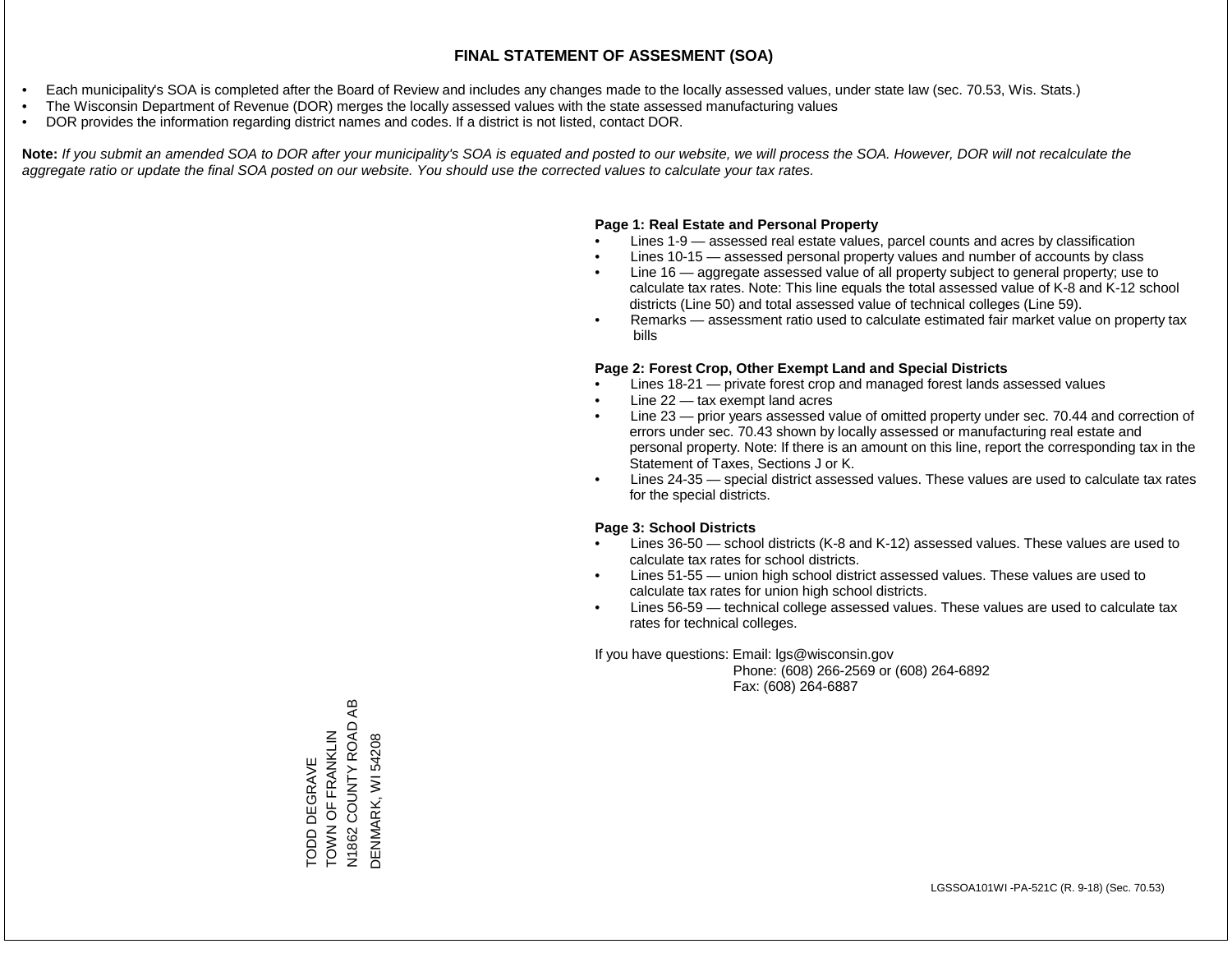# FINAL STATEMENT OF ASSESMENT (SOA)

- Each municipality's SOA is completed after the Board of Review and includes any changes made to the locally assessed values, under state law (sec. 70.53, Wis. Stats.)
- The Wisconsin Department of Revenue (DOR) merges the locally assessed values with the state assessed manufacturing values
- DOR provides the information regarding district names and codes. If a district is not listed, contact DOR.

**Note:** *If you submit an amended SOA to DOR after your municipality's SOA is equated and posted to our website, we will process the SOA. However, DOR will not recalculate the aggregate ratio or update the final SOA posted on our website. You should use the corrected values to calculate your tax rates.*

**Page 1: Real Estate and Personal Property**

- Lines 1-9 — assessed real estate values, parcel counts and acres by classification
- Lines 10-15 — assessed personal property values and number of accounts by class
- Line 16 — aggregate assessed value of all property subject to general property; use to calculate tax rates. Note: This line equals the total assessed value of K-8 and K-12 school districts (Line 50) and total assessed value of technical colleges (Line 59).
- Remarks — assessment ratio used to calculate estimated fair market value on property tax bills

**Page 2: Forest Crop, Other Exempt Land and Special Districts**

- Lines 18-21 — private forest crop and managed forest lands assessed values
- Line 22 — tax exempt land acres
- Line 23 — prior years assessed value of omitted property under sec. 70.44 and correction of errors under sec. 70.43 shown by locally assessed or manufacturing real estate and personal property. Note: If there is an amount on this line, report the corresponding tax in the Statement of Taxes, Sections J or K.
- Lines 24-35 — special district assessed values. These values are used to calculate tax rates for the special districts.

**Page 3: School Districts**

- Lines 36-50 — school districts (K-8 and K-12) assessed values. These values are used to calculate tax rates for school districts.
- Lines 51-55 — union high school district assessed values. These values are used to calculate tax rates for union high school districts.
- Lines 56-59 — technical college assessed values. These values are used to calculate tax rates for technical colleges.

If you have questions: Email: lgs@wisconsin.gov
Phone: (608) 266-2569 or (608) 264-6892
Fax: (608) 264-6887

TODD DEGRAVE
TOWN OF FRANKLIN
N1862 COUNTY ROAD AB
DENMARK, WI 54208

LGSSOA101WI -PA-521C (R. 9-18) (Sec. 70.53)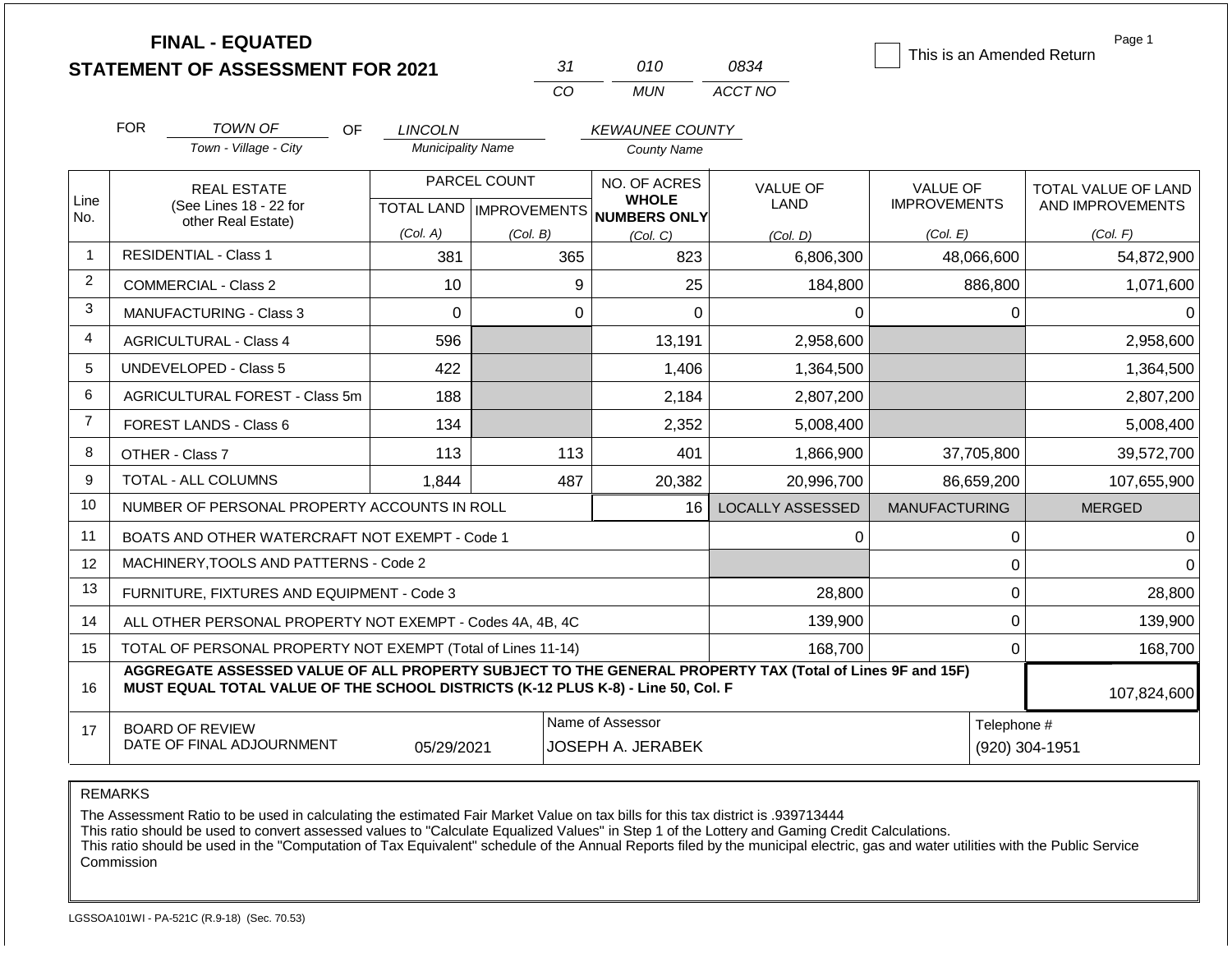# FINAL - EQUATED
# STATEMENT OF ASSESSMENT FOR 2021

| 31 | 010 | 0834 |
|---|---|---|
| CO | MUN | ACCT NO |

This is an Amended Return

FOR *TOWN OF* (Town - Village - City) OF *LINCOLN* (Municipality Name) *KEWAUNEE COUNTY* (County Name)

| Line No. | REAL ESTATE (See Lines 18 - 22 for other Real Estate) | PARCEL COUNT TOTAL LAND (Col. A) | PARCEL COUNT IMPROVEMENTS (Col. B) | NO. OF ACRES WHOLE NUMBERS ONLY (Col. C) | VALUE OF LAND (Col. D) | VALUE OF IMPROVEMENTS (Col. E) | TOTAL VALUE OF LAND AND IMPROVEMENTS (Col. F) |
|---|---|---|---|---|---|---|---|
| 1 | RESIDENTIAL - Class 1 | 381 | 365 | 823 | 6,806,300 | 48,066,600 | 54,872,900 |
| 2 | COMMERCIAL - Class 2 | 10 | 9 | 25 | 184,800 | 886,800 | 1,071,600 |
| 3 | MANUFACTURING - Class 3 | 0 | 0 | 0 | 0 | 0 | 0 |
| 4 | AGRICULTURAL - Class 4 | 596 | | 13,191 | 2,958,600 | | 2,958,600 |
| 5 | UNDEVELOPED - Class 5 | 422 | | 1,406 | 1,364,500 | | 1,364,500 |
| 6 | AGRICULTURAL FOREST - Class 5m | 188 | | 2,184 | 2,807,200 | | 2,807,200 |
| 7 | FOREST LANDS - Class 6 | 134 | | 2,352 | 5,008,400 | | 5,008,400 |
| 8 | OTHER - Class 7 | 113 | 113 | 401 | 1,866,900 | 37,705,800 | 39,572,700 |
| 9 | TOTAL - ALL COLUMNS | 1,844 | 487 | 20,382 | 20,996,700 | 86,659,200 | 107,655,900 |
| 10 | NUMBER OF PERSONAL PROPERTY ACCOUNTS IN ROLL | | | 16 | LOCALLY ASSESSED | MANUFACTURING | MERGED |
| 11 | BOATS AND OTHER WATERCRAFT NOT EXEMPT - Code 1 | | | | 0 | 0 | 0 |
| 12 | MACHINERY,TOOLS AND PATTERNS - Code 2 | | | | | 0 | 0 |
| 13 | FURNITURE, FIXTURES AND EQUIPMENT - Code 3 | | | | 28,800 | 0 | 28,800 |
| 14 | ALL OTHER PERSONAL PROPERTY NOT EXEMPT - Codes 4A, 4B, 4C | | | | 139,900 | 0 | 139,900 |
| 15 | TOTAL OF PERSONAL PROPERTY NOT EXEMPT (Total of Lines 11-14) | | | | 168,700 | 0 | 168,700 |
| 16 | **AGGREGATE ASSESSED VALUE OF ALL PROPERTY SUBJECT TO THE GENERAL PROPERTY TAX (Total of Lines 9F and 15F) MUST EQUAL TOTAL VALUE OF THE SCHOOL DISTRICTS (K-12 PLUS K-8) - Line 50, Col. F** | | | | | | 107,824,600 |
| 17 | BOARD OF REVIEW DATE OF FINAL ADJOURNMENT | 05/29/2021 | | Name of Assessor: JOSEPH A. JERABEK | | Telephone #: (920) 304-1951 | |

REMARKS

The Assessment Ratio to be used in calculating the estimated Fair Market Value on tax bills for this tax district is .939713444
This ratio should be used to convert assessed values to "Calculate Equalized Values" in Step 1 of the Lottery and Gaming Credit Calculations.
This ratio should be used in the "Computation of Tax Equivalent" schedule of the Annual Reports filed by the municipal electric, gas and water utilities with the Public Service Commission

LGSSOA101WI - PA-521C (R.9-18) (Sec. 70.53)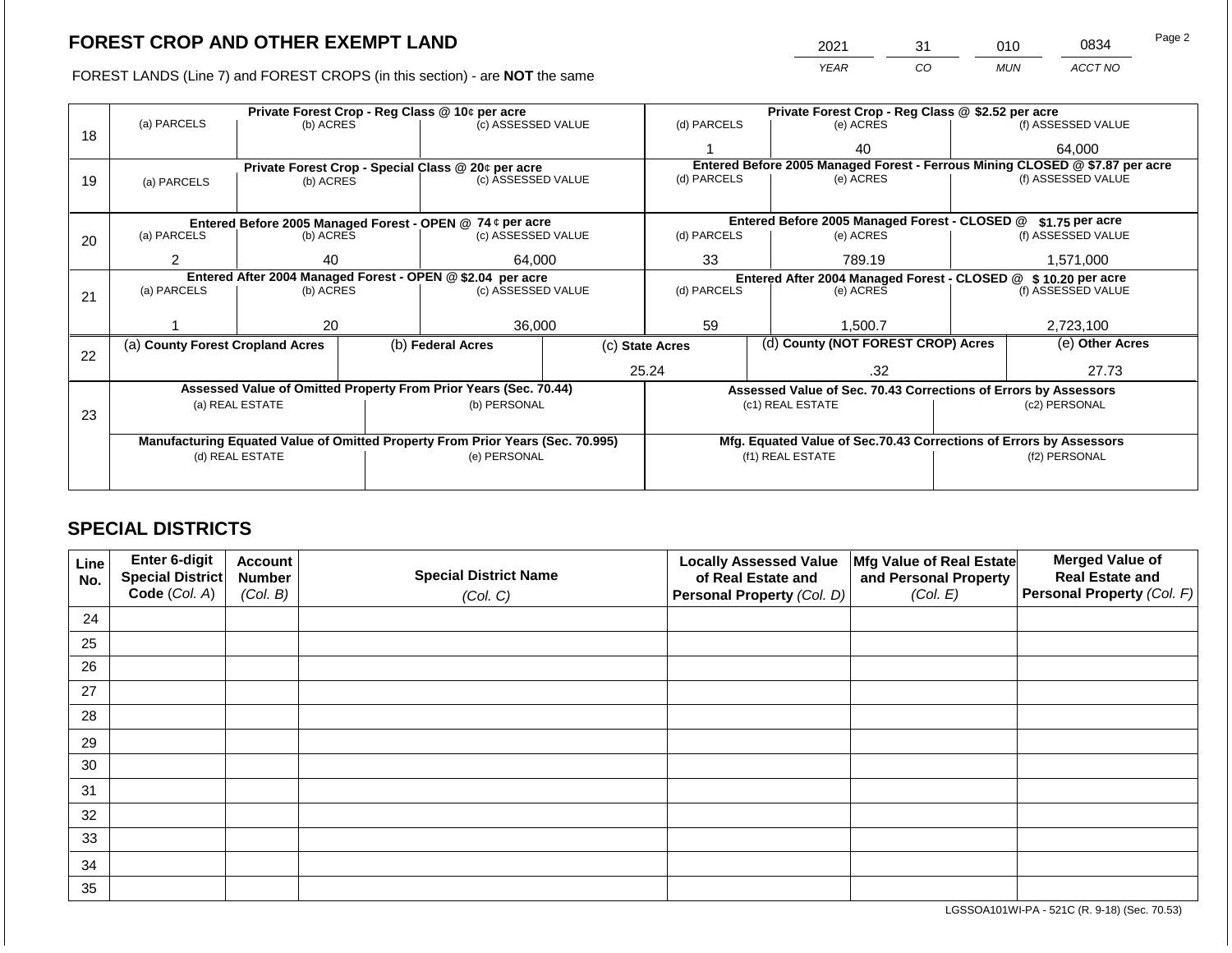## FOREST CROP AND OTHER EXEMPT LAND

FOREST LANDS (Line 7) and FOREST CROPS (in this section) - are **NOT** the same

| 2021 | 31 | 010 | 0834 |
|---|---|---|---|
| YEAR | CO | MUN | ACCT NO |

| Line | Private Forest Crop - Reg Class @ 10¢ per acre | | | Private Forest Crop - Reg Class @ $2.52 per acre | | |
|---|---|---|---|---|---|---|
| | (a) PARCELS | (b) ACRES | (c) ASSESSED VALUE | (d) PARCELS | (e) ACRES | (f) ASSESSED VALUE |
| 18 | | | | 1 | 40 | 64,000 |
| | **Private Forest Crop - Special Class @ 20¢ per acre** | | | **Entered Before 2005 Managed Forest - Ferrous Mining CLOSED @ $7.87 per acre** | | |
| | (a) PARCELS | (b) ACRES | (c) ASSESSED VALUE | (d) PARCELS | (e) ACRES | (f) ASSESSED VALUE |
| 19 | | | | | | |
| | **Entered Before 2005 Managed Forest - OPEN @ 74 ¢ per acre** | | | **Entered Before 2005 Managed Forest - CLOSED @ $1.75 per acre** | | |
| | (a) PARCELS | (b) ACRES | (c) ASSESSED VALUE | (d) PARCELS | (e) ACRES | (f) ASSESSED VALUE |
| 20 | 2 | 40 | 64,000 | 33 | 789.19 | 1,571,000 |
| | **Entered After 2004 Managed Forest - OPEN @ $2.04 per acre** | | | **Entered After 2004 Managed Forest - CLOSED @ $ 10.20 per acre** | | |
| | (a) PARCELS | (b) ACRES | (c) ASSESSED VALUE | (d) PARCELS | (e) ACRES | (f) ASSESSED VALUE |
| 21 | 1 | 20 | 36,000 | 59 | 1,500.7 | 2,723,100 |

| Line | (a) County Forest Cropland Acres | (b) Federal Acres | (c) State Acres | (d) County (NOT FOREST CROP) Acres | (e) Other Acres |
|---|---|---|---|---|---|
| 22 | | | 25.24 | .32 | 27.73 |

| Line | Assessed Value of Omitted Property From Prior Years (Sec. 70.44) | | Assessed Value of Sec. 70.43 Corrections of Errors by Assessors | |
|---|---|---|---|---|
| | (a) REAL ESTATE | (b) PERSONAL | (c1) REAL ESTATE | (c2) PERSONAL |
| 23 | | | | |
| | **Manufacturing Equated Value of Omitted Property From Prior Years (Sec. 70.995)** | | **Mfg. Equated Value of Sec.70.43 Corrections of Errors by Assessors** | |
| | (d) REAL ESTATE | (e) PERSONAL | (f1) REAL ESTATE | (f2) PERSONAL |
| | | | | |

## SPECIAL DISTRICTS

| Line No. | Enter 6-digit Special District Code (Col. A) | Account Number (Col. B) | Special District Name (Col. C) | Locally Assessed Value of Real Estate and Personal Property (Col. D) | Mfg Value of Real Estate and Personal Property (Col. E) | Merged Value of Real Estate and Personal Property (Col. F) |
|---|---|---|---|---|---|---|
| 24 | | | | | | |
| 25 | | | | | | |
| 26 | | | | | | |
| 27 | | | | | | |
| 28 | | | | | | |
| 29 | | | | | | |
| 30 | | | | | | |
| 31 | | | | | | |
| 32 | | | | | | |
| 33 | | | | | | |
| 34 | | | | | | |
| 35 | | | | | | |

LGSSOA101WI-PA - 521C (R. 9-18) (Sec. 70.53)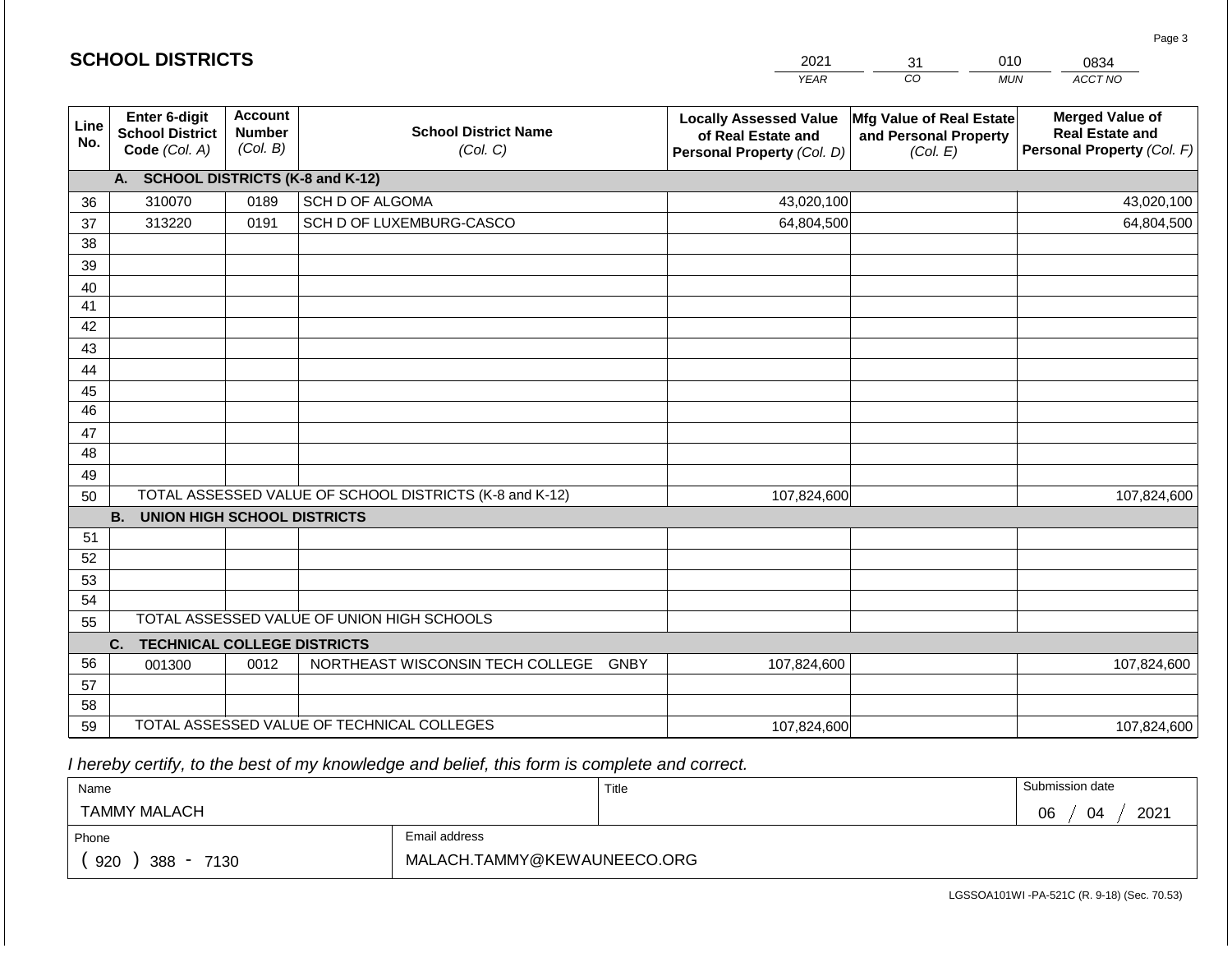# SCHOOL DISTRICTS

| YEAR | CO | MUN | ACCT NO |
|---|---|---|---|
| 2021 | 31 | 010 | 0834 |

| Line No. | Enter 6-digit School District Code (Col. A) | Account Number (Col. B) | School District Name (Col. C) | Locally Assessed Value of Real Estate and Personal Property (Col. D) | Mfg Value of Real Estate and Personal Property (Col. E) | Merged Value of Real Estate and Personal Property (Col. F) |
|---|---|---|---|---|---|---|
| | **A. SCHOOL DISTRICTS (K-8 and K-12)** | | | | | |
| 36 | 310070 | 0189 | SCH D OF ALGOMA | 43,020,100 | | 43,020,100 |
| 37 | 313220 | 0191 | SCH D OF LUXEMBURG-CASCO | 64,804,500 | | 64,804,500 |
| 38 | | | | | | |
| 39 | | | | | | |
| 40 | | | | | | |
| 41 | | | | | | |
| 42 | | | | | | |
| 43 | | | | | | |
| 44 | | | | | | |
| 45 | | | | | | |
| 46 | | | | | | |
| 47 | | | | | | |
| 48 | | | | | | |
| 49 | | | | | | |
| 50 | TOTAL ASSESSED VALUE OF SCHOOL DISTRICTS (K-8 and K-12) | | | 107,824,600 | | 107,824,600 |
| | **B. UNION HIGH SCHOOL DISTRICTS** | | | | | |
| 51 | | | | | | |
| 52 | | | | | | |
| 53 | | | | | | |
| 54 | | | | | | |
| 55 | TOTAL ASSESSED VALUE OF UNION HIGH SCHOOLS | | | | | |
| | **C. TECHNICAL COLLEGE DISTRICTS** | | | | | |
| 56 | 001300 | 0012 | NORTHEAST WISCONSIN TECH COLLEGE GNBY | 107,824,600 | | 107,824,600 |
| 57 | | | | | | |
| 58 | | | | | | |
| 59 | TOTAL ASSESSED VALUE OF TECHNICAL COLLEGES | | | 107,824,600 | | 107,824,600 |

*I hereby certify, to the best of my knowledge and belief, this form is complete and correct.*

| Name | | Title | Submission date |
|---|---|---|---|
| TAMMY MALACH | | | 06 / 04 / 2021 |
| Phone | Email address | | |
| ( 920 ) 388 - 7130 | MALACH.TAMMY@KEWAUNEECO.ORG | | |

LGSSOA101WI -PA-521C (R. 9-18) (Sec. 70.53)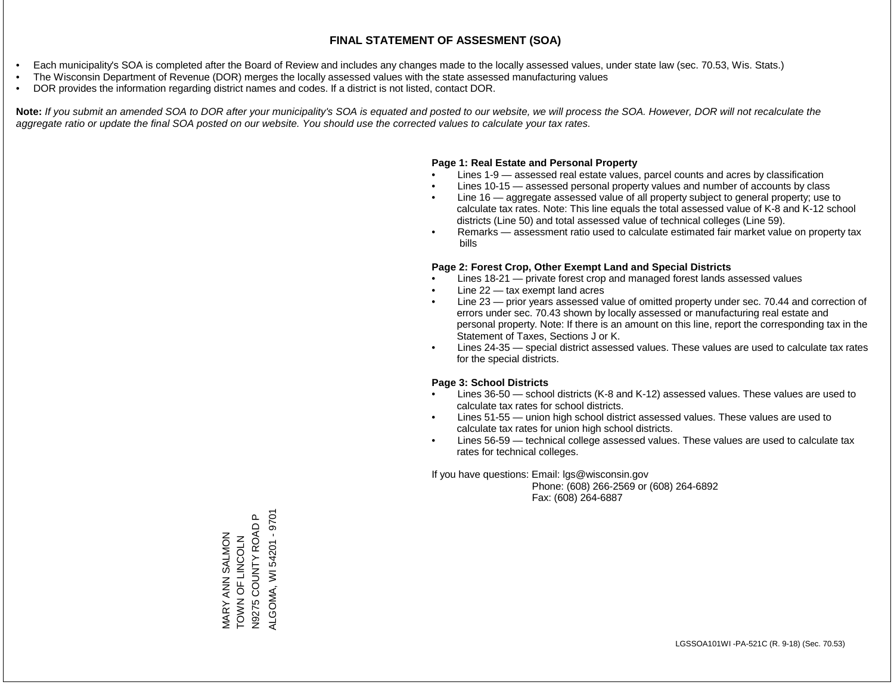# FINAL STATEMENT OF ASSESMENT (SOA)

- Each municipality's SOA is completed after the Board of Review and includes any changes made to the locally assessed values, under state law (sec. 70.53, Wis. Stats.)
- The Wisconsin Department of Revenue (DOR) merges the locally assessed values with the state assessed manufacturing values
- DOR provides the information regarding district names and codes. If a district is not listed, contact DOR.

**Note:** *If you submit an amended SOA to DOR after your municipality's SOA is equated and posted to our website, we will process the SOA. However, DOR will not recalculate the aggregate ratio or update the final SOA posted on our website. You should use the corrected values to calculate your tax rates.*

**Page 1: Real Estate and Personal Property**

- Lines 1-9 — assessed real estate values, parcel counts and acres by classification
- Lines 10-15 — assessed personal property values and number of accounts by class
- Line 16 — aggregate assessed value of all property subject to general property; use to calculate tax rates. Note: This line equals the total assessed value of K-8 and K-12 school districts (Line 50) and total assessed value of technical colleges (Line 59).
- Remarks — assessment ratio used to calculate estimated fair market value on property tax bills

**Page 2: Forest Crop, Other Exempt Land and Special Districts**

- Lines 18-21 — private forest crop and managed forest lands assessed values
- Line 22 — tax exempt land acres
- Line 23 — prior years assessed value of omitted property under sec. 70.44 and correction of errors under sec. 70.43 shown by locally assessed or manufacturing real estate and personal property. Note: If there is an amount on this line, report the corresponding tax in the Statement of Taxes, Sections J or K.
- Lines 24-35 — special district assessed values. These values are used to calculate tax rates for the special districts.

**Page 3: School Districts**

- Lines 36-50 — school districts (K-8 and K-12) assessed values. These values are used to calculate tax rates for school districts.
- Lines 51-55 — union high school district assessed values. These values are used to calculate tax rates for union high school districts.
- Lines 56-59 — technical college assessed values. These values are used to calculate tax rates for technical colleges.

If you have questions: Email: lgs@wisconsin.gov
Phone: (608) 266-2569 or (608) 264-6892
Fax: (608) 264-6887

MARY ANN SALMON
TOWN OF LINCOLN
N9275 COUNTY ROAD P
ALGOMA, WI 54201 - 9701

LGSSOA101WI -PA-521C (R. 9-18) (Sec. 70.53)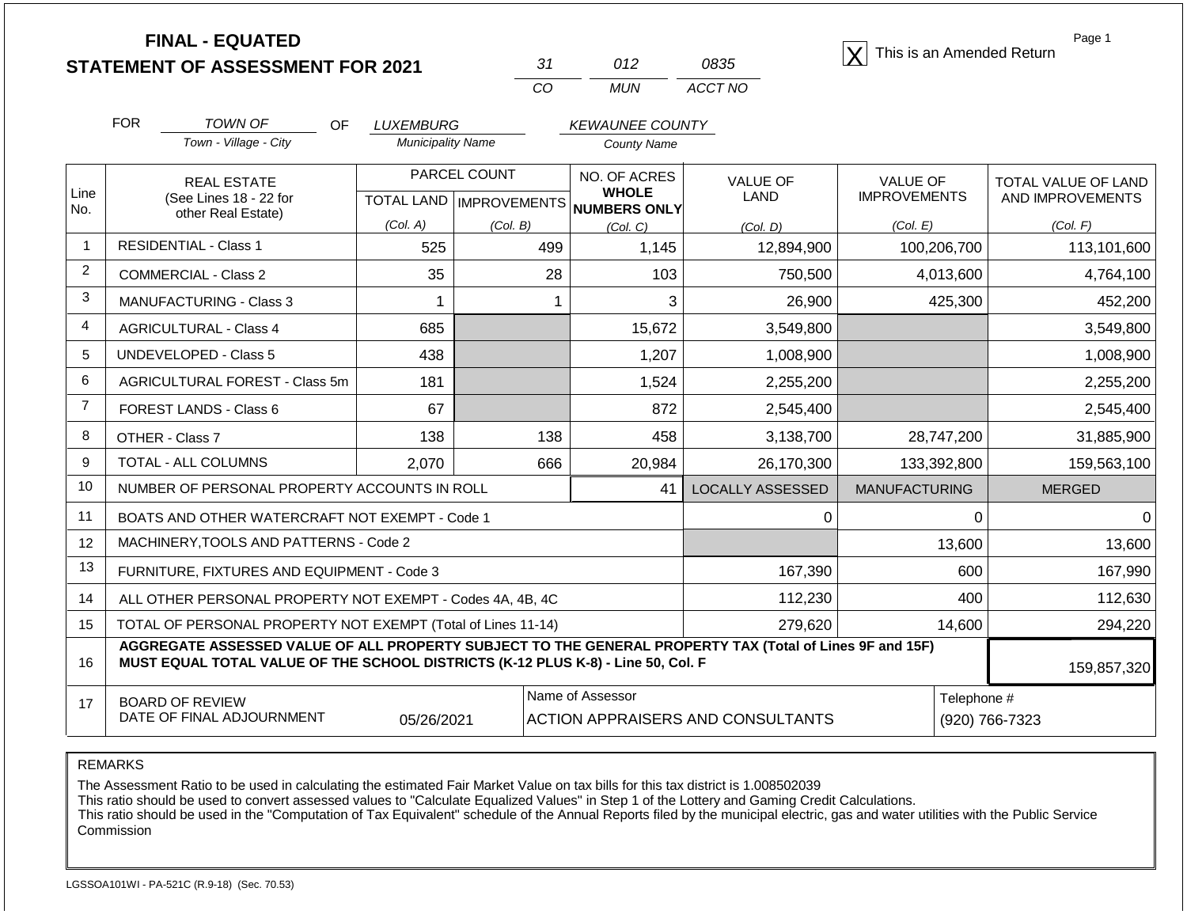**FINAL - EQUATED**
**STATEMENT OF ASSESSMENT FOR 2021**

| 31 | 012 | 0835 |
|---|---|---|
| CO | MUN | ACCT NO |

☒ This is an Amended Return

FOR *TOWN OF* (Town - Village - City) OF *LUXEMBURG* (Municipality Name) *KEWAUNEE COUNTY* (County Name)

| Line No. | REAL ESTATE (See Lines 18 - 22 for other Real Estate) | PARCEL COUNT TOTAL LAND (Col. A) | PARCEL COUNT IMPROVEMENTS (Col. B) | NO. OF ACRES WHOLE NUMBERS ONLY (Col. C) | VALUE OF LAND (Col. D) | VALUE OF IMPROVEMENTS (Col. E) | TOTAL VALUE OF LAND AND IMPROVEMENTS (Col. F) |
|---|---|---|---|---|---|---|---|
| 1 | RESIDENTIAL - Class 1 | 525 | 499 | 1,145 | 12,894,900 | 100,206,700 | 113,101,600 |
| 2 | COMMERCIAL - Class 2 | 35 | 28 | 103 | 750,500 | 4,013,600 | 4,764,100 |
| 3 | MANUFACTURING - Class 3 | 1 | 1 | 3 | 26,900 | 425,300 | 452,200 |
| 4 | AGRICULTURAL - Class 4 | 685 | | 15,672 | 3,549,800 | | 3,549,800 |
| 5 | UNDEVELOPED - Class 5 | 438 | | 1,207 | 1,008,900 | | 1,008,900 |
| 6 | AGRICULTURAL FOREST - Class 5m | 181 | | 1,524 | 2,255,200 | | 2,255,200 |
| 7 | FOREST LANDS - Class 6 | 67 | | 872 | 2,545,400 | | 2,545,400 |
| 8 | OTHER - Class 7 | 138 | 138 | 458 | 3,138,700 | 28,747,200 | 31,885,900 |
| 9 | TOTAL - ALL COLUMNS | 2,070 | 666 | 20,984 | 26,170,300 | 133,392,800 | 159,563,100 |
| 10 | NUMBER OF PERSONAL PROPERTY ACCOUNTS IN ROLL | | | 41 | LOCALLY ASSESSED | MANUFACTURING | MERGED |
| 11 | BOATS AND OTHER WATERCRAFT NOT EXEMPT - Code 1 | | | | 0 | 0 | 0 |
| 12 | MACHINERY,TOOLS AND PATTERNS - Code 2 | | | | | 13,600 | 13,600 |
| 13 | FURNITURE, FIXTURES AND EQUIPMENT - Code 3 | | | | 167,390 | 600 | 167,990 |
| 14 | ALL OTHER PERSONAL PROPERTY NOT EXEMPT - Codes 4A, 4B, 4C | | | | 112,230 | 400 | 112,630 |
| 15 | TOTAL OF PERSONAL PROPERTY NOT EXEMPT (Total of Lines 11-14) | | | | 279,620 | 14,600 | 294,220 |
| 16 | **AGGREGATE ASSESSED VALUE OF ALL PROPERTY SUBJECT TO THE GENERAL PROPERTY TAX (Total of Lines 9F and 15F) MUST EQUAL TOTAL VALUE OF THE SCHOOL DISTRICTS (K-12 PLUS K-8) - Line 50, Col. F** | | | | | | 159,857,320 |
| 17 | BOARD OF REVIEW DATE OF FINAL ADJOURNMENT | 05/26/2021 | | Name of Assessor: ACTION APPRAISERS AND CONSULTANTS | | | Telephone #: (920) 766-7323 |

REMARKS

The Assessment Ratio to be used in calculating the estimated Fair Market Value on tax bills for this tax district is 1.008502039
This ratio should be used to convert assessed values to "Calculate Equalized Values" in Step 1 of the Lottery and Gaming Credit Calculations.
This ratio should be used in the "Computation of Tax Equivalent" schedule of the Annual Reports filed by the municipal electric, gas and water utilities with the Public Service Commission

LGSSOA101WI - PA-521C (R.9-18) (Sec. 70.53)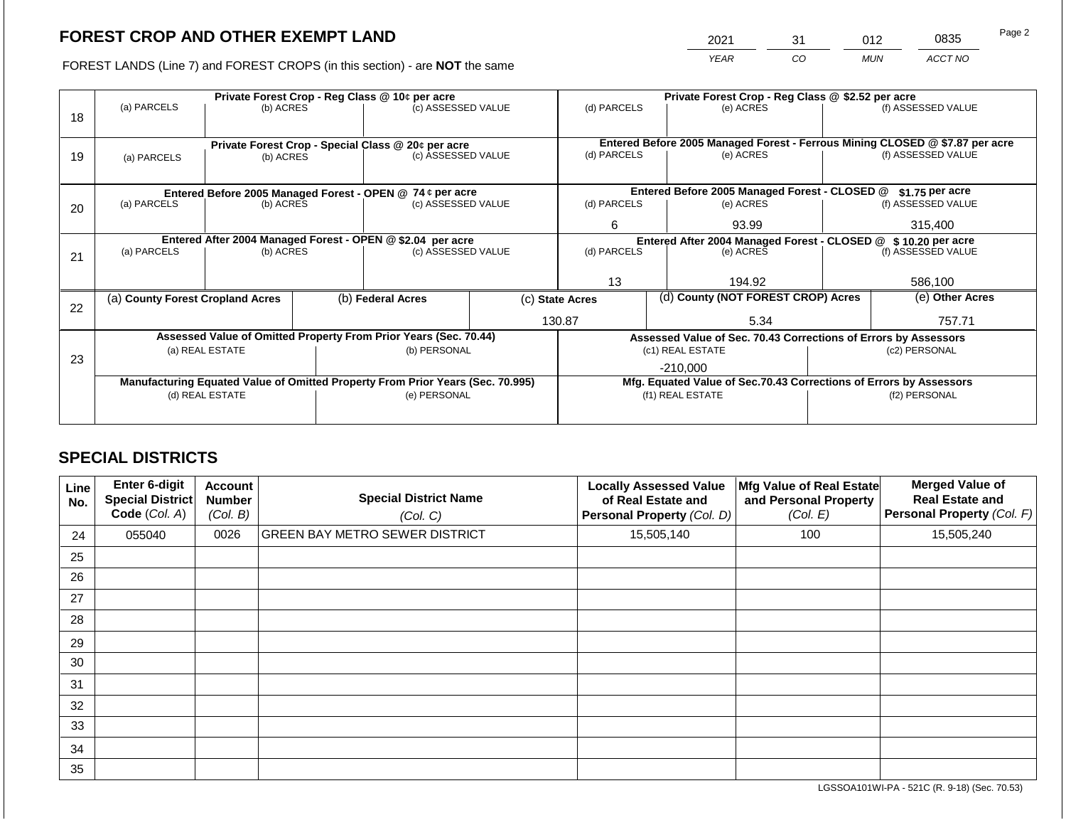## FOREST CROP AND OTHER EXEMPT LAND

| 2021 | 31 | 012 | 0835 |
|---|---|---|---|
| YEAR | CO | MUN | ACCT NO |

FOREST LANDS (Line 7) and FOREST CROPS (in this section) - are **NOT** the same

| Line | Private Forest Crop - Reg Class @ 10¢ per acre | | | Private Forest Crop - Reg Class @ $2.52 per acre | | |
|---|---|---|---|---|---|---|
| 18 | (a) PARCELS | (b) ACRES | (c) ASSESSED VALUE | (d) PARCELS | (e) ACRES | (f) ASSESSED VALUE |
| | | | | | | |
| | **Private Forest Crop - Special Class @ 20¢ per acre** | | | **Entered Before 2005 Managed Forest - Ferrous Mining CLOSED @ $7.87 per acre** | | |
| 19 | (a) PARCELS | (b) ACRES | (c) ASSESSED VALUE | (d) PARCELS | (e) ACRES | (f) ASSESSED VALUE |
| | | | | | | |
| | **Entered Before 2005 Managed Forest - OPEN @ 74 ¢ per acre** | | | **Entered Before 2005 Managed Forest - CLOSED @ $1.75 per acre** | | |
| 20 | (a) PARCELS | (b) ACRES | (c) ASSESSED VALUE | (d) PARCELS | (e) ACRES | (f) ASSESSED VALUE |
| | | | | 6 | 93.99 | 315,400 |
| | **Entered After 2004 Managed Forest - OPEN @ $2.04 per acre** | | | **Entered After 2004 Managed Forest - CLOSED @ $10.20 per acre** | | |
| 21 | (a) PARCELS | (b) ACRES | (c) ASSESSED VALUE | (d) PARCELS | (e) ACRES | (f) ASSESSED VALUE |
| | | | | 13 | 194.92 | 586,100 |

| Line | (a) County Forest Cropland Acres | (b) Federal Acres | (c) State Acres | (d) County (NOT FOREST CROP) Acres | (e) Other Acres |
|---|---|---|---|---|---|
| 22 | | | 130.87 | 5.34 | 757.71 |

| Line | Assessed Value of Omitted Property From Prior Years (Sec. 70.44) | | Assessed Value of Sec. 70.43 Corrections of Errors by Assessors | |
|---|---|---|---|---|
| 23 | (a) REAL ESTATE | (b) PERSONAL | (c1) REAL ESTATE | (c2) PERSONAL |
| | | | -210,000 | |
| | **Manufacturing Equated Value of Omitted Property From Prior Years (Sec. 70.995)** | | **Mfg. Equated Value of Sec.70.43 Corrections of Errors by Assessors** | |
| | (d) REAL ESTATE | (e) PERSONAL | (f1) REAL ESTATE | (f2) PERSONAL |
| | | | | |

## SPECIAL DISTRICTS

| Line No. | Enter 6-digit Special District Code (Col. A) | Account Number (Col. B) | Special District Name (Col. C) | Locally Assessed Value of Real Estate and Personal Property (Col. D) | Mfg Value of Real Estate and Personal Property (Col. E) | Merged Value of Real Estate and Personal Property (Col. F) |
|---|---|---|---|---|---|---|
| 24 | 055040 | 0026 | GREEN BAY METRO SEWER DISTRICT | 15,505,140 | 100 | 15,505,240 |
| 25 | | | | | | |
| 26 | | | | | | |
| 27 | | | | | | |
| 28 | | | | | | |
| 29 | | | | | | |
| 30 | | | | | | |
| 31 | | | | | | |
| 32 | | | | | | |
| 33 | | | | | | |
| 34 | | | | | | |
| 35 | | | | | | |

LGSSOA101WI-PA - 521C (R. 9-18) (Sec. 70.53)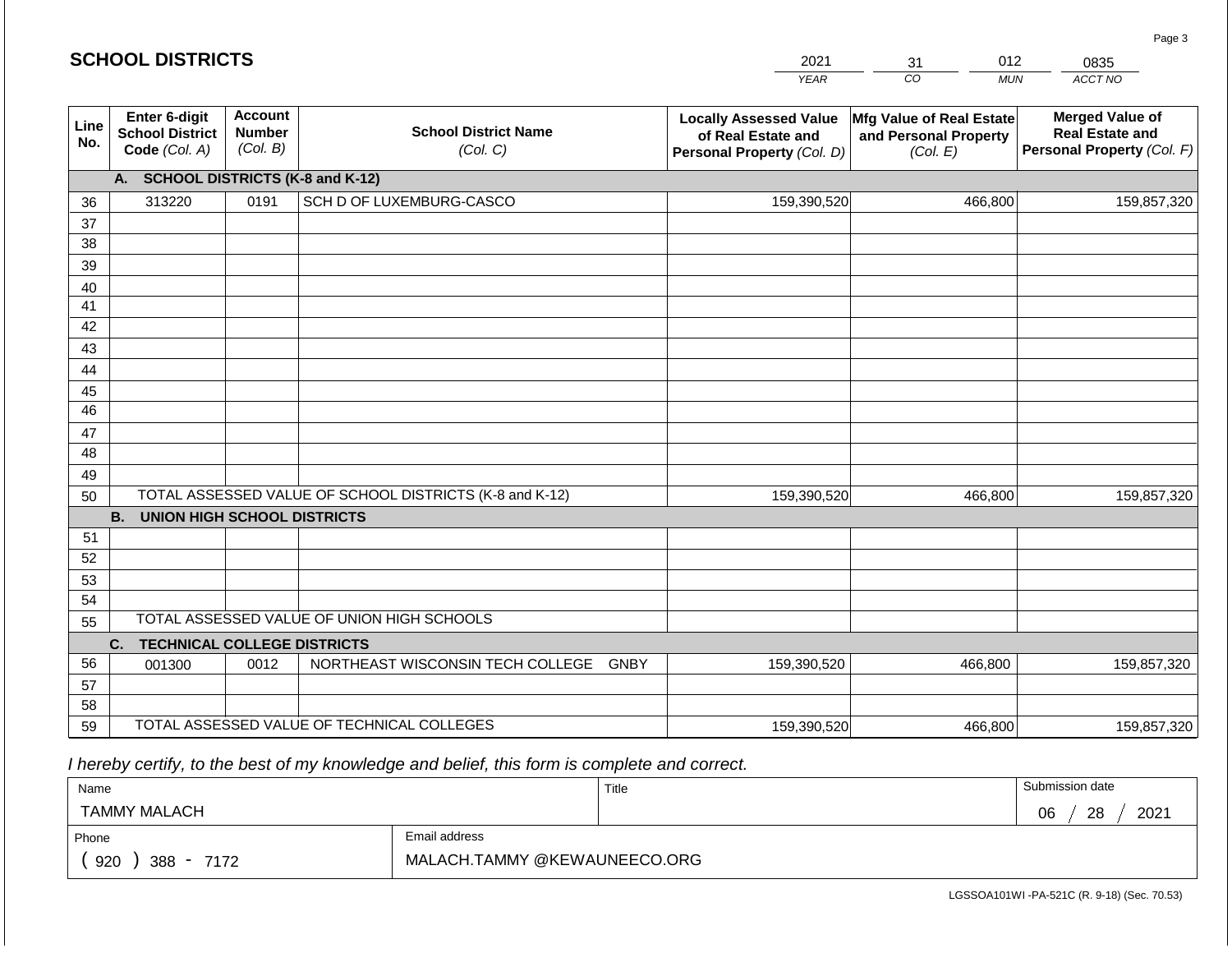## SCHOOL DISTRICTS

| 2021 | 31 | 012 | 0835 |
|---|---|---|---|
| YEAR | CO | MUN | ACCT NO |

| Line No. | Enter 6-digit School District Code (Col. A) | Account Number (Col. B) | School District Name (Col. C) | Locally Assessed Value of Real Estate and Personal Property (Col. D) | Mfg Value of Real Estate and Personal Property (Col. E) | Merged Value of Real Estate and Personal Property (Col. F) |
|---|---|---|---|---|---|---|
| | **A. SCHOOL DISTRICTS (K-8 and K-12)** | | | | | |
| 36 | 313220 | 0191 | SCH D OF LUXEMBURG-CASCO | 159,390,520 | 466,800 | 159,857,320 |
| 37 | | | | | | |
| 38 | | | | | | |
| 39 | | | | | | |
| 40 | | | | | | |
| 41 | | | | | | |
| 42 | | | | | | |
| 43 | | | | | | |
| 44 | | | | | | |
| 45 | | | | | | |
| 46 | | | | | | |
| 47 | | | | | | |
| 48 | | | | | | |
| 49 | | | | | | |
| 50 | TOTAL ASSESSED VALUE OF SCHOOL DISTRICTS (K-8 and K-12) | | | 159,390,520 | 466,800 | 159,857,320 |
| | **B. UNION HIGH SCHOOL DISTRICTS** | | | | | |
| 51 | | | | | | |
| 52 | | | | | | |
| 53 | | | | | | |
| 54 | | | | | | |
| 55 | TOTAL ASSESSED VALUE OF UNION HIGH SCHOOLS | | | | | |
| | **C. TECHNICAL COLLEGE DISTRICTS** | | | | | |
| 56 | 001300 | 0012 | NORTHEAST WISCONSIN TECH COLLEGE GNBY | 159,390,520 | 466,800 | 159,857,320 |
| 57 | | | | | | |
| 58 | | | | | | |
| 59 | TOTAL ASSESSED VALUE OF TECHNICAL COLLEGES | | | 159,390,520 | 466,800 | 159,857,320 |

*I hereby certify, to the best of my knowledge and belief, this form is complete and correct.*

| Name | Title | Submission date |
|---|---|---|
| TAMMY MALACH | | 06 / 28 / 2021 |
| Phone | Email address | |
| ( 920 ) 388 - 7172 | MALACH.TAMMY @KEWAUNEECO.ORG | |

LGSSOA101WI -PA-521C (R. 9-18) (Sec. 70.53)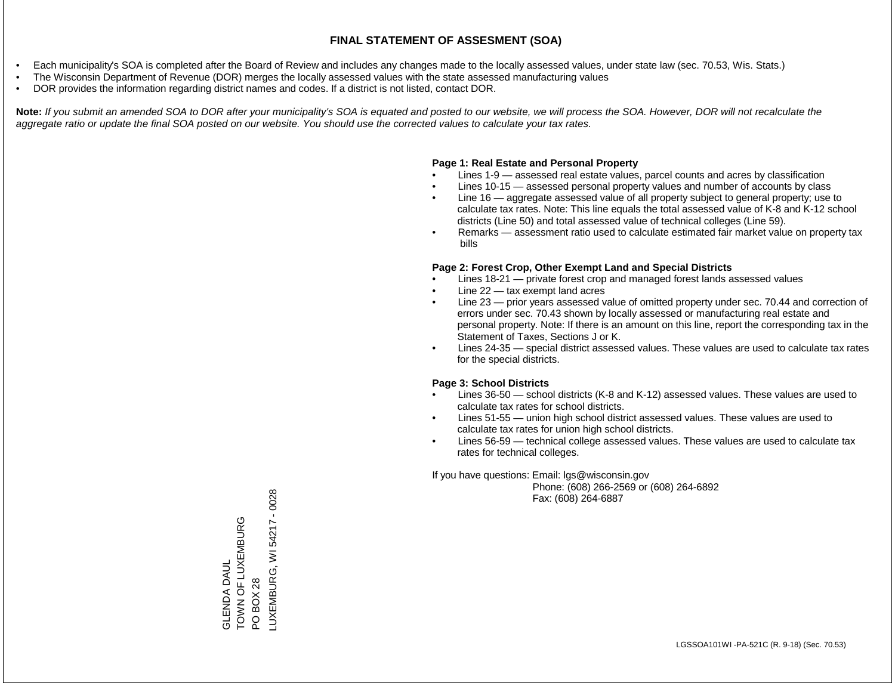# FINAL STATEMENT OF ASSESMENT (SOA)

- Each municipality's SOA is completed after the Board of Review and includes any changes made to the locally assessed values, under state law (sec. 70.53, Wis. Stats.)
- The Wisconsin Department of Revenue (DOR) merges the locally assessed values with the state assessed manufacturing values
- DOR provides the information regarding district names and codes. If a district is not listed, contact DOR.

**Note:** *If you submit an amended SOA to DOR after your municipality's SOA is equated and posted to our website, we will process the SOA. However, DOR will not recalculate the aggregate ratio or update the final SOA posted on our website. You should use the corrected values to calculate your tax rates.*

**Page 1: Real Estate and Personal Property**

- Lines 1-9 — assessed real estate values, parcel counts and acres by classification
- Lines 10-15 — assessed personal property values and number of accounts by class
- Line 16 — aggregate assessed value of all property subject to general property; use to calculate tax rates. Note: This line equals the total assessed value of K-8 and K-12 school districts (Line 50) and total assessed value of technical colleges (Line 59).
- Remarks — assessment ratio used to calculate estimated fair market value on property tax bills

**Page 2: Forest Crop, Other Exempt Land and Special Districts**

- Lines 18-21 — private forest crop and managed forest lands assessed values
- Line 22 — tax exempt land acres
- Line 23 — prior years assessed value of omitted property under sec. 70.44 and correction of errors under sec. 70.43 shown by locally assessed or manufacturing real estate and personal property. Note: If there is an amount on this line, report the corresponding tax in the Statement of Taxes, Sections J or K.
- Lines 24-35 — special district assessed values. These values are used to calculate tax rates for the special districts.

**Page 3: School Districts**

- Lines 36-50 — school districts (K-8 and K-12) assessed values. These values are used to calculate tax rates for school districts.
- Lines 51-55 — union high school district assessed values. These values are used to calculate tax rates for union high school districts.
- Lines 56-59 — technical college assessed values. These values are used to calculate tax rates for technical colleges.

If you have questions: Email: lgs@wisconsin.gov
Phone: (608) 266-2569 or (608) 264-6892
Fax: (608) 264-6887

GLENDA DAUL
TOWN OF LUXEMBURG
PO BOX 28
LUXEMBURG, WI 54217 - 0028

LGSSOA101WI -PA-521C (R. 9-18) (Sec. 70.53)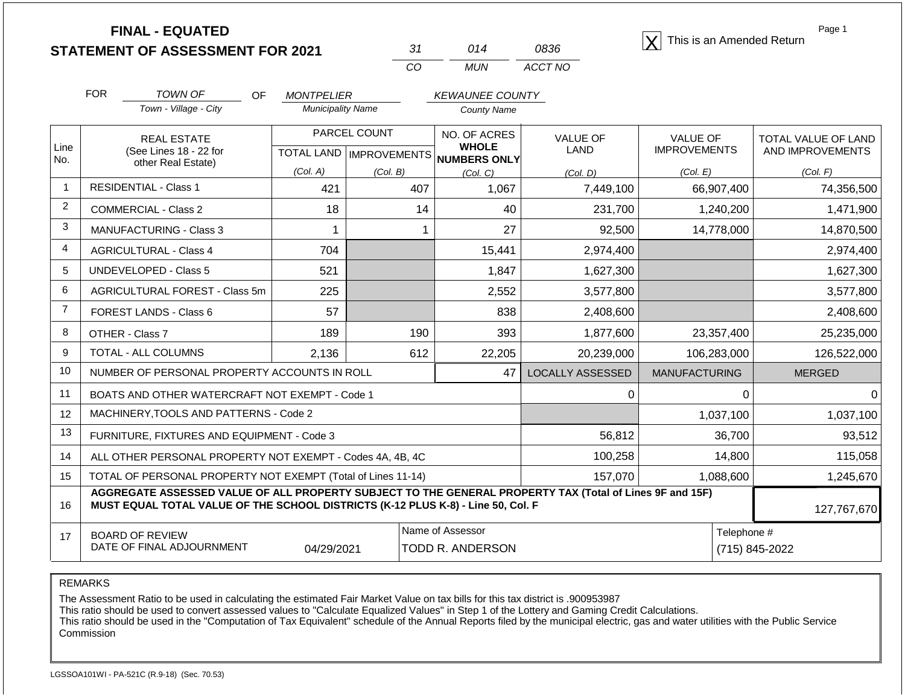# FINAL - EQUATED
## STATEMENT OF ASSESSMENT FOR 2021

| 31 | 014 | 0836 |
|---|---|---|
| CO | MUN | ACCT NO |

[X] This is an Amended Return

FOR *TOWN OF* (Town - Village - City) OF *MONTPELIER* (Municipality Name) *KEWAUNEE COUNTY* (County Name)

| Line No. | REAL ESTATE (See Lines 18 - 22 for other Real Estate) | PARCEL COUNT TOTAL LAND (Col. A) | PARCEL COUNT IMPROVEMENTS (Col. B) | NO. OF ACRES WHOLE NUMBERS ONLY (Col. C) | VALUE OF LAND (Col. D) | VALUE OF IMPROVEMENTS (Col. E) | TOTAL VALUE OF LAND AND IMPROVEMENTS (Col. F) |
|---|---|---|---|---|---|---|---|
| 1 | RESIDENTIAL - Class 1 | 421 | 407 | 1,067 | 7,449,100 | 66,907,400 | 74,356,500 |
| 2 | COMMERCIAL - Class 2 | 18 | 14 | 40 | 231,700 | 1,240,200 | 1,471,900 |
| 3 | MANUFACTURING - Class 3 | 1 | 1 | 27 | 92,500 | 14,778,000 | 14,870,500 |
| 4 | AGRICULTURAL - Class 4 | 704 | | 15,441 | 2,974,400 | | 2,974,400 |
| 5 | UNDEVELOPED - Class 5 | 521 | | 1,847 | 1,627,300 | | 1,627,300 |
| 6 | AGRICULTURAL FOREST - Class 5m | 225 | | 2,552 | 3,577,800 | | 3,577,800 |
| 7 | FOREST LANDS - Class 6 | 57 | | 838 | 2,408,600 | | 2,408,600 |
| 8 | OTHER - Class 7 | 189 | 190 | 393 | 1,877,600 | 23,357,400 | 25,235,000 |
| 9 | TOTAL - ALL COLUMNS | 2,136 | 612 | 22,205 | 20,239,000 | 106,283,000 | 126,522,000 |
| 10 | NUMBER OF PERSONAL PROPERTY ACCOUNTS IN ROLL | | | 47 | LOCALLY ASSESSED | MANUFACTURING | MERGED |
| 11 | BOATS AND OTHER WATERCRAFT NOT EXEMPT - Code 1 | | | | 0 | 0 | 0 |
| 12 | MACHINERY,TOOLS AND PATTERNS - Code 2 | | | | | 1,037,100 | 1,037,100 |
| 13 | FURNITURE, FIXTURES AND EQUIPMENT - Code 3 | | | | 56,812 | 36,700 | 93,512 |
| 14 | ALL OTHER PERSONAL PROPERTY NOT EXEMPT - Codes 4A, 4B, 4C | | | | 100,258 | 14,800 | 115,058 |
| 15 | TOTAL OF PERSONAL PROPERTY NOT EXEMPT (Total of Lines 11-14) | | | | 157,070 | 1,088,600 | 1,245,670 |
| 16 | **AGGREGATE ASSESSED VALUE OF ALL PROPERTY SUBJECT TO THE GENERAL PROPERTY TAX (Total of Lines 9F and 15F) MUST EQUAL TOTAL VALUE OF THE SCHOOL DISTRICTS (K-12 PLUS K-8) - Line 50, Col. F** | | | | | | 127,767,670 |
| 17 | BOARD OF REVIEW DATE OF FINAL ADJOURNMENT | 04/29/2021 | | Name of Assessor: TODD R. ANDERSON | | | Telephone #: (715) 845-2022 |

REMARKS

The Assessment Ratio to be used in calculating the estimated Fair Market Value on tax bills for this tax district is .900953987
This ratio should be used to convert assessed values to "Calculate Equalized Values" in Step 1 of the Lottery and Gaming Credit Calculations.
This ratio should be used in the "Computation of Tax Equivalent" schedule of the Annual Reports filed by the municipal electric, gas and water utilities with the Public Service Commission

LGSSOA101WI - PA-521C (R.9-18) (Sec. 70.53)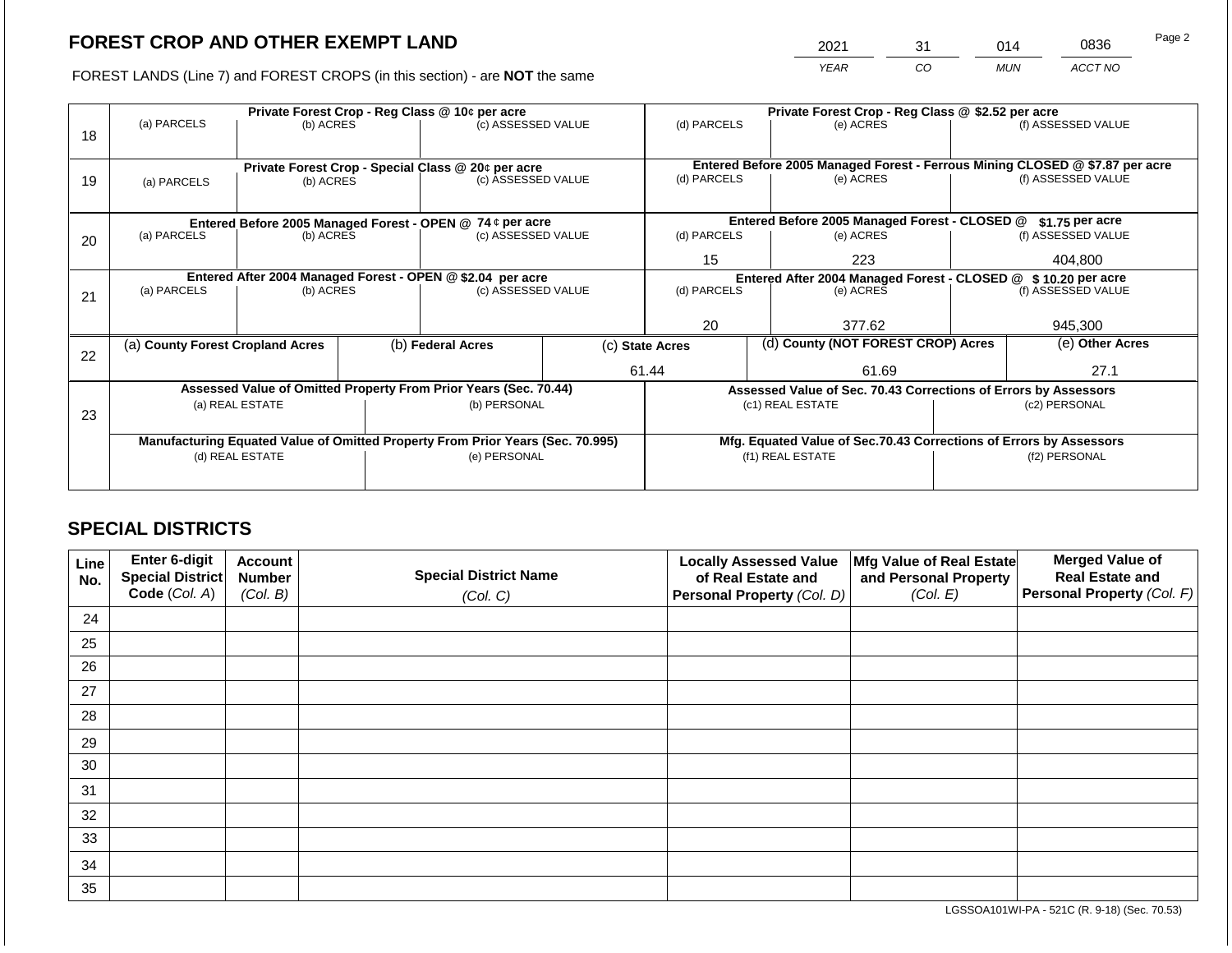## FOREST CROP AND OTHER EXEMPT LAND

| 2021 | 31 | 014 | 0836 |
|---|---|---|---|
| *YEAR* | *CO* | *MUN* | *ACCT NO* |

FOREST LANDS (Line 7) and FOREST CROPS (in this section) - are **NOT** the same

| Line | Private Forest Crop - Reg Class @ 10¢ per acre | | | Private Forest Crop - Reg Class @ $2.52 per acre | | |
|---|---|---|---|---|---|---|
| | (a) PARCELS | (b) ACRES | (c) ASSESSED VALUE | (d) PARCELS | (e) ACRES | (f) ASSESSED VALUE |
| 18 | | | | | | |
| | **Private Forest Crop - Special Class @ 20¢ per acre** | | | **Entered Before 2005 Managed Forest - Ferrous Mining CLOSED @ $7.87 per acre** | | |
| | (a) PARCELS | (b) ACRES | (c) ASSESSED VALUE | (d) PARCELS | (e) ACRES | (f) ASSESSED VALUE |
| 19 | | | | | | |
| | **Entered Before 2005 Managed Forest - OPEN @ 74 ¢ per acre** | | | **Entered Before 2005 Managed Forest - CLOSED @ $1.75 per acre** | | |
| | (a) PARCELS | (b) ACRES | (c) ASSESSED VALUE | (d) PARCELS | (e) ACRES | (f) ASSESSED VALUE |
| 20 | | | | 15 | 223 | 404,800 |
| | **Entered After 2004 Managed Forest - OPEN @ $2.04 per acre** | | | **Entered After 2004 Managed Forest - CLOSED @ $ 10.20 per acre** | | |
| | (a) PARCELS | (b) ACRES | (c) ASSESSED VALUE | (d) PARCELS | (e) ACRES | (f) ASSESSED VALUE |
| 21 | | | | 20 | 377.62 | 945,300 |

| Line | (a) County Forest Cropland Acres | (b) Federal Acres | (c) State Acres | (d) County (NOT FOREST CROP) Acres | (e) Other Acres |
|---|---|---|---|---|---|
| 22 | | | 61.44 | 61.69 | 27.1 |

| Line | Assessed Value of Omitted Property From Prior Years (Sec. 70.44) | | Assessed Value of Sec. 70.43 Corrections of Errors by Assessors | |
|---|---|---|---|---|
| | (a) REAL ESTATE | (b) PERSONAL | (c1) REAL ESTATE | (c2) PERSONAL |
| 23 | | | | |
| | **Manufacturing Equated Value of Omitted Property From Prior Years (Sec. 70.995)** | | **Mfg. Equated Value of Sec.70.43 Corrections of Errors by Assessors** | |
| | (d) REAL ESTATE | (e) PERSONAL | (f1) REAL ESTATE | (f2) PERSONAL |
| | | | | |

## SPECIAL DISTRICTS

| Line No. | Enter 6-digit Special District Code *(Col. A)* | Account Number *(Col. B)* | Special District Name *(Col. C)* | Locally Assessed Value of Real Estate and Personal Property *(Col. D)* | Mfg Value of Real Estate and Personal Property *(Col. E)* | Merged Value of Real Estate and Personal Property *(Col. F)* |
|---|---|---|---|---|---|---|
| 24 | | | | | | |
| 25 | | | | | | |
| 26 | | | | | | |
| 27 | | | | | | |
| 28 | | | | | | |
| 29 | | | | | | |
| 30 | | | | | | |
| 31 | | | | | | |
| 32 | | | | | | |
| 33 | | | | | | |
| 34 | | | | | | |
| 35 | | | | | | |

LGSSOA101WI-PA - 521C (R. 9-18) (Sec. 70.53)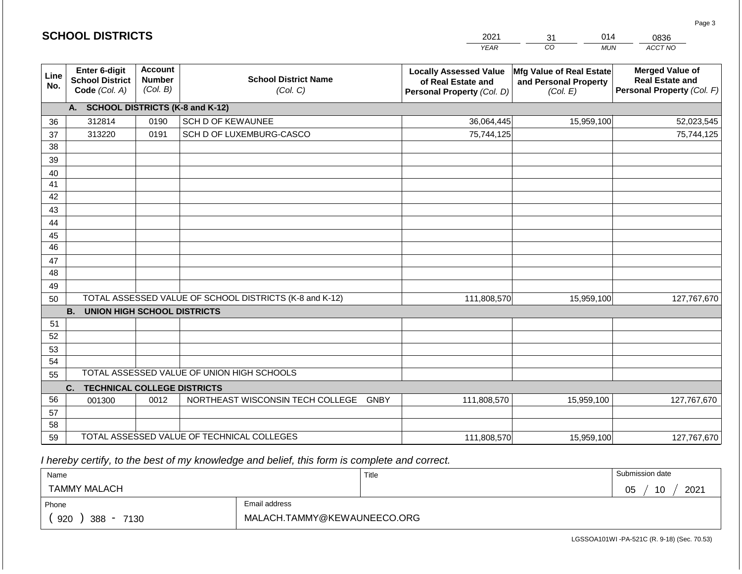## SCHOOL DISTRICTS

| 2021 | 31 | 014 | 0836 |
|---|---|---|---|
| *YEAR* | *CO* | *MUN* | *ACCT NO* |

| Line No. | Enter 6-digit School District Code *(Col. A)* | Account Number *(Col. B)* | School District Name *(Col. C)* | Locally Assessed Value of Real Estate and Personal Property *(Col. D)* | Mfg Value of Real Estate and Personal Property *(Col. E)* | Merged Value of Real Estate and Personal Property *(Col. F)* |
|---|---|---|---|---|---|---|
| | **A. SCHOOL DISTRICTS (K-8 and K-12)** | | | | | |
| 36 | 312814 | 0190 | SCH D OF KEWAUNEE | 36,064,445 | 15,959,100 | 52,023,545 |
| 37 | 313220 | 0191 | SCH D OF LUXEMBURG-CASCO | 75,744,125 | | 75,744,125 |
| 38 | | | | | | |
| 39 | | | | | | |
| 40 | | | | | | |
| 41 | | | | | | |
| 42 | | | | | | |
| 43 | | | | | | |
| 44 | | | | | | |
| 45 | | | | | | |
| 46 | | | | | | |
| 47 | | | | | | |
| 48 | | | | | | |
| 49 | | | | | | |
| 50 | | | TOTAL ASSESSED VALUE OF SCHOOL DISTRICTS (K-8 and K-12) | 111,808,570 | 15,959,100 | 127,767,670 |
| | **B. UNION HIGH SCHOOL DISTRICTS** | | | | | |
| 51 | | | | | | |
| 52 | | | | | | |
| 53 | | | | | | |
| 54 | | | | | | |
| 55 | | | TOTAL ASSESSED VALUE OF UNION HIGH SCHOOLS | | | |
| | **C. TECHNICAL COLLEGE DISTRICTS** | | | | | |
| 56 | 001300 | 0012 | NORTHEAST WISCONSIN TECH COLLEGE GNBY | 111,808,570 | 15,959,100 | 127,767,670 |
| 57 | | | | | | |
| 58 | | | | | | |
| 59 | | | TOTAL ASSESSED VALUE OF TECHNICAL COLLEGES | 111,808,570 | 15,959,100 | 127,767,670 |

*I hereby certify, to the best of my knowledge and belief, this form is complete and correct.*

| Name | Title | Submission date |
|---|---|---|
| TAMMY MALACH | | 05 / 10 / 2021 |
| **Phone** | **Email address** | |
| ( 920 ) 388 - 7130 | MALACH.TAMMY@KEWAUNEECO.ORG | |

LGSSOA101WI -PA-521C (R. 9-18) (Sec. 70.53)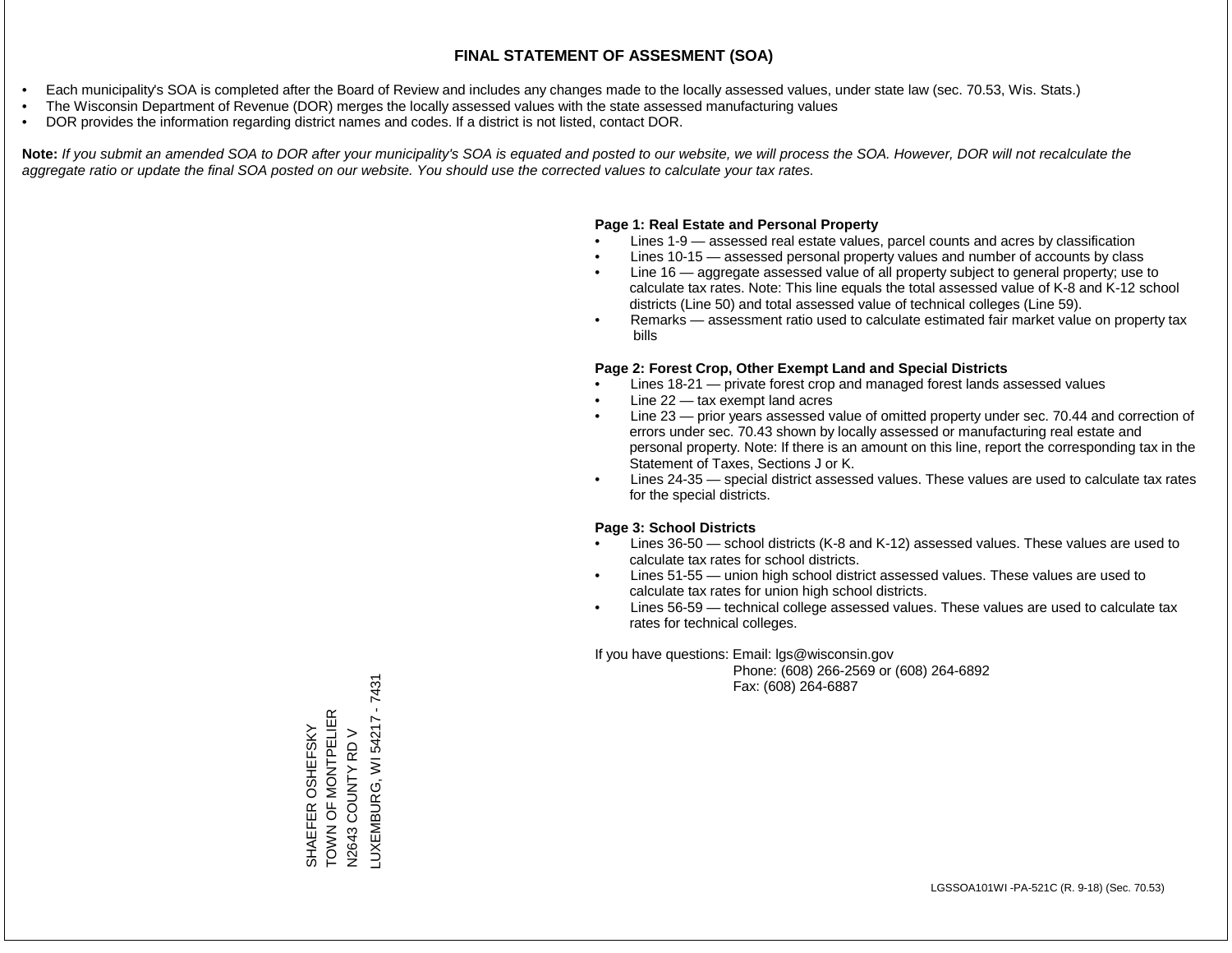# FINAL STATEMENT OF ASSESMENT (SOA)

- Each municipality's SOA is completed after the Board of Review and includes any changes made to the locally assessed values, under state law (sec. 70.53, Wis. Stats.)
- The Wisconsin Department of Revenue (DOR) merges the locally assessed values with the state assessed manufacturing values
- DOR provides the information regarding district names and codes. If a district is not listed, contact DOR.

**Note:** *If you submit an amended SOA to DOR after your municipality's SOA is equated and posted to our website, we will process the SOA. However, DOR will not recalculate the aggregate ratio or update the final SOA posted on our website. You should use the corrected values to calculate your tax rates.*

**Page 1: Real Estate and Personal Property**

- Lines 1-9 — assessed real estate values, parcel counts and acres by classification
- Lines 10-15 — assessed personal property values and number of accounts by class
- Line 16 — aggregate assessed value of all property subject to general property; use to calculate tax rates. Note: This line equals the total assessed value of K-8 and K-12 school districts (Line 50) and total assessed value of technical colleges (Line 59).
- Remarks — assessment ratio used to calculate estimated fair market value on property tax bills

**Page 2: Forest Crop, Other Exempt Land and Special Districts**

- Lines 18-21 — private forest crop and managed forest lands assessed values
- Line 22 — tax exempt land acres
- Line 23 — prior years assessed value of omitted property under sec. 70.44 and correction of errors under sec. 70.43 shown by locally assessed or manufacturing real estate and personal property. Note: If there is an amount on this line, report the corresponding tax in the Statement of Taxes, Sections J or K.
- Lines 24-35 — special district assessed values. These values are used to calculate tax rates for the special districts.

**Page 3: School Districts**

- Lines 36-50 — school districts (K-8 and K-12) assessed values. These values are used to calculate tax rates for school districts.
- Lines 51-55 — union high school district assessed values. These values are used to calculate tax rates for union high school districts.
- Lines 56-59 — technical college assessed values. These values are used to calculate tax rates for technical colleges.

If you have questions: Email: lgs@wisconsin.gov
Phone: (608) 266-2569 or (608) 264-6892
Fax: (608) 264-6887

SHAEFER OSHEFSKY
TOWN OF MONTPELIER
N2643 COUNTY RD V
LUXEMBURG, WI 54217 - 7431

LGSSOA101WI -PA-521C (R. 9-18) (Sec. 70.53)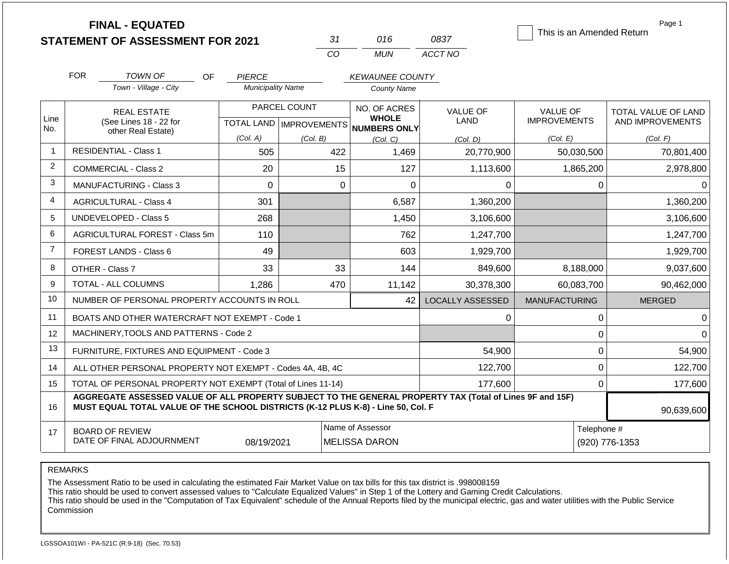# FINAL - EQUATED
## STATEMENT OF ASSESSMENT FOR 2021

| 31 | 016 | 0837 |
|---|---|---|
| CO | MUN | ACCT NO |

☐ This is an Amended Return

Page 1

FOR *TOWN OF* (Town - Village - City) OF *PIERCE* (Municipality Name) *KEWAUNEE COUNTY* (County Name)

| Line No. | REAL ESTATE (See Lines 18 - 22 for other Real Estate) | PARCEL COUNT TOTAL LAND (Col. A) | PARCEL COUNT IMPROVEMENTS (Col. B) | NO. OF ACRES WHOLE NUMBERS ONLY (Col. C) | VALUE OF LAND (Col. D) | VALUE OF IMPROVEMENTS (Col. E) | TOTAL VALUE OF LAND AND IMPROVEMENTS (Col. F) |
|---|---|---|---|---|---|---|---|
| 1 | RESIDENTIAL - Class 1 | 505 | 422 | 1,469 | 20,770,900 | 50,030,500 | 70,801,400 |
| 2 | COMMERCIAL - Class 2 | 20 | 15 | 127 | 1,113,600 | 1,865,200 | 2,978,800 |
| 3 | MANUFACTURING - Class 3 | 0 | 0 | 0 | 0 | 0 | 0 |
| 4 | AGRICULTURAL - Class 4 | 301 | | 6,587 | 1,360,200 | | 1,360,200 |
| 5 | UNDEVELOPED - Class 5 | 268 | | 1,450 | 3,106,600 | | 3,106,600 |
| 6 | AGRICULTURAL FOREST - Class 5m | 110 | | 762 | 1,247,700 | | 1,247,700 |
| 7 | FOREST LANDS - Class 6 | 49 | | 603 | 1,929,700 | | 1,929,700 |
| 8 | OTHER - Class 7 | 33 | 33 | 144 | 849,600 | 8,188,000 | 9,037,600 |
| 9 | TOTAL - ALL COLUMNS | 1,286 | 470 | 11,142 | 30,378,300 | 60,083,700 | 90,462,000 |
| 10 | NUMBER OF PERSONAL PROPERTY ACCOUNTS IN ROLL | | | 42 | LOCALLY ASSESSED | MANUFACTURING | MERGED |
| 11 | BOATS AND OTHER WATERCRAFT NOT EXEMPT - Code 1 | | | | 0 | 0 | 0 |
| 12 | MACHINERY,TOOLS AND PATTERNS - Code 2 | | | | | 0 | 0 |
| 13 | FURNITURE, FIXTURES AND EQUIPMENT - Code 3 | | | | 54,900 | 0 | 54,900 |
| 14 | ALL OTHER PERSONAL PROPERTY NOT EXEMPT - Codes 4A, 4B, 4C | | | | 122,700 | 0 | 122,700 |
| 15 | TOTAL OF PERSONAL PROPERTY NOT EXEMPT (Total of Lines 11-14) | | | | 177,600 | 0 | 177,600 |
| 16 | **AGGREGATE ASSESSED VALUE OF ALL PROPERTY SUBJECT TO THE GENERAL PROPERTY TAX (Total of Lines 9F and 15F) MUST EQUAL TOTAL VALUE OF THE SCHOOL DISTRICTS (K-12 PLUS K-8) - Line 50, Col. F** | | | | | | 90,639,600 |
| 17 | BOARD OF REVIEW DATE OF FINAL ADJOURNMENT | 08/19/2021 | | Name of Assessor: MELISSA DARON | | | Telephone #: (920) 776-1353 |

REMARKS

The Assessment Ratio to be used in calculating the estimated Fair Market Value on tax bills for this tax district is .998008159
This ratio should be used to convert assessed values to "Calculate Equalized Values" in Step 1 of the Lottery and Gaming Credit Calculations.
This ratio should be used in the "Computation of Tax Equivalent" schedule of the Annual Reports filed by the municipal electric, gas and water utilities with the Public Service Commission

LGSSOA101WI - PA-521C (R.9-18) (Sec. 70.53)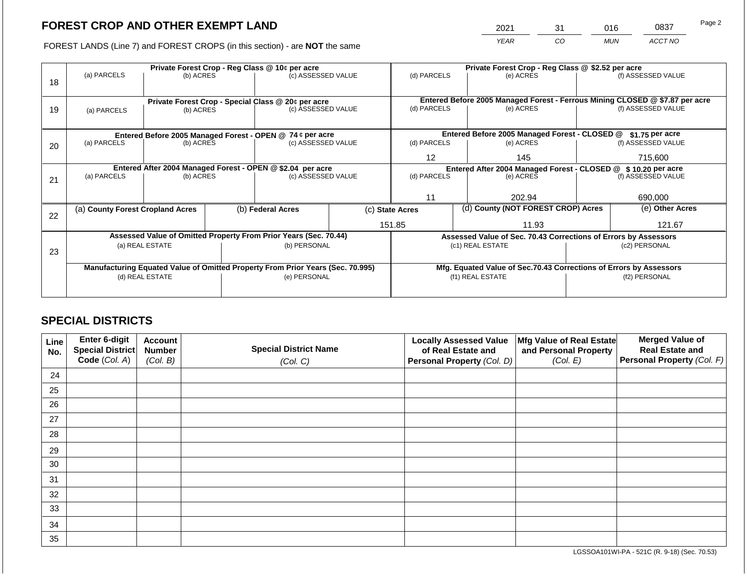# FOREST CROP AND OTHER EXEMPT LAND

FOREST LANDS (Line 7) and FOREST CROPS (in this section) - are **NOT** the same

| 2021 | 31 | 016 | 0837 |
|---|---|---|---|
| YEAR | CO | MUN | ACCT NO |

| Line | Private Forest Crop - Reg Class @ 10¢ per acre | | | Private Forest Crop - Reg Class @ $2.52 per acre | | |
|---|---|---|---|---|---|---|
| | (a) PARCELS | (b) ACRES | (c) ASSESSED VALUE | (d) PARCELS | (e) ACRES | (f) ASSESSED VALUE |
| 18 | | | | | | |
| | **Private Forest Crop - Special Class @ 20¢ per acre** | | | **Entered Before 2005 Managed Forest - Ferrous Mining CLOSED @ $7.87 per acre** | | |
| 19 | (a) PARCELS | (b) ACRES | (c) ASSESSED VALUE | (d) PARCELS | (e) ACRES | (f) ASSESSED VALUE |
| | **Entered Before 2005 Managed Forest - OPEN @ 74 ¢ per acre** | | | **Entered Before 2005 Managed Forest - CLOSED @ $1.75 per acre** | | |
| 20 | (a) PARCELS | (b) ACRES | (c) ASSESSED VALUE | (d) PARCELS | (e) ACRES | (f) ASSESSED VALUE |
| | | | | 12 | 145 | 715,600 |
| | **Entered After 2004 Managed Forest - OPEN @ $2.04 per acre** | | | **Entered After 2004 Managed Forest - CLOSED @ $ 10.20 per acre** | | |
| 21 | (a) PARCELS | (b) ACRES | (c) ASSESSED VALUE | (d) PARCELS | (e) ACRES | (f) ASSESSED VALUE |
| | | | | 11 | 202.94 | 690,000 |

| Line | (a) County Forest Cropland Acres | (b) Federal Acres | (c) State Acres | (d) County (NOT FOREST CROP) Acres | (e) Other Acres |
|---|---|---|---|---|---|
| 22 | | | 151.85 | 11.93 | 121.67 |

| Line | Assessed Value of Omitted Property From Prior Years (Sec. 70.44) | | Assessed Value of Sec. 70.43 Corrections of Errors by Assessors | |
|---|---|---|---|---|
| 23 | (a) REAL ESTATE | (b) PERSONAL | (c1) REAL ESTATE | (c2) PERSONAL |
| | | | | |
| | **Manufacturing Equated Value of Omitted Property From Prior Years (Sec. 70.995)** | | **Mfg. Equated Value of Sec.70.43 Corrections of Errors by Assessors** | |
| | (d) REAL ESTATE | (e) PERSONAL | (f1) REAL ESTATE | (f2) PERSONAL |
| | | | | |

## SPECIAL DISTRICTS

| Line No. | Enter 6-digit Special District Code (Col. A) | Account Number (Col. B) | Special District Name (Col. C) | Locally Assessed Value of Real Estate and Personal Property (Col. D) | Mfg Value of Real Estate and Personal Property (Col. E) | Merged Value of Real Estate and Personal Property (Col. F) |
|---|---|---|---|---|---|---|
| 24 | | | | | | |
| 25 | | | | | | |
| 26 | | | | | | |
| 27 | | | | | | |
| 28 | | | | | | |
| 29 | | | | | | |
| 30 | | | | | | |
| 31 | | | | | | |
| 32 | | | | | | |
| 33 | | | | | | |
| 34 | | | | | | |
| 35 | | | | | | |

LGSSOA101WI-PA - 521C (R. 9-18) (Sec. 70.53)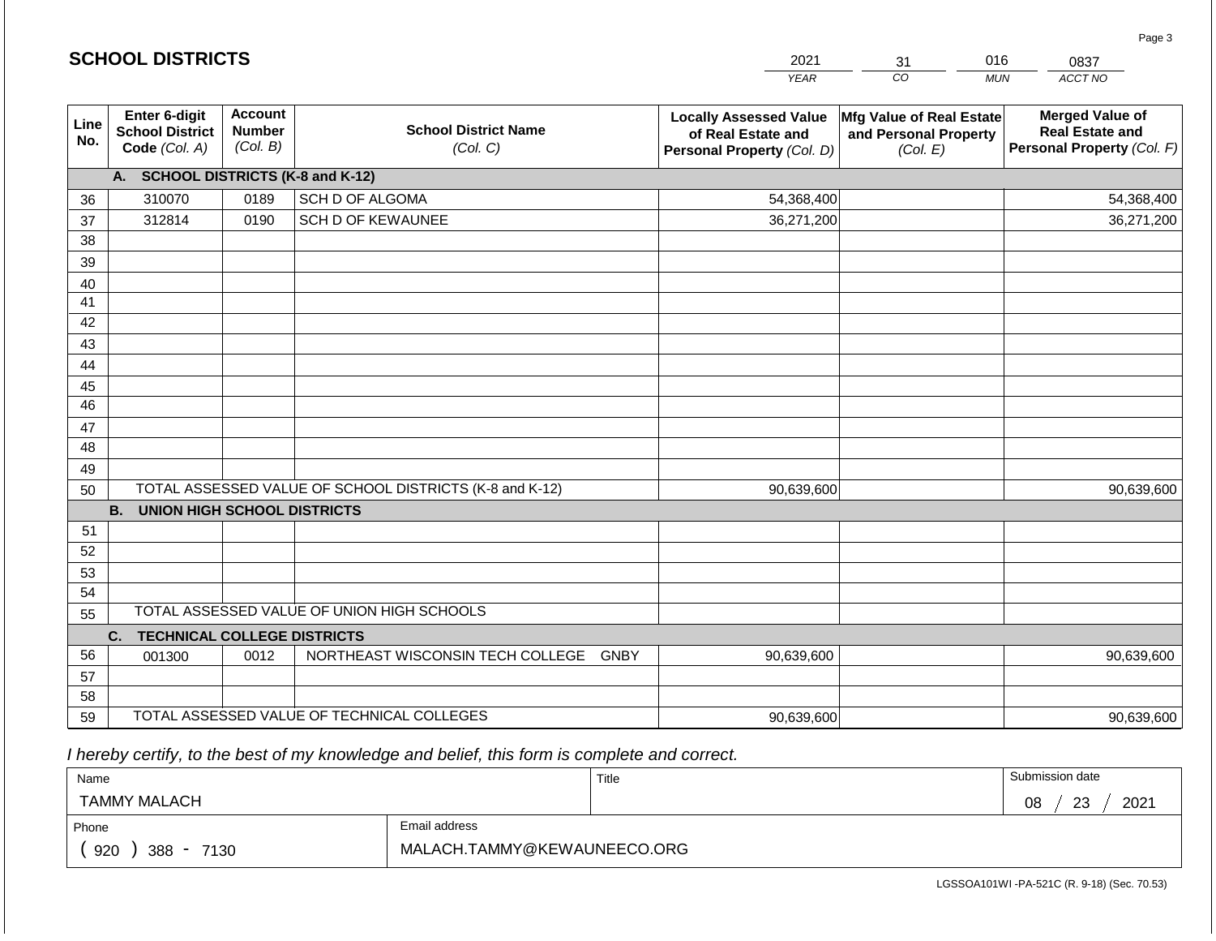## SCHOOL DISTRICTS

| 2021 | 31 | 016 | 0837 |
|---|---|---|---|
| YEAR | CO | MUN | ACCT NO |

| Line No. | Enter 6-digit School District Code (Col. A) | Account Number (Col. B) | School District Name (Col. C) | Locally Assessed Value of Real Estate and Personal Property (Col. D) | Mfg Value of Real Estate and Personal Property (Col. E) | Merged Value of Real Estate and Personal Property (Col. F) |
|---|---|---|---|---|---|---|
| | **A. SCHOOL DISTRICTS (K-8 and K-12)** | | | | | |
| 36 | 310070 | 0189 | SCH D OF ALGOMA | 54,368,400 | | 54,368,400 |
| 37 | 312814 | 0190 | SCH D OF KEWAUNEE | 36,271,200 | | 36,271,200 |
| 38 | | | | | | |
| 39 | | | | | | |
| 40 | | | | | | |
| 41 | | | | | | |
| 42 | | | | | | |
| 43 | | | | | | |
| 44 | | | | | | |
| 45 | | | | | | |
| 46 | | | | | | |
| 47 | | | | | | |
| 48 | | | | | | |
| 49 | | | | | | |
| 50 | TOTAL ASSESSED VALUE OF SCHOOL DISTRICTS (K-8 and K-12) | | | 90,639,600 | | 90,639,600 |
| | **B. UNION HIGH SCHOOL DISTRICTS** | | | | | |
| 51 | | | | | | |
| 52 | | | | | | |
| 53 | | | | | | |
| 54 | | | | | | |
| 55 | TOTAL ASSESSED VALUE OF UNION HIGH SCHOOLS | | | | | |
| | **C. TECHNICAL COLLEGE DISTRICTS** | | | | | |
| 56 | 001300 | 0012 | NORTHEAST WISCONSIN TECH COLLEGE GNBY | 90,639,600 | | 90,639,600 |
| 57 | | | | | | |
| 58 | | | | | | |
| 59 | TOTAL ASSESSED VALUE OF TECHNICAL COLLEGES | | | 90,639,600 | | 90,639,600 |

*I hereby certify, to the best of my knowledge and belief, this form is complete and correct.*

| Name | Title | Submission date |
|---|---|---|
| TAMMY MALACH | | 08 / 23 / 2021 |
| Phone | Email address | |
| ( 920 ) 388 - 7130 | MALACH.TAMMY@KEWAUNEECO.ORG | |

LGSSOA101WI -PA-521C (R. 9-18) (Sec. 70.53)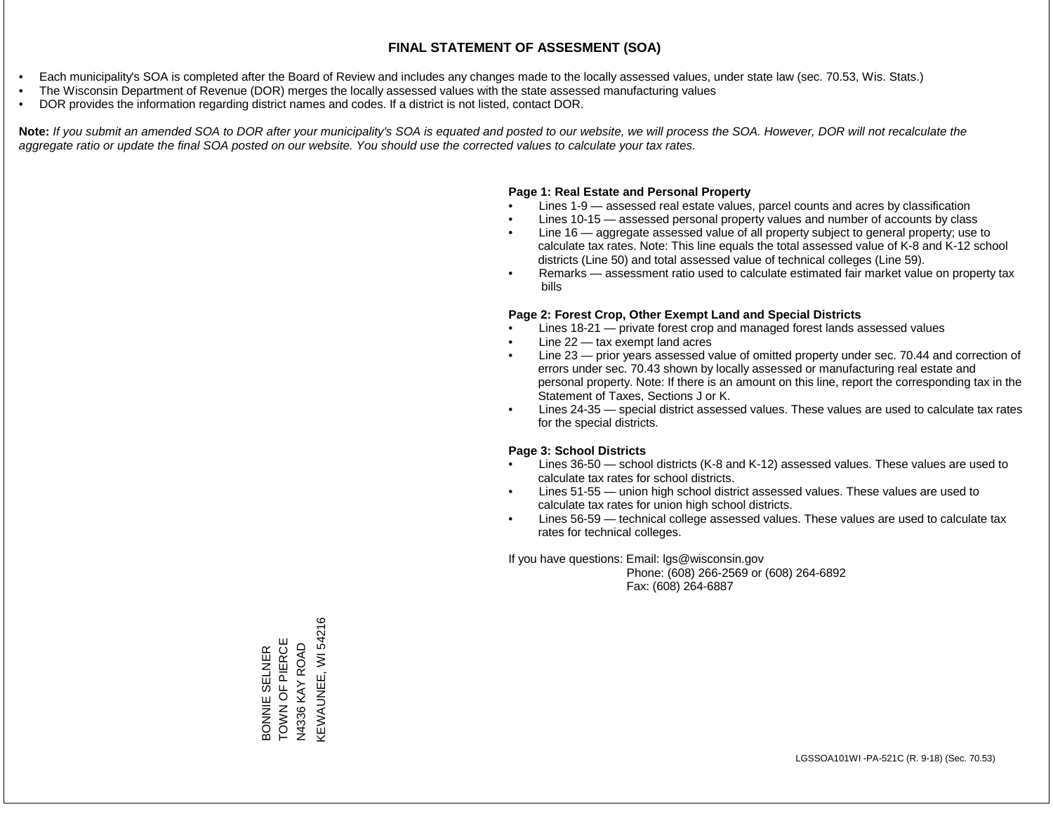# FINAL STATEMENT OF ASSESMENT (SOA)

- Each municipality's SOA is completed after the Board of Review and includes any changes made to the locally assessed values, under state law (sec. 70.53, Wis. Stats.)
- The Wisconsin Department of Revenue (DOR) merges the locally assessed values with the state assessed manufacturing values
- DOR provides the information regarding district names and codes. If a district is not listed, contact DOR.

**Note:** *If you submit an amended SOA to DOR after your municipality's SOA is equated and posted to our website, we will process the SOA. However, DOR will not recalculate the aggregate ratio or update the final SOA posted on our website. You should use the corrected values to calculate your tax rates.*

**Page 1: Real Estate and Personal Property**

- Lines 1-9 — assessed real estate values, parcel counts and acres by classification
- Lines 10-15 — assessed personal property values and number of accounts by class
- Line 16 — aggregate assessed value of all property subject to general property; use to calculate tax rates. Note: This line equals the total assessed value of K-8 and K-12 school districts (Line 50) and total assessed value of technical colleges (Line 59).
- Remarks — assessment ratio used to calculate estimated fair market value on property tax bills

**Page 2: Forest Crop, Other Exempt Land and Special Districts**

- Lines 18-21 — private forest crop and managed forest lands assessed values
- Line 22 — tax exempt land acres
- Line 23 — prior years assessed value of omitted property under sec. 70.44 and correction of errors under sec. 70.43 shown by locally assessed or manufacturing real estate and personal property. Note: If there is an amount on this line, report the corresponding tax in the Statement of Taxes, Sections J or K.
- Lines 24-35 — special district assessed values. These values are used to calculate tax rates for the special districts.

**Page 3: School Districts**

- Lines 36-50 — school districts (K-8 and K-12) assessed values. These values are used to calculate tax rates for school districts.
- Lines 51-55 — union high school district assessed values. These values are used to calculate tax rates for union high school districts.
- Lines 56-59 — technical college assessed values. These values are used to calculate tax rates for technical colleges.

If you have questions: Email: lgs@wisconsin.gov
Phone: (608) 266-2569 or (608) 264-6892
Fax: (608) 264-6887

BONNIE SELNER
TOWN OF PIERCE
N4336 KAY ROAD
KEWAUNEE, WI 54216

LGSSOA101WI -PA-521C (R. 9-18) (Sec. 70.53)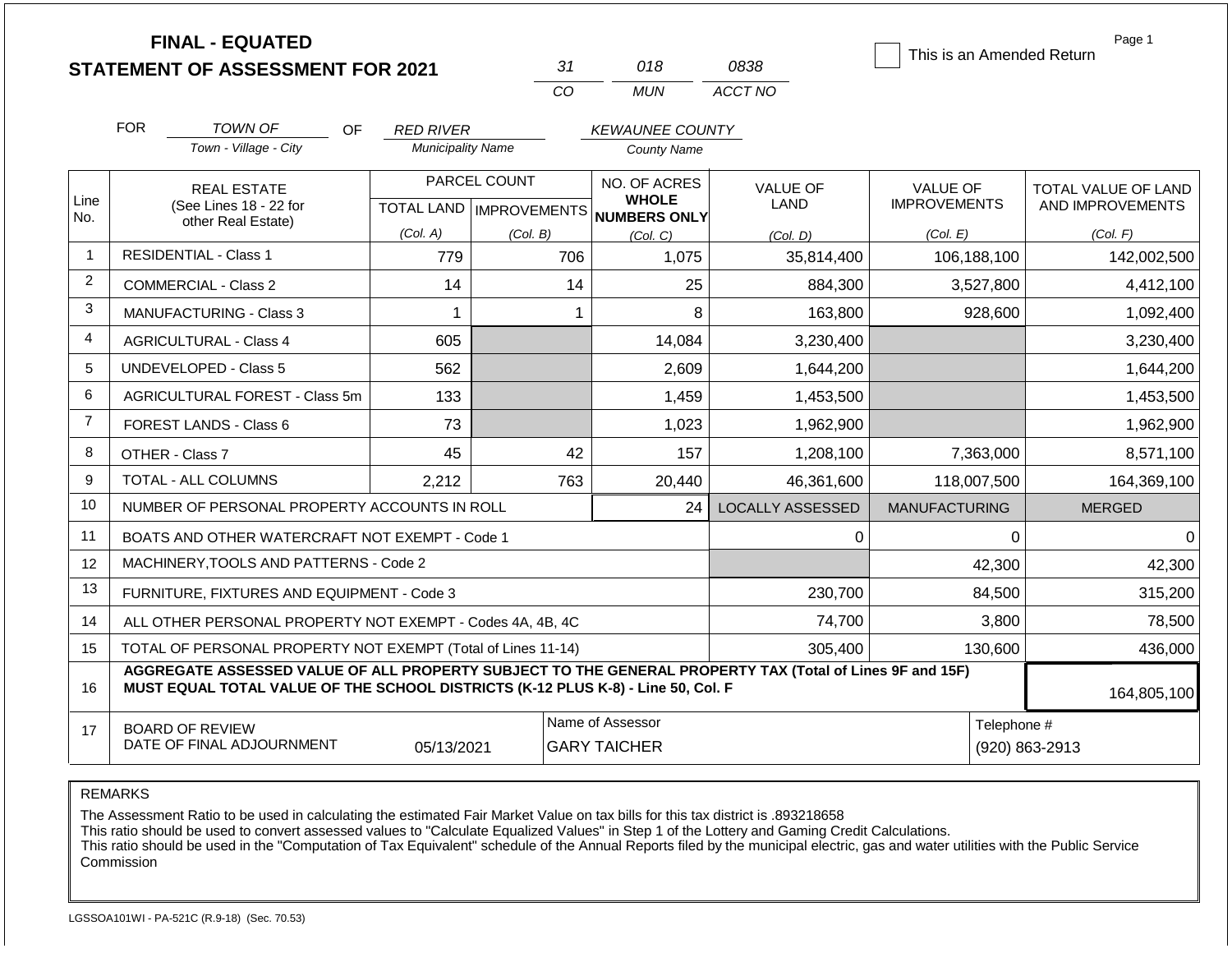# FINAL - EQUATED STATEMENT OF ASSESSMENT FOR 2021

| 31 | 018 | 0838 |
|---|---|---|
| CO | MUN | ACCT NO |

☐ This is an Amended Return

Page 1

FOR *TOWN OF* (Town - Village - City) OF *RED RIVER* (Municipality Name) *KEWAUNEE COUNTY* (County Name)

| Line No. | REAL ESTATE (See Lines 18 - 22 for other Real Estate) | PARCEL COUNT TOTAL LAND (Col. A) | PARCEL COUNT IMPROVEMENTS (Col. B) | NO. OF ACRES WHOLE NUMBERS ONLY (Col. C) | VALUE OF LAND (Col. D) | VALUE OF IMPROVEMENTS (Col. E) | TOTAL VALUE OF LAND AND IMPROVEMENTS (Col. F) |
|---|---|---|---|---|---|---|---|
| 1 | RESIDENTIAL - Class 1 | 779 | 706 | 1,075 | 35,814,400 | 106,188,100 | 142,002,500 |
| 2 | COMMERCIAL - Class 2 | 14 | 14 | 25 | 884,300 | 3,527,800 | 4,412,100 |
| 3 | MANUFACTURING - Class 3 | 1 | 1 | 8 | 163,800 | 928,600 | 1,092,400 |
| 4 | AGRICULTURAL - Class 4 | 605 | | 14,084 | 3,230,400 | | 3,230,400 |
| 5 | UNDEVELOPED - Class 5 | 562 | | 2,609 | 1,644,200 | | 1,644,200 |
| 6 | AGRICULTURAL FOREST - Class 5m | 133 | | 1,459 | 1,453,500 | | 1,453,500 |
| 7 | FOREST LANDS - Class 6 | 73 | | 1,023 | 1,962,900 | | 1,962,900 |
| 8 | OTHER - Class 7 | 45 | 42 | 157 | 1,208,100 | 7,363,000 | 8,571,100 |
| 9 | TOTAL - ALL COLUMNS | 2,212 | 763 | 20,440 | 46,361,600 | 118,007,500 | 164,369,100 |
| 10 | NUMBER OF PERSONAL PROPERTY ACCOUNTS IN ROLL | | | 24 | LOCALLY ASSESSED | MANUFACTURING | MERGED |
| 11 | BOATS AND OTHER WATERCRAFT NOT EXEMPT - Code 1 | | | | 0 | 0 | 0 |
| 12 | MACHINERY,TOOLS AND PATTERNS - Code 2 | | | | | 42,300 | 42,300 |
| 13 | FURNITURE, FIXTURES AND EQUIPMENT - Code 3 | | | | 230,700 | 84,500 | 315,200 |
| 14 | ALL OTHER PERSONAL PROPERTY NOT EXEMPT - Codes 4A, 4B, 4C | | | | 74,700 | 3,800 | 78,500 |
| 15 | TOTAL OF PERSONAL PROPERTY NOT EXEMPT (Total of Lines 11-14) | | | | 305,400 | 130,600 | 436,000 |
| 16 | **AGGREGATE ASSESSED VALUE OF ALL PROPERTY SUBJECT TO THE GENERAL PROPERTY TAX (Total of Lines 9F and 15F) MUST EQUAL TOTAL VALUE OF THE SCHOOL DISTRICTS (K-12 PLUS K-8) - Line 50, Col. F** | | | | | | 164,805,100 |
| 17 | BOARD OF REVIEW DATE OF FINAL ADJOURNMENT | 05/13/2021 | | Name of Assessor: GARY TAICHER | | | Telephone #: (920) 863-2913 |

REMARKS

The Assessment Ratio to be used in calculating the estimated Fair Market Value on tax bills for this tax district is .893218658
This ratio should be used to convert assessed values to "Calculate Equalized Values" in Step 1 of the Lottery and Gaming Credit Calculations.
This ratio should be used in the "Computation of Tax Equivalent" schedule of the Annual Reports filed by the municipal electric, gas and water utilities with the Public Service Commission

LGSSOA101WI - PA-521C (R.9-18) (Sec. 70.53)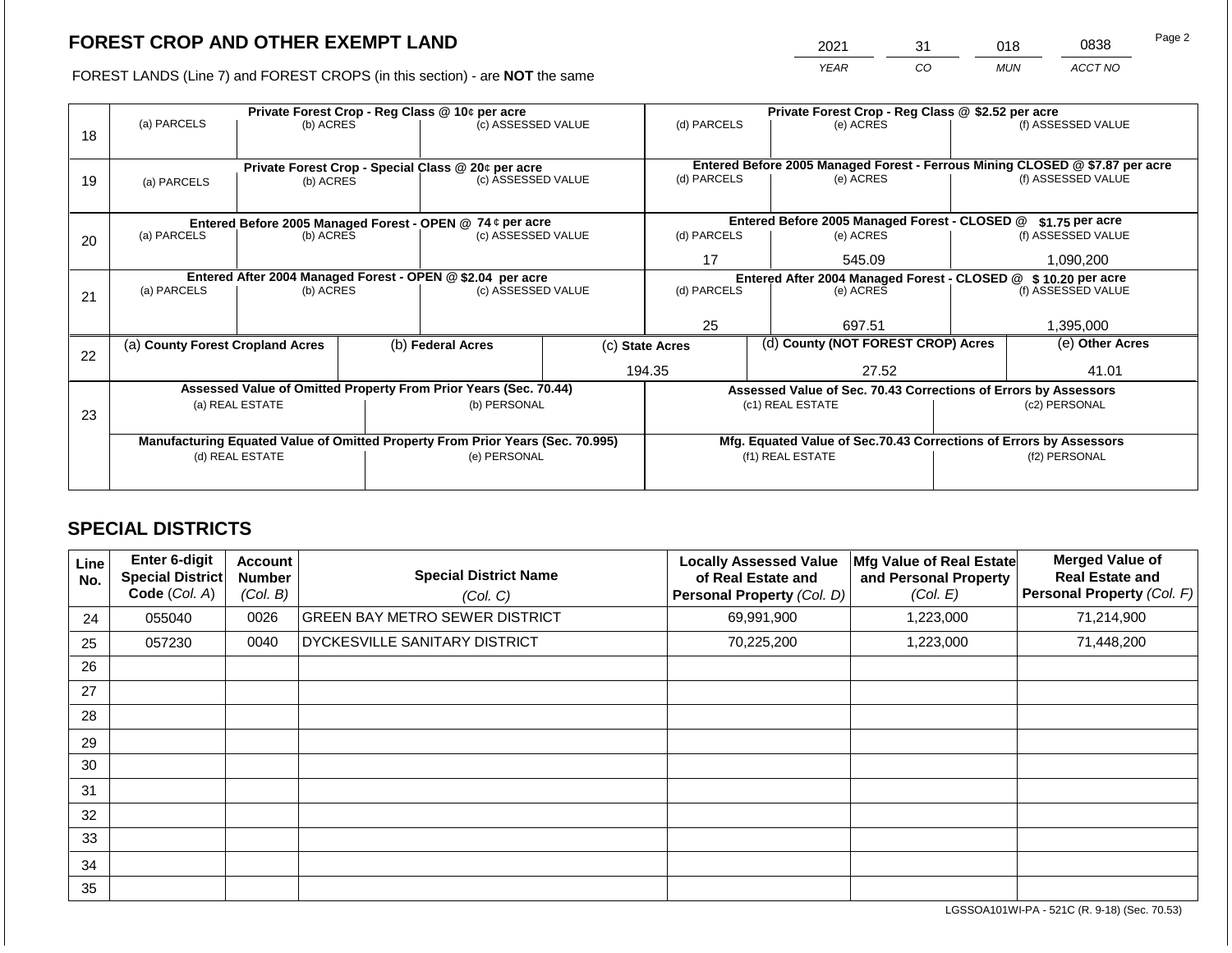## FOREST CROP AND OTHER EXEMPT LAND

FOREST LANDS (Line 7) and FOREST CROPS (in this section) - are **NOT** the same

| YEAR | CO | MUN | ACCT NO |
|---|---|---|---|
| 2021 | 31 | 018 | 0838 |

| Line | | | | | | |
|---|---|---|---|---|---|---|
| 18 | **Private Forest Crop - Reg Class @ 10¢ per acre** | | | **Private Forest Crop - Reg Class @ $2.52 per acre** | | |
| | (a) PARCELS | (b) ACRES | (c) ASSESSED VALUE | (d) PARCELS | (e) ACRES | (f) ASSESSED VALUE |
| | | | | | | |
| 19 | **Private Forest Crop - Special Class @ 20¢ per acre** | | | **Entered Before 2005 Managed Forest - Ferrous Mining CLOSED @ $7.87 per acre** | | |
| | (a) PARCELS | (b) ACRES | (c) ASSESSED VALUE | (d) PARCELS | (e) ACRES | (f) ASSESSED VALUE |
| | | | | | | |
| 20 | **Entered Before 2005 Managed Forest - OPEN @ 74 ¢ per acre** | | | **Entered Before 2005 Managed Forest - CLOSED @ $1.75 per acre** | | |
| | (a) PARCELS | (b) ACRES | (c) ASSESSED VALUE | (d) PARCELS | (e) ACRES | (f) ASSESSED VALUE |
| | | | | 17 | 545.09 | 1,090,200 |
| 21 | **Entered After 2004 Managed Forest - OPEN @ $2.04 per acre** | | | **Entered After 2004 Managed Forest - CLOSED @ $ 10.20 per acre** | | |
| | (a) PARCELS | (b) ACRES | (c) ASSESSED VALUE | (d) PARCELS | (e) ACRES | (f) ASSESSED VALUE |
| | | | | 25 | 697.51 | 1,395,000 |

| Line | (a) County Forest Cropland Acres | (b) Federal Acres | (c) State Acres | (d) County (NOT FOREST CROP) Acres | (e) Other Acres |
|---|---|---|---|---|---|
| 22 | | | 194.35 | 27.52 | 41.01 |

| Line | Assessed Value of Omitted Property From Prior Years (Sec. 70.44) | | Assessed Value of Sec. 70.43 Corrections of Errors by Assessors | |
|---|---|---|---|---|
| 23 | (a) REAL ESTATE | (b) PERSONAL | (c1) REAL ESTATE | (c2) PERSONAL |
| | | | | |
| | **Manufacturing Equated Value of Omitted Property From Prior Years (Sec. 70.995)** | | **Mfg. Equated Value of Sec.70.43 Corrections of Errors by Assessors** | |
| | (d) REAL ESTATE | (e) PERSONAL | (f1) REAL ESTATE | (f2) PERSONAL |
| | | | | |

## SPECIAL DISTRICTS

| Line No. | Enter 6-digit Special District Code (Col. A) | Account Number (Col. B) | Special District Name (Col. C) | Locally Assessed Value of Real Estate and Personal Property (Col. D) | Mfg Value of Real Estate and Personal Property (Col. E) | Merged Value of Real Estate and Personal Property (Col. F) |
|---|---|---|---|---|---|---|
| 24 | 055040 | 0026 | GREEN BAY METRO SEWER DISTRICT | 69,991,900 | 1,223,000 | 71,214,900 |
| 25 | 057230 | 0040 | DYCKESVILLE SANITARY DISTRICT | 70,225,200 | 1,223,000 | 71,448,200 |
| 26 | | | | | | |
| 27 | | | | | | |
| 28 | | | | | | |
| 29 | | | | | | |
| 30 | | | | | | |
| 31 | | | | | | |
| 32 | | | | | | |
| 33 | | | | | | |
| 34 | | | | | | |
| 35 | | | | | | |

LGSSOA101WI-PA - 521C (R. 9-18) (Sec. 70.53)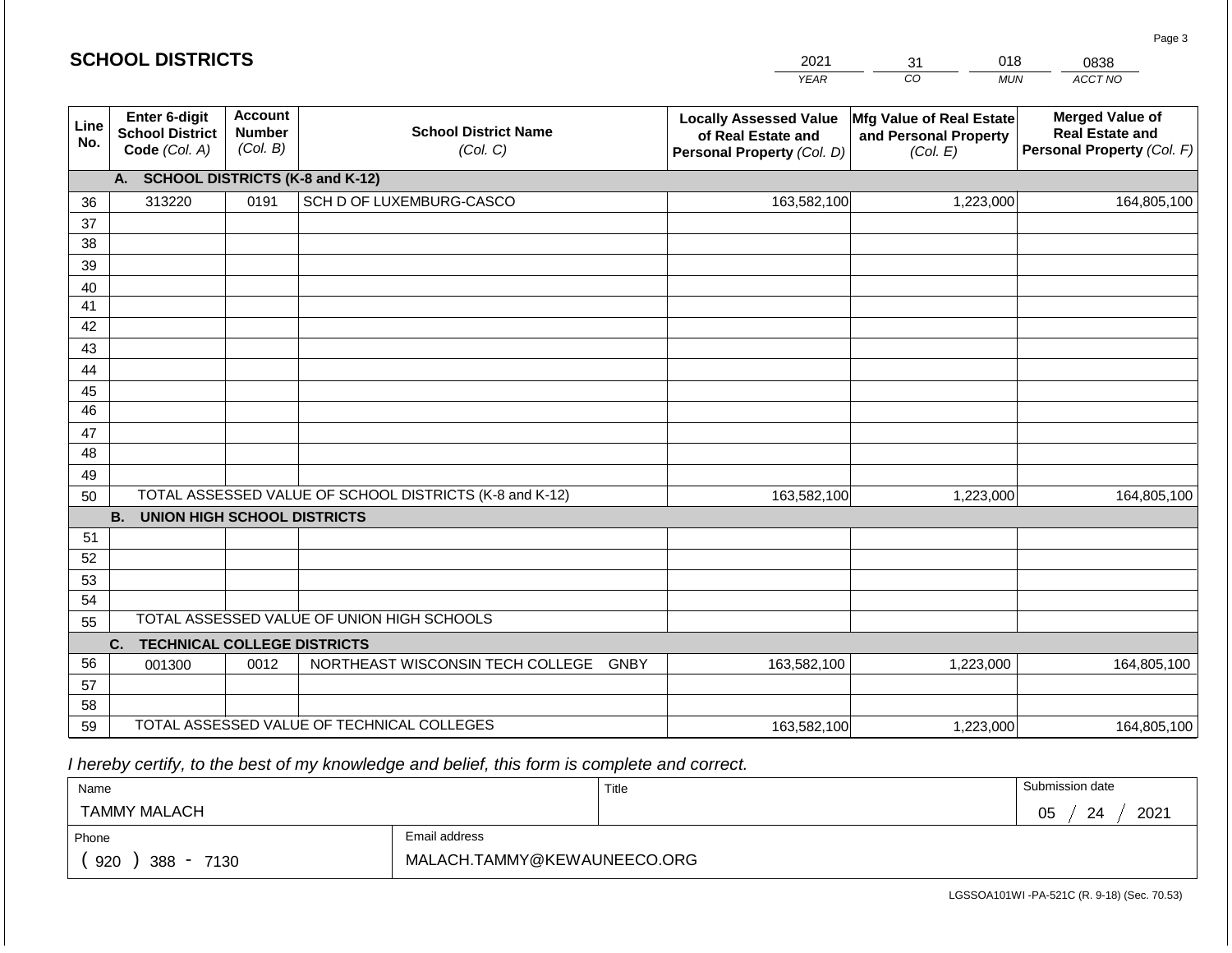# SCHOOL DISTRICTS

| 2021 | 31 | 018 | 0838 |
|---|---|---|---|
| YEAR | CO | MUN | ACCT NO |

| Line No. | Enter 6-digit School District Code (Col. A) | Account Number (Col. B) | School District Name (Col. C) | Locally Assessed Value of Real Estate and Personal Property (Col. D) | Mfg Value of Real Estate and Personal Property (Col. E) | Merged Value of Real Estate and Personal Property (Col. F) |
|---|---|---|---|---|---|---|
| | **A. SCHOOL DISTRICTS (K-8 and K-12)** | | | | | |
| 36 | 313220 | 0191 | SCH D OF LUXEMBURG-CASCO | 163,582,100 | 1,223,000 | 164,805,100 |
| 37 | | | | | | |
| 38 | | | | | | |
| 39 | | | | | | |
| 40 | | | | | | |
| 41 | | | | | | |
| 42 | | | | | | |
| 43 | | | | | | |
| 44 | | | | | | |
| 45 | | | | | | |
| 46 | | | | | | |
| 47 | | | | | | |
| 48 | | | | | | |
| 49 | | | | | | |
| 50 | TOTAL ASSESSED VALUE OF SCHOOL DISTRICTS (K-8 and K-12) | | | 163,582,100 | 1,223,000 | 164,805,100 |
| | **B. UNION HIGH SCHOOL DISTRICTS** | | | | | |
| 51 | | | | | | |
| 52 | | | | | | |
| 53 | | | | | | |
| 54 | | | | | | |
| 55 | TOTAL ASSESSED VALUE OF UNION HIGH SCHOOLS | | | | | |
| | **C. TECHNICAL COLLEGE DISTRICTS** | | | | | |
| 56 | 001300 | 0012 | NORTHEAST WISCONSIN TECH COLLEGE GNBY | 163,582,100 | 1,223,000 | 164,805,100 |
| 57 | | | | | | |
| 58 | | | | | | |
| 59 | TOTAL ASSESSED VALUE OF TECHNICAL COLLEGES | | | 163,582,100 | 1,223,000 | 164,805,100 |

*I hereby certify, to the best of my knowledge and belief, this form is complete and correct.*

| Name | Title | Submission date |
|---|---|---|
| TAMMY MALACH | | 05 / 24 / 2021 |
| Phone | Email address | |
| ( 920 ) 388 - 7130 | MALACH.TAMMY@KEWAUNEECO.ORG | |

LGSSOA101WI -PA-521C (R. 9-18) (Sec. 70.53)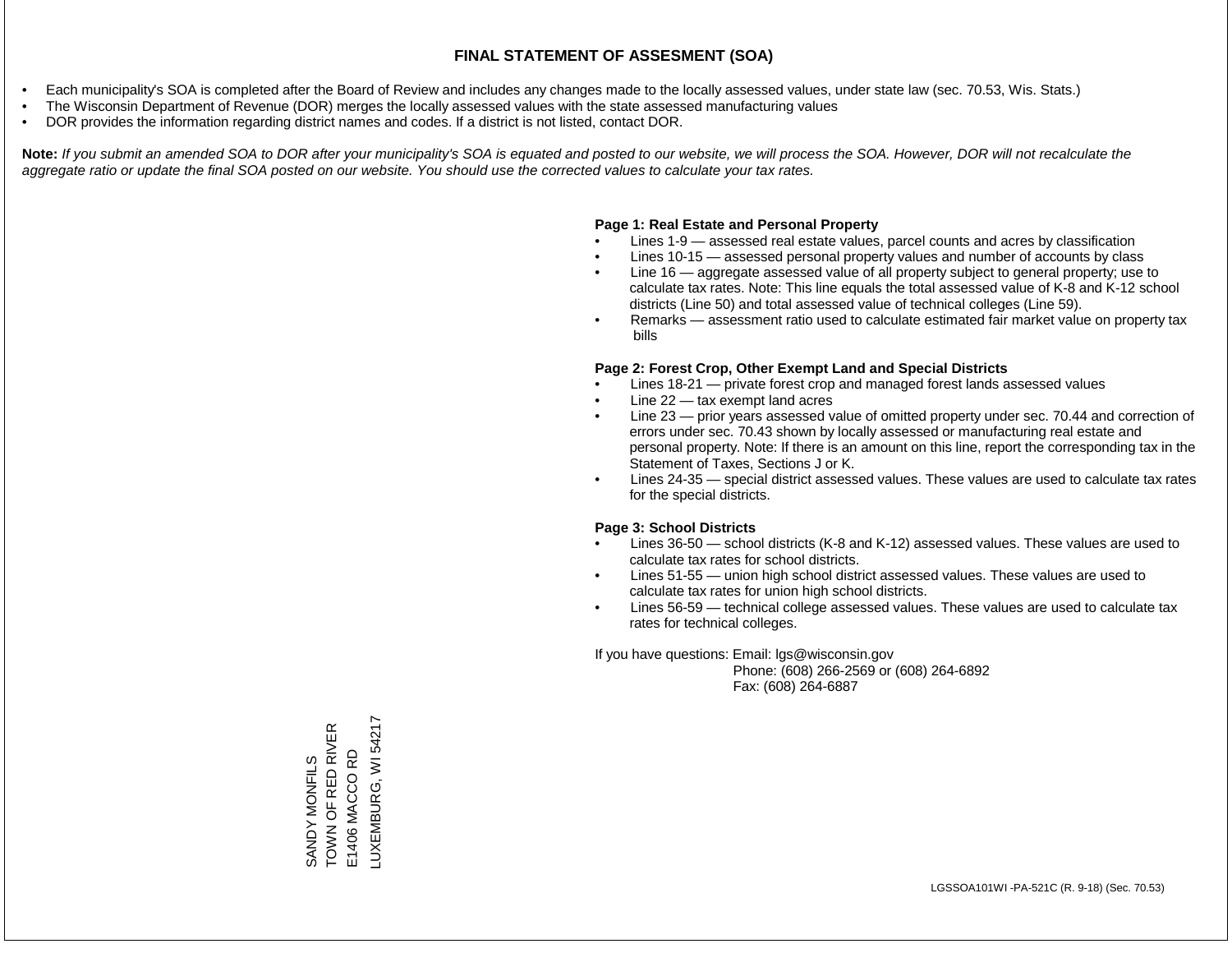# FINAL STATEMENT OF ASSESMENT (SOA)

- Each municipality's SOA is completed after the Board of Review and includes any changes made to the locally assessed values, under state law (sec. 70.53, Wis. Stats.)
- The Wisconsin Department of Revenue (DOR) merges the locally assessed values with the state assessed manufacturing values
- DOR provides the information regarding district names and codes. If a district is not listed, contact DOR.

**Note:** *If you submit an amended SOA to DOR after your municipality's SOA is equated and posted to our website, we will process the SOA. However, DOR will not recalculate the aggregate ratio or update the final SOA posted on our website. You should use the corrected values to calculate your tax rates.*

**Page 1: Real Estate and Personal Property**

- Lines 1-9 — assessed real estate values, parcel counts and acres by classification
- Lines 10-15 — assessed personal property values and number of accounts by class
- Line 16 — aggregate assessed value of all property subject to general property; use to calculate tax rates. Note: This line equals the total assessed value of K-8 and K-12 school districts (Line 50) and total assessed value of technical colleges (Line 59).
- Remarks — assessment ratio used to calculate estimated fair market value on property tax bills

**Page 2: Forest Crop, Other Exempt Land and Special Districts**

- Lines 18-21 — private forest crop and managed forest lands assessed values
- Line 22 — tax exempt land acres
- Line 23 — prior years assessed value of omitted property under sec. 70.44 and correction of errors under sec. 70.43 shown by locally assessed or manufacturing real estate and personal property. Note: If there is an amount on this line, report the corresponding tax in the Statement of Taxes, Sections J or K.
- Lines 24-35 — special district assessed values. These values are used to calculate tax rates for the special districts.

**Page 3: School Districts**

- Lines 36-50 — school districts (K-8 and K-12) assessed values. These values are used to calculate tax rates for school districts.
- Lines 51-55 — union high school district assessed values. These values are used to calculate tax rates for union high school districts.
- Lines 56-59 — technical college assessed values. These values are used to calculate tax rates for technical colleges.

If you have questions: Email: lgs@wisconsin.gov
Phone: (608) 266-2569 or (608) 264-6892
Fax: (608) 264-6887

SANDY MONFILS
TOWN OF RED RIVER
E1406 MACCO RD
LUXEMBURG, WI 54217

LGSSOA101WI -PA-521C (R. 9-18) (Sec. 70.53)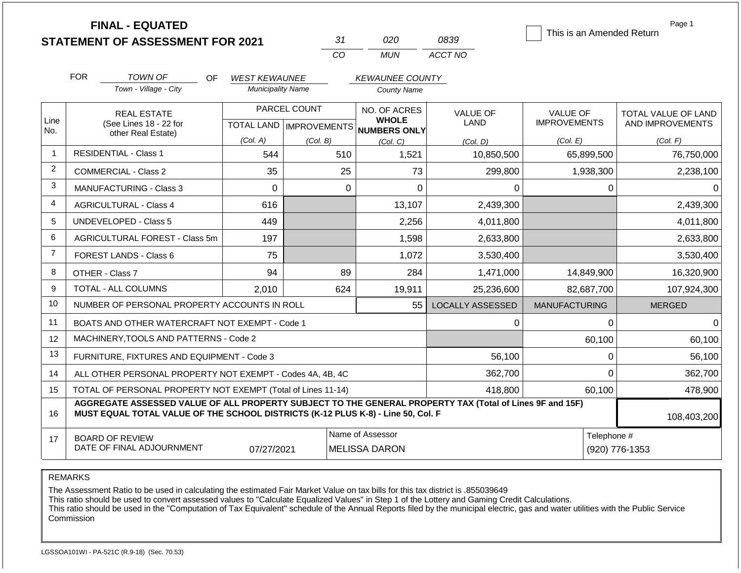# FINAL - EQUATED
## STATEMENT OF ASSESSMENT FOR 2021

| 31 | 020 | 0839 |
|---|---|---|
| CO | MUN | ACCT NO |

☐ This is an Amended Return

Page 1

FOR *TOWN OF* (Town - Village - City) OF *WEST KEWAUNEE* (Municipality Name) *KEWAUNEE COUNTY* (County Name)

| Line No. | REAL ESTATE (See Lines 18 - 22 for other Real Estate) | PARCEL COUNT TOTAL LAND (Col. A) | PARCEL COUNT IMPROVEMENTS (Col. B) | NO. OF ACRES WHOLE NUMBERS ONLY (Col. C) | VALUE OF LAND (Col. D) | VALUE OF IMPROVEMENTS (Col. E) | TOTAL VALUE OF LAND AND IMPROVEMENTS (Col. F) |
|---|---|---|---|---|---|---|---|
| 1 | RESIDENTIAL - Class 1 | 544 | 510 | 1,521 | 10,850,500 | 65,899,500 | 76,750,000 |
| 2 | COMMERCIAL - Class 2 | 35 | 25 | 73 | 299,800 | 1,938,300 | 2,238,100 |
| 3 | MANUFACTURING - Class 3 | 0 | 0 | 0 | 0 | 0 | 0 |
| 4 | AGRICULTURAL - Class 4 | 616 | | 13,107 | 2,439,300 | | 2,439,300 |
| 5 | UNDEVELOPED - Class 5 | 449 | | 2,256 | 4,011,800 | | 4,011,800 |
| 6 | AGRICULTURAL FOREST - Class 5m | 197 | | 1,598 | 2,633,800 | | 2,633,800 |
| 7 | FOREST LANDS - Class 6 | 75 | | 1,072 | 3,530,400 | | 3,530,400 |
| 8 | OTHER - Class 7 | 94 | 89 | 284 | 1,471,000 | 14,849,900 | 16,320,900 |
| 9 | TOTAL - ALL COLUMNS | 2,010 | 624 | 19,911 | 25,236,600 | 82,687,700 | 107,924,300 |
| 10 | NUMBER OF PERSONAL PROPERTY ACCOUNTS IN ROLL | | | 55 | LOCALLY ASSESSED | MANUFACTURING | MERGED |
| 11 | BOATS AND OTHER WATERCRAFT NOT EXEMPT - Code 1 | | | | 0 | 0 | 0 |
| 12 | MACHINERY,TOOLS AND PATTERNS - Code 2 | | | | | 60,100 | 60,100 |
| 13 | FURNITURE, FIXTURES AND EQUIPMENT - Code 3 | | | | 56,100 | 0 | 56,100 |
| 14 | ALL OTHER PERSONAL PROPERTY NOT EXEMPT - Codes 4A, 4B, 4C | | | | 362,700 | 0 | 362,700 |
| 15 | TOTAL OF PERSONAL PROPERTY NOT EXEMPT (Total of Lines 11-14) | | | | 418,800 | 60,100 | 478,900 |
| 16 | **AGGREGATE ASSESSED VALUE OF ALL PROPERTY SUBJECT TO THE GENERAL PROPERTY TAX (Total of Lines 9F and 15F) MUST EQUAL TOTAL VALUE OF THE SCHOOL DISTRICTS (K-12 PLUS K-8) - Line 50, Col. F** | | | | | | 108,403,200 |
| 17 | BOARD OF REVIEW DATE OF FINAL ADJOURNMENT | 07/27/2021 | Name of Assessor | MELISSA DARON | | Telephone # | (920) 776-1353 |

REMARKS

The Assessment Ratio to be used in calculating the estimated Fair Market Value on tax bills for this tax district is .855039649
This ratio should be used to convert assessed values to "Calculate Equalized Values" in Step 1 of the Lottery and Gaming Credit Calculations.
This ratio should be used in the "Computation of Tax Equivalent" schedule of the Annual Reports filed by the municipal electric, gas and water utilities with the Public Service Commission

LGSSOA101WI - PA-521C (R.9-18) (Sec. 70.53)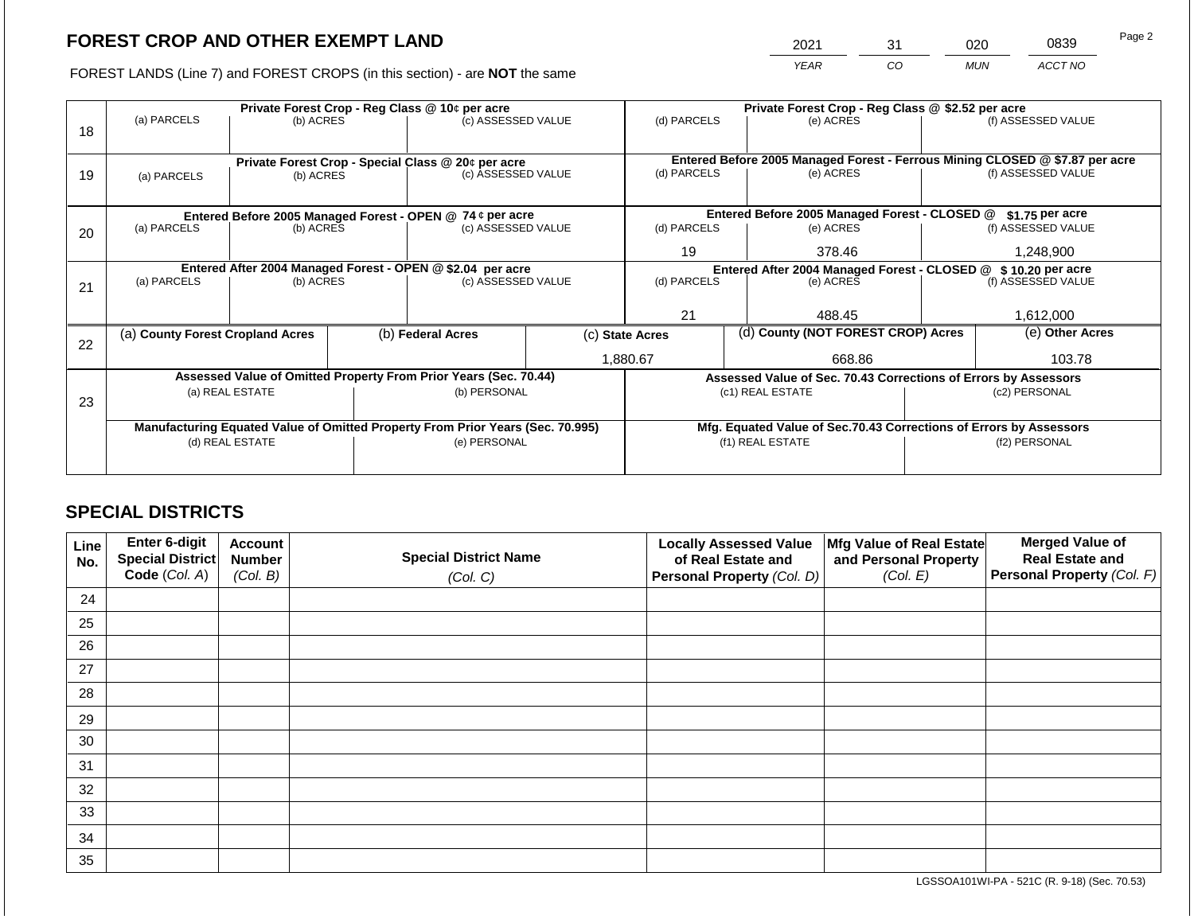## FOREST CROP AND OTHER EXEMPT LAND

FOREST LANDS (Line 7) and FOREST CROPS (in this section) - are **NOT** the same

| YEAR | CO | MUN | ACCT NO |
|---|---|---|---|
| 2021 | 31 | 020 | 0839 |

| Line | Private Forest Crop - Reg Class @ 10¢ per acre | | | Private Forest Crop - Reg Class @ $2.52 per acre | | |
|---|---|---|---|---|---|---|
| | (a) PARCELS | (b) ACRES | (c) ASSESSED VALUE | (d) PARCELS | (e) ACRES | (f) ASSESSED VALUE |
| 18 | | | | | | |
| | **Private Forest Crop - Special Class @ 20¢ per acre** | | | **Entered Before 2005 Managed Forest - Ferrous Mining CLOSED @ $7.87 per acre** | | |
| | (a) PARCELS | (b) ACRES | (c) ASSESSED VALUE | (d) PARCELS | (e) ACRES | (f) ASSESSED VALUE |
| 19 | | | | | | |
| | **Entered Before 2005 Managed Forest - OPEN @ 74 ¢ per acre** | | | **Entered Before 2005 Managed Forest - CLOSED @ $1.75 per acre** | | |
| | (a) PARCELS | (b) ACRES | (c) ASSESSED VALUE | (d) PARCELS | (e) ACRES | (f) ASSESSED VALUE |
| 20 | | | | 19 | 378.46 | 1,248,900 |
| | **Entered After 2004 Managed Forest - OPEN @ $2.04 per acre** | | | **Entered After 2004 Managed Forest - CLOSED @ $ 10.20 per acre** | | |
| | (a) PARCELS | (b) ACRES | (c) ASSESSED VALUE | (d) PARCELS | (e) ACRES | (f) ASSESSED VALUE |
| 21 | | | | 21 | 488.45 | 1,612,000 |

| Line | (a) County Forest Cropland Acres | (b) Federal Acres | (c) State Acres | (d) County (NOT FOREST CROP) Acres | (e) Other Acres |
|---|---|---|---|---|---|
| 22 | | | 1,880.67 | 668.86 | 103.78 |

| Line | Assessed Value of Omitted Property From Prior Years (Sec. 70.44) | | Assessed Value of Sec. 70.43 Corrections of Errors by Assessors | |
|---|---|---|---|---|
| | (a) REAL ESTATE | (b) PERSONAL | (c1) REAL ESTATE | (c2) PERSONAL |
| 23 | | | | |
| | **Manufacturing Equated Value of Omitted Property From Prior Years (Sec. 70.995)** | | **Mfg. Equated Value of Sec.70.43 Corrections of Errors by Assessors** | |
| | (d) REAL ESTATE | (e) PERSONAL | (f1) REAL ESTATE | (f2) PERSONAL |
| | | | | |

## SPECIAL DISTRICTS

| Line No. | Enter 6-digit Special District Code (Col. A) | Account Number (Col. B) | Special District Name (Col. C) | Locally Assessed Value of Real Estate and Personal Property (Col. D) | Mfg Value of Real Estate and Personal Property (Col. E) | Merged Value of Real Estate and Personal Property (Col. F) |
|---|---|---|---|---|---|---|
| 24 | | | | | | |
| 25 | | | | | | |
| 26 | | | | | | |
| 27 | | | | | | |
| 28 | | | | | | |
| 29 | | | | | | |
| 30 | | | | | | |
| 31 | | | | | | |
| 32 | | | | | | |
| 33 | | | | | | |
| 34 | | | | | | |
| 35 | | | | | | |

LGSSOA101WI-PA - 521C (R. 9-18) (Sec. 70.53)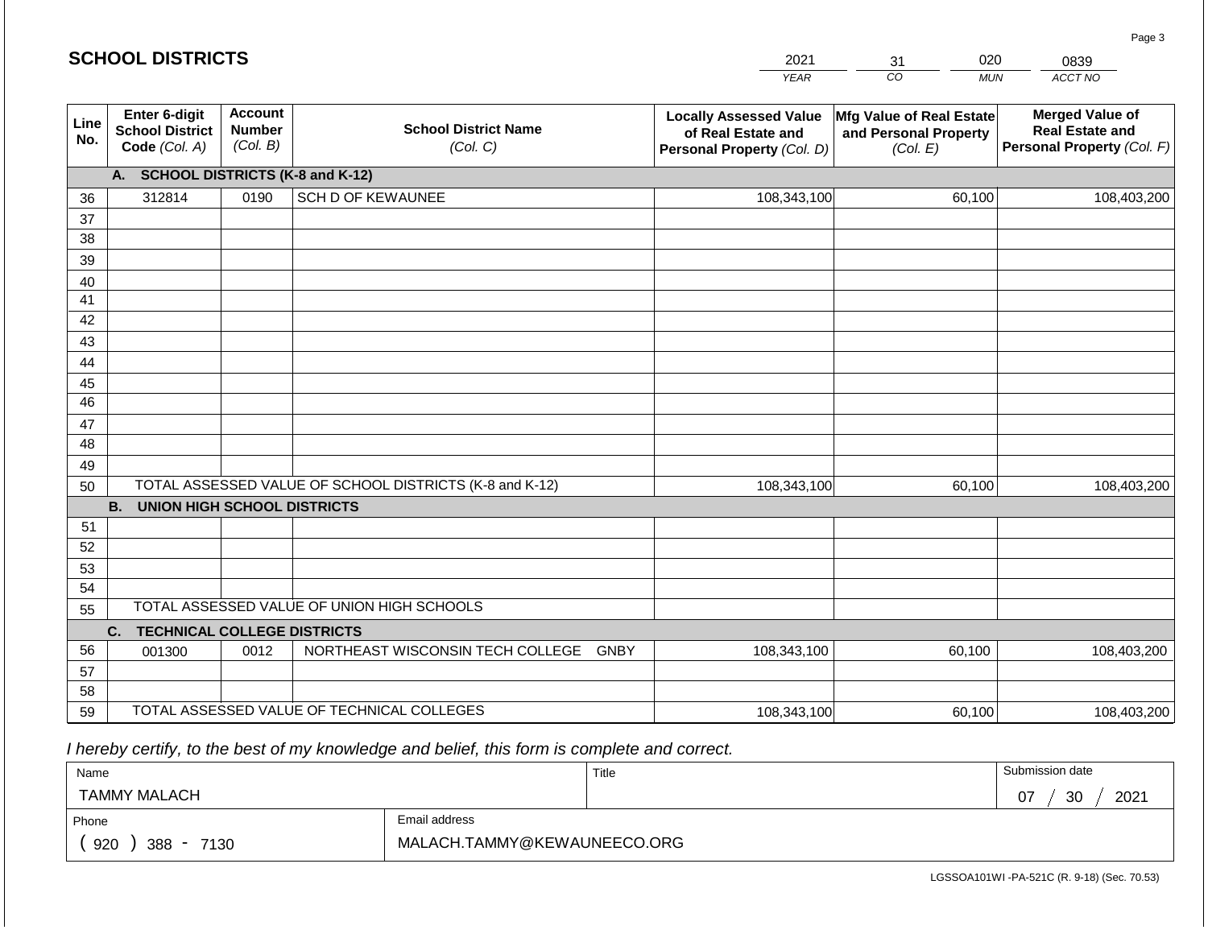## SCHOOL DISTRICTS

| 2021 | 31 | 020 | 0839 |
|---|---|---|---|
| *YEAR* | *CO* | *MUN* | *ACCT NO* |

| Line No. | Enter 6-digit School District Code *(Col. A)* | Account Number *(Col. B)* | School District Name *(Col. C)* | Locally Assessed Value of Real Estate and Personal Property *(Col. D)* | Mfg Value of Real Estate and Personal Property *(Col. E)* | Merged Value of Real Estate and Personal Property *(Col. F)* |
|---|---|---|---|---|---|---|
| | **A. SCHOOL DISTRICTS (K-8 and K-12)** | | | | | |
| 36 | 312814 | 0190 | SCH D OF KEWAUNEE | 108,343,100 | 60,100 | 108,403,200 |
| 37 | | | | | | |
| 38 | | | | | | |
| 39 | | | | | | |
| 40 | | | | | | |
| 41 | | | | | | |
| 42 | | | | | | |
| 43 | | | | | | |
| 44 | | | | | | |
| 45 | | | | | | |
| 46 | | | | | | |
| 47 | | | | | | |
| 48 | | | | | | |
| 49 | | | | | | |
| 50 | TOTAL ASSESSED VALUE OF SCHOOL DISTRICTS (K-8 and K-12) | | | 108,343,100 | 60,100 | 108,403,200 |
| | **B. UNION HIGH SCHOOL DISTRICTS** | | | | | |
| 51 | | | | | | |
| 52 | | | | | | |
| 53 | | | | | | |
| 54 | | | | | | |
| 55 | TOTAL ASSESSED VALUE OF UNION HIGH SCHOOLS | | | | | |
| | **C. TECHNICAL COLLEGE DISTRICTS** | | | | | |
| 56 | 001300 | 0012 | NORTHEAST WISCONSIN TECH COLLEGE GNBY | 108,343,100 | 60,100 | 108,403,200 |
| 57 | | | | | | |
| 58 | | | | | | |
| 59 | TOTAL ASSESSED VALUE OF TECHNICAL COLLEGES | | | 108,343,100 | 60,100 | 108,403,200 |

*I hereby certify, to the best of my knowledge and belief, this form is complete and correct.*

| Name | Title | Submission date |
|---|---|---|
| TAMMY MALACH | | 07 / 30 / 2021 |
| Phone | Email address | |
| ( 920 ) 388 - 7130 | MALACH.TAMMY@KEWAUNEECO.ORG | |

LGSSOA101WI -PA-521C (R. 9-18) (Sec. 70.53)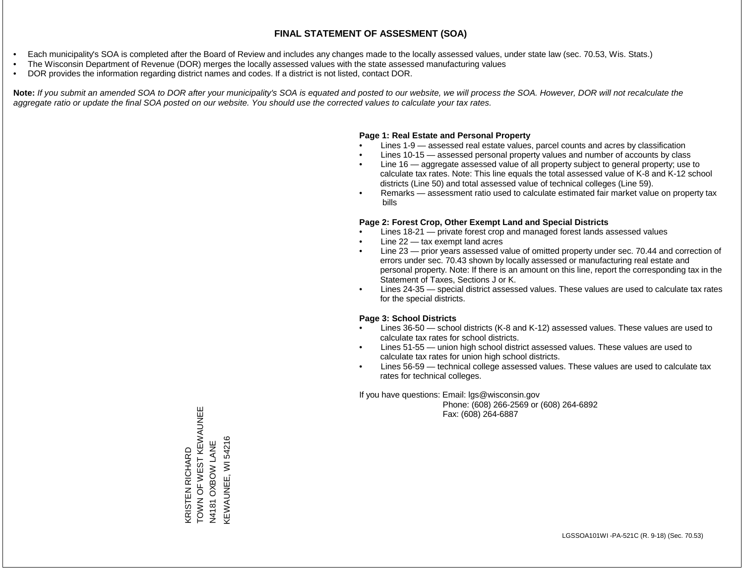# FINAL STATEMENT OF ASSESMENT (SOA)

- Each municipality's SOA is completed after the Board of Review and includes any changes made to the locally assessed values, under state law (sec. 70.53, Wis. Stats.)
- The Wisconsin Department of Revenue (DOR) merges the locally assessed values with the state assessed manufacturing values
- DOR provides the information regarding district names and codes. If a district is not listed, contact DOR.

**Note:** *If you submit an amended SOA to DOR after your municipality's SOA is equated and posted to our website, we will process the SOA. However, DOR will not recalculate the aggregate ratio or update the final SOA posted on our website. You should use the corrected values to calculate your tax rates.*

**Page 1: Real Estate and Personal Property**

- Lines 1-9 — assessed real estate values, parcel counts and acres by classification
- Lines 10-15 — assessed personal property values and number of accounts by class
- Line 16 — aggregate assessed value of all property subject to general property; use to calculate tax rates. Note: This line equals the total assessed value of K-8 and K-12 school districts (Line 50) and total assessed value of technical colleges (Line 59).
- Remarks — assessment ratio used to calculate estimated fair market value on property tax bills

**Page 2: Forest Crop, Other Exempt Land and Special Districts**

- Lines 18-21 — private forest crop and managed forest lands assessed values
- Line 22 — tax exempt land acres
- Line 23 — prior years assessed value of omitted property under sec. 70.44 and correction of errors under sec. 70.43 shown by locally assessed or manufacturing real estate and personal property. Note: If there is an amount on this line, report the corresponding tax in the Statement of Taxes, Sections J or K.
- Lines 24-35 — special district assessed values. These values are used to calculate tax rates for the special districts.

**Page 3: School Districts**

- Lines 36-50 — school districts (K-8 and K-12) assessed values. These values are used to calculate tax rates for school districts.
- Lines 51-55 — union high school district assessed values. These values are used to calculate tax rates for union high school districts.
- Lines 56-59 — technical college assessed values. These values are used to calculate tax rates for technical colleges.

If you have questions: Email: lgs@wisconsin.gov
Phone: (608) 266-2569 or (608) 264-6892
Fax: (608) 264-6887

KRISTEN RICHARD
TOWN OF WEST KEWAUNEE
N4181 OXBOW LANE
KEWAUNEE, WI 54216

LGSSOA101WI -PA-521C (R. 9-18) (Sec. 70.53)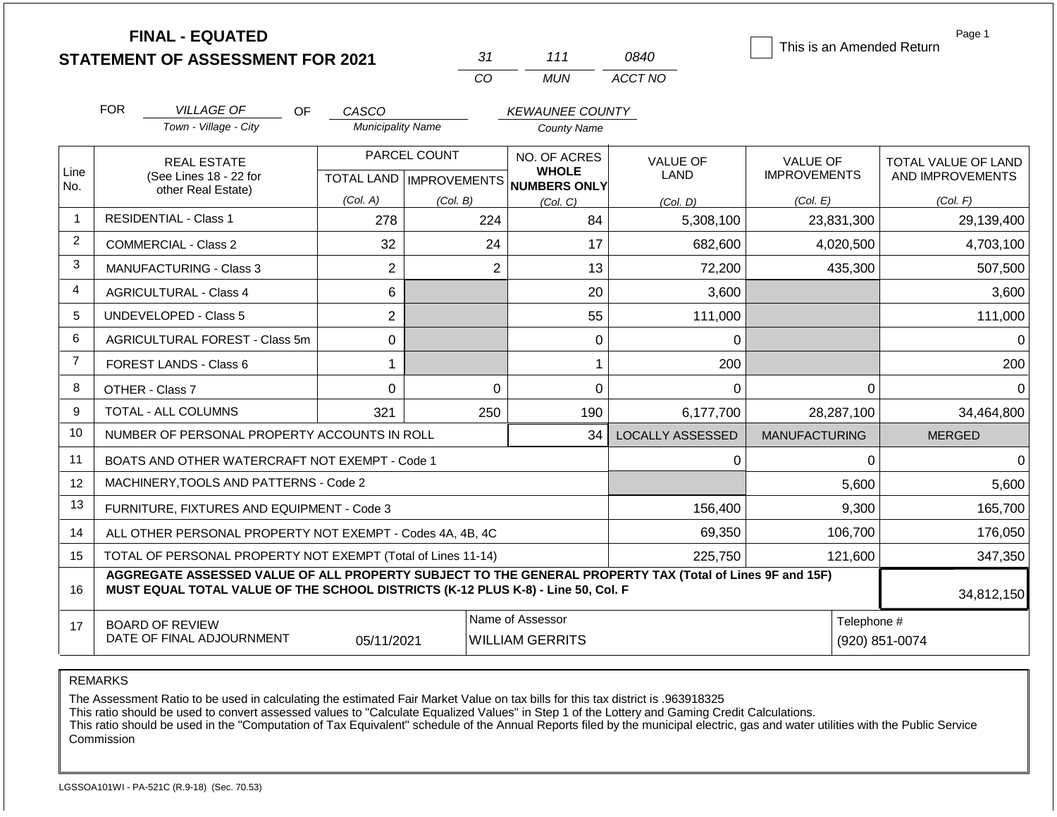# FINAL - EQUATED
## STATEMENT OF ASSESSMENT FOR 2021

| 31 | 111 | 0840 |
|---|---|---|
| CO | MUN | ACCT NO |

☐ This is an Amended Return

Page 1

FOR *VILLAGE OF* (Town - Village - City) OF *CASCO* (Municipality Name) *KEWAUNEE COUNTY* (County Name)

| Line No. | REAL ESTATE (See Lines 18 - 22 for other Real Estate) | PARCEL COUNT TOTAL LAND (Col. A) | PARCEL COUNT IMPROVEMENTS (Col. B) | NO. OF ACRES WHOLE NUMBERS ONLY (Col. C) | VALUE OF LAND (Col. D) | VALUE OF IMPROVEMENTS (Col. E) | TOTAL VALUE OF LAND AND IMPROVEMENTS (Col. F) |
|---|---|---|---|---|---|---|---|
| 1 | RESIDENTIAL - Class 1 | 278 | 224 | 84 | 5,308,100 | 23,831,300 | 29,139,400 |
| 2 | COMMERCIAL - Class 2 | 32 | 24 | 17 | 682,600 | 4,020,500 | 4,703,100 |
| 3 | MANUFACTURING - Class 3 | 2 | 2 | 13 | 72,200 | 435,300 | 507,500 |
| 4 | AGRICULTURAL - Class 4 | 6 | | 20 | 3,600 | | 3,600 |
| 5 | UNDEVELOPED - Class 5 | 2 | | 55 | 111,000 | | 111,000 |
| 6 | AGRICULTURAL FOREST - Class 5m | 0 | | 0 | 0 | | 0 |
| 7 | FOREST LANDS - Class 6 | 1 | | 1 | 200 | | 200 |
| 8 | OTHER - Class 7 | 0 | 0 | 0 | 0 | 0 | 0 |
| 9 | TOTAL - ALL COLUMNS | 321 | 250 | 190 | 6,177,700 | 28,287,100 | 34,464,800 |

| Line No. | | | LOCALLY ASSESSED | MANUFACTURING | MERGED |
|---|---|---|---|---|---|
| 10 | NUMBER OF PERSONAL PROPERTY ACCOUNTS IN ROLL | 34 | | | |
| 11 | BOATS AND OTHER WATERCRAFT NOT EXEMPT - Code 1 | | 0 | 0 | 0 |
| 12 | MACHINERY,TOOLS AND PATTERNS - Code 2 | | | 5,600 | 5,600 |
| 13 | FURNITURE, FIXTURES AND EQUIPMENT - Code 3 | | 156,400 | 9,300 | 165,700 |
| 14 | ALL OTHER PERSONAL PROPERTY NOT EXEMPT - Codes 4A, 4B, 4C | | 69,350 | 106,700 | 176,050 |
| 15 | TOTAL OF PERSONAL PROPERTY NOT EXEMPT (Total of Lines 11-14) | | 225,750 | 121,600 | 347,350 |
| 16 | **AGGREGATE ASSESSED VALUE OF ALL PROPERTY SUBJECT TO THE GENERAL PROPERTY TAX (Total of Lines 9F and 15F) MUST EQUAL TOTAL VALUE OF THE SCHOOL DISTRICTS (K-12 PLUS K-8) - Line 50, Col. F** | | | | 34,812,150 |

| 17 | BOARD OF REVIEW DATE OF FINAL ADJOURNMENT | 05/11/2021 | Name of Assessor: WILLIAM GERRITS | Telephone #: (920) 851-0074 |
|---|---|---|---|---|

REMARKS

The Assessment Ratio to be used in calculating the estimated Fair Market Value on tax bills for this tax district is .963918325
This ratio should be used to convert assessed values to "Calculate Equalized Values" in Step 1 of the Lottery and Gaming Credit Calculations.
This ratio should be used in the "Computation of Tax Equivalent" schedule of the Annual Reports filed by the municipal electric, gas and water utilities with the Public Service Commission

LGSSOA101WI - PA-521C (R.9-18) (Sec. 70.53)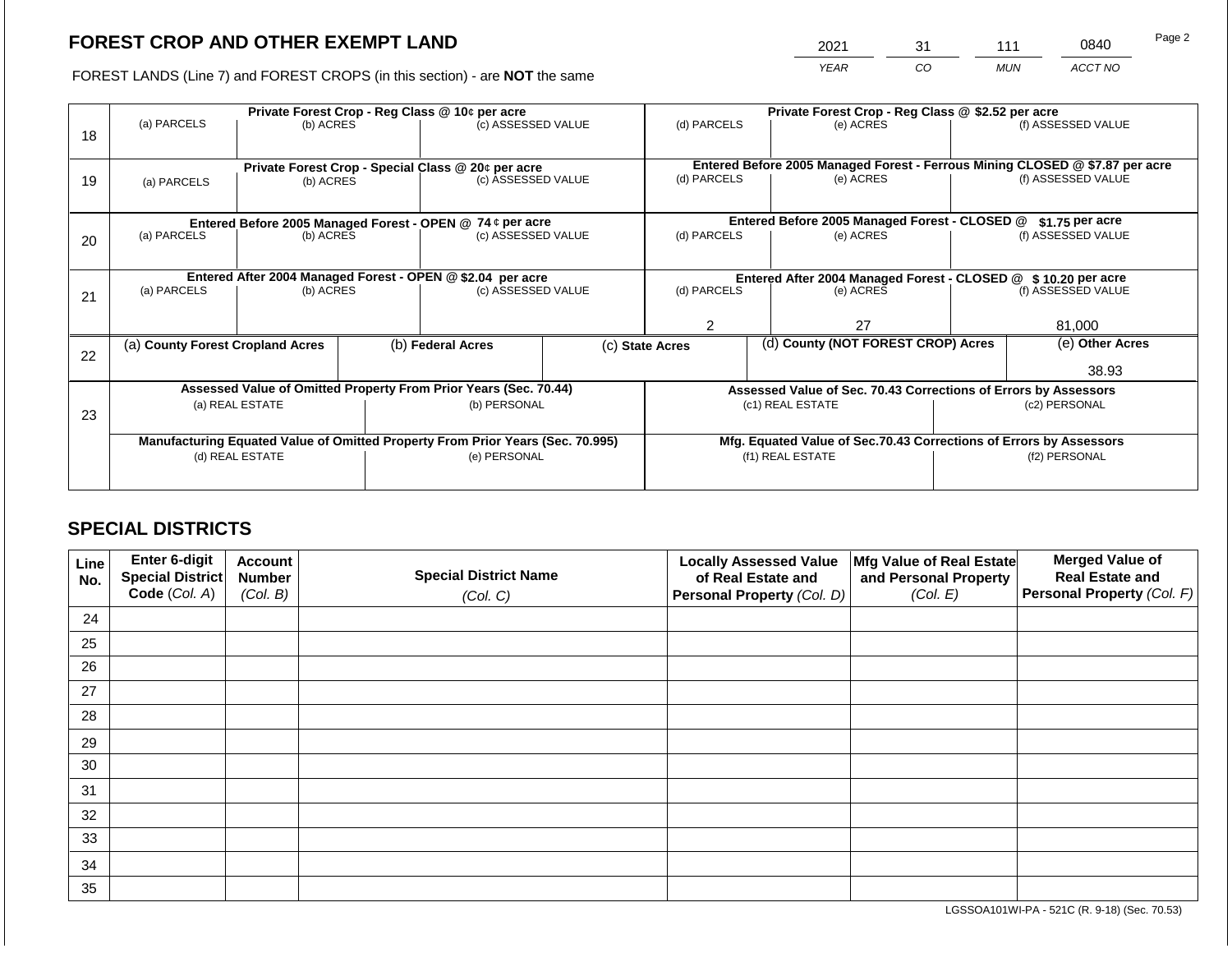## FOREST CROP AND OTHER EXEMPT LAND

FOREST LANDS (Line 7) and FOREST CROPS (in this section) - are **NOT** the same

| YEAR | CO | MUN | ACCT NO |
|---|---|---|---|
| 2021 | 31 | 111 | 0840 |

| Line | (a) PARCELS | (b) ACRES | (c) ASSESSED VALUE | (d) PARCELS | (e) ACRES | (f) ASSESSED VALUE |
|---|---|---|---|---|---|---|
| 18 | Private Forest Crop - Reg Class @ 10¢ per acre | | | Private Forest Crop - Reg Class @ $2.52 per acre | | |
| | | | | | | |
| 19 | Private Forest Crop - Special Class @ 20¢ per acre | | | Entered Before 2005 Managed Forest - Ferrous Mining CLOSED @ $7.87 per acre | | |
| | | | | | | |
| 20 | Entered Before 2005 Managed Forest - OPEN @ 74 ¢ per acre | | | Entered Before 2005 Managed Forest - CLOSED @ $1.75 per acre | | |
| | | | | | | |
| 21 | Entered After 2004 Managed Forest - OPEN @ $2.04 per acre | | | Entered After 2004 Managed Forest - CLOSED @ $ 10.20 per acre | | |
| | | | | 2 | 27 | 81,000 |

| Line | (a) County Forest Cropland Acres | (b) Federal Acres | (c) State Acres | (d) County (NOT FOREST CROP) Acres | (e) Other Acres |
|---|---|---|---|---|---|
| 22 | | | | | 38.93 |

| Line | Assessed Value of Omitted Property From Prior Years (Sec. 70.44) | | Assessed Value of Sec. 70.43 Corrections of Errors by Assessors | |
|---|---|---|---|---|
| 23 | (a) REAL ESTATE | (b) PERSONAL | (c1) REAL ESTATE | (c2) PERSONAL |
| | | | | |
| | **Manufacturing Equated Value of Omitted Property From Prior Years (Sec. 70.995)** | | **Mfg. Equated Value of Sec.70.43 Corrections of Errors by Assessors** | |
| | (d) REAL ESTATE | (e) PERSONAL | (f1) REAL ESTATE | (f2) PERSONAL |
| | | | | |

## SPECIAL DISTRICTS

| Line No. | Enter 6-digit Special District Code (Col. A) | Account Number (Col. B) | Special District Name (Col. C) | Locally Assessed Value of Real Estate and Personal Property (Col. D) | Mfg Value of Real Estate and Personal Property (Col. E) | Merged Value of Real Estate and Personal Property (Col. F) |
|---|---|---|---|---|---|---|
| 24 | | | | | | |
| 25 | | | | | | |
| 26 | | | | | | |
| 27 | | | | | | |
| 28 | | | | | | |
| 29 | | | | | | |
| 30 | | | | | | |
| 31 | | | | | | |
| 32 | | | | | | |
| 33 | | | | | | |
| 34 | | | | | | |
| 35 | | | | | | |

LGSSOA101WI-PA - 521C (R. 9-18) (Sec. 70.53)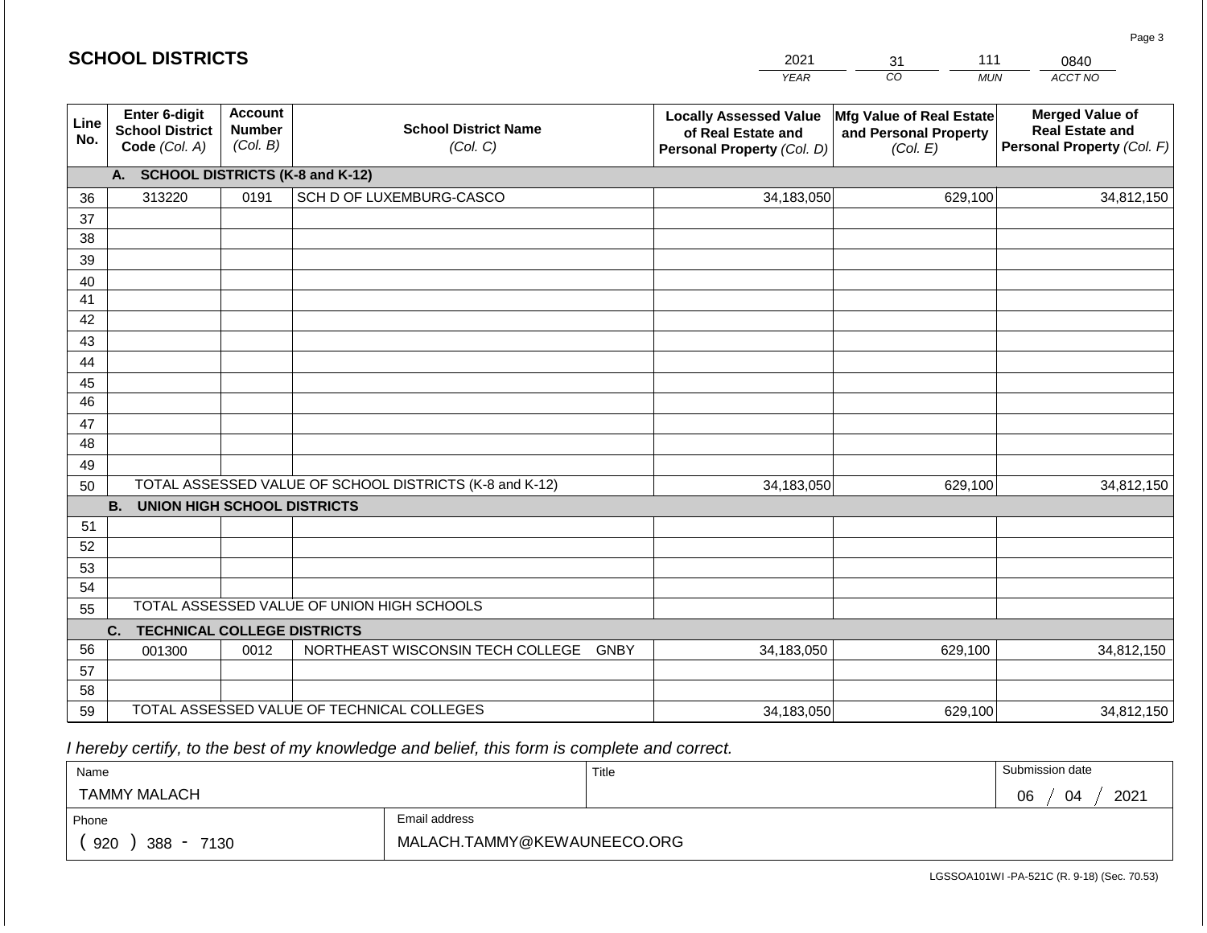## SCHOOL DISTRICTS

| 2021 | 31 | 111 | 0840 |
|---|---|---|---|
| YEAR | CO | MUN | ACCT NO |

| Line No. | Enter 6-digit School District Code (Col. A) | Account Number (Col. B) | School District Name (Col. C) | Locally Assessed Value of Real Estate and Personal Property (Col. D) | Mfg Value of Real Estate and Personal Property (Col. E) | Merged Value of Real Estate and Personal Property (Col. F) |
|---|---|---|---|---|---|---|
| | **A. SCHOOL DISTRICTS (K-8 and K-12)** | | | | | |
| 36 | 313220 | 0191 | SCH D OF LUXEMBURG-CASCO | 34,183,050 | 629,100 | 34,812,150 |
| 37 | | | | | | |
| 38 | | | | | | |
| 39 | | | | | | |
| 40 | | | | | | |
| 41 | | | | | | |
| 42 | | | | | | |
| 43 | | | | | | |
| 44 | | | | | | |
| 45 | | | | | | |
| 46 | | | | | | |
| 47 | | | | | | |
| 48 | | | | | | |
| 49 | | | | | | |
| 50 | TOTAL ASSESSED VALUE OF SCHOOL DISTRICTS (K-8 and K-12) | | | 34,183,050 | 629,100 | 34,812,150 |
| | **B. UNION HIGH SCHOOL DISTRICTS** | | | | | |
| 51 | | | | | | |
| 52 | | | | | | |
| 53 | | | | | | |
| 54 | | | | | | |
| 55 | TOTAL ASSESSED VALUE OF UNION HIGH SCHOOLS | | | | | |
| | **C. TECHNICAL COLLEGE DISTRICTS** | | | | | |
| 56 | 001300 | 0012 | NORTHEAST WISCONSIN TECH COLLEGE GNBY | 34,183,050 | 629,100 | 34,812,150 |
| 57 | | | | | | |
| 58 | | | | | | |
| 59 | TOTAL ASSESSED VALUE OF TECHNICAL COLLEGES | | | 34,183,050 | 629,100 | 34,812,150 |

*I hereby certify, to the best of my knowledge and belief, this form is complete and correct.*

| Name | Title | Submission date |
|---|---|---|
| TAMMY MALACH | | 06 / 04 / 2021 |
| Phone | Email address | |
| ( 920 ) 388 - 7130 | MALACH.TAMMY@KEWAUNEECO.ORG | |

LGSSOA101WI -PA-521C (R. 9-18) (Sec. 70.53)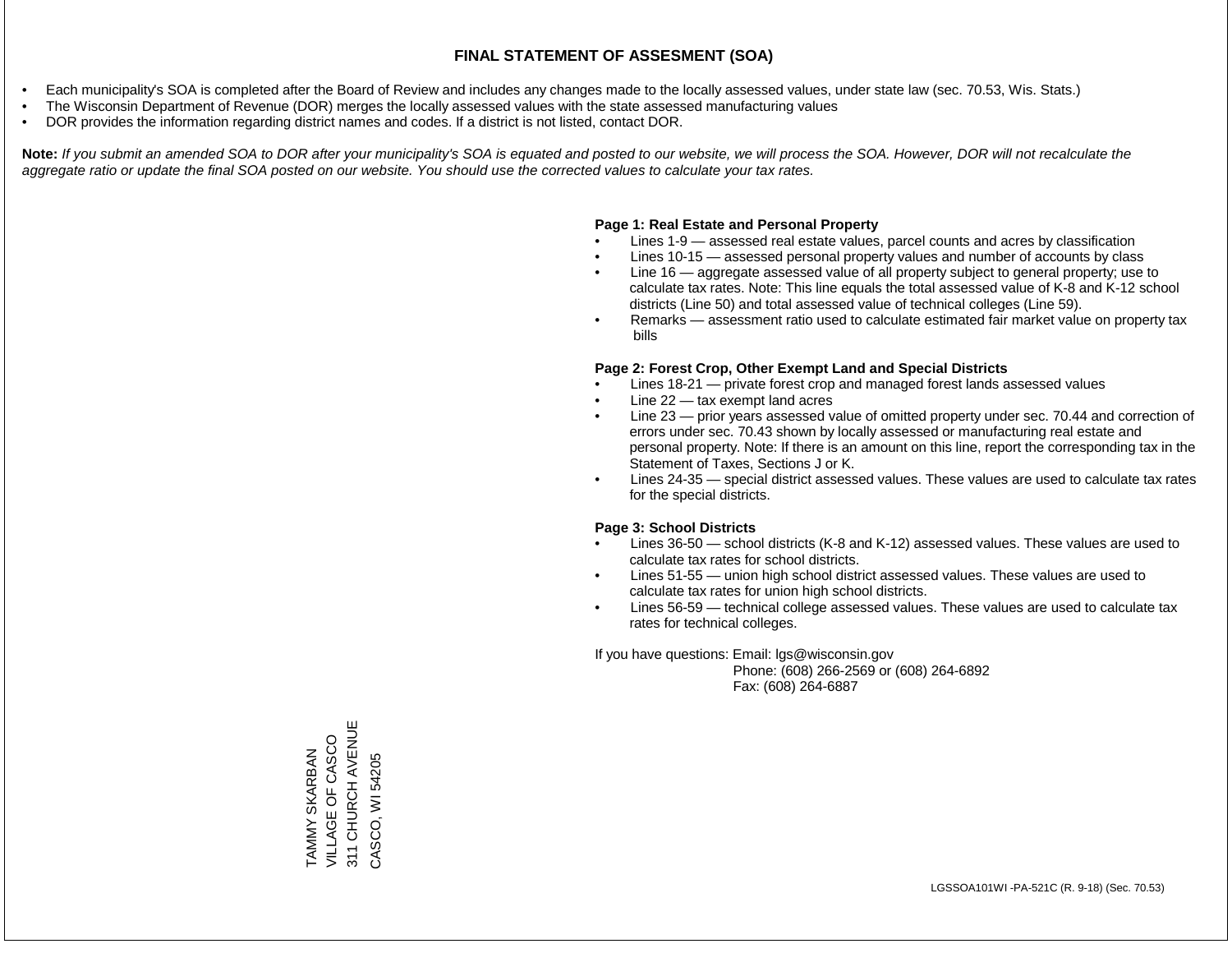## FINAL STATEMENT OF ASSESMENT (SOA)

- Each municipality's SOA is completed after the Board of Review and includes any changes made to the locally assessed values, under state law (sec. 70.53, Wis. Stats.)
- The Wisconsin Department of Revenue (DOR) merges the locally assessed values with the state assessed manufacturing values
- DOR provides the information regarding district names and codes. If a district is not listed, contact DOR.

**Note:** *If you submit an amended SOA to DOR after your municipality's SOA is equated and posted to our website, we will process the SOA. However, DOR will not recalculate the aggregate ratio or update the final SOA posted on our website. You should use the corrected values to calculate your tax rates.*

**Page 1: Real Estate and Personal Property**

- Lines 1-9 — assessed real estate values, parcel counts and acres by classification
- Lines 10-15 — assessed personal property values and number of accounts by class
- Line 16 — aggregate assessed value of all property subject to general property; use to calculate tax rates. Note: This line equals the total assessed value of K-8 and K-12 school districts (Line 50) and total assessed value of technical colleges (Line 59).
- Remarks — assessment ratio used to calculate estimated fair market value on property tax bills

**Page 2: Forest Crop, Other Exempt Land and Special Districts**

- Lines 18-21 — private forest crop and managed forest lands assessed values
- Line 22 — tax exempt land acres
- Line 23 — prior years assessed value of omitted property under sec. 70.44 and correction of errors under sec. 70.43 shown by locally assessed or manufacturing real estate and personal property. Note: If there is an amount on this line, report the corresponding tax in the Statement of Taxes, Sections J or K.
- Lines 24-35 — special district assessed values. These values are used to calculate tax rates for the special districts.

**Page 3: School Districts**

- Lines 36-50 — school districts (K-8 and K-12) assessed values. These values are used to calculate tax rates for school districts.
- Lines 51-55 — union high school district assessed values. These values are used to calculate tax rates for union high school districts.
- Lines 56-59 — technical college assessed values. These values are used to calculate tax rates for technical colleges.

If you have questions: Email: lgs@wisconsin.gov
Phone: (608) 266-2569 or (608) 264-6892
Fax: (608) 264-6887

TAMMY SKARBAN
VILLAGE OF CASCO
311 CHURCH AVENUE
CASCO, WI 54205

LGSSOA101WI -PA-521C (R. 9-18) (Sec. 70.53)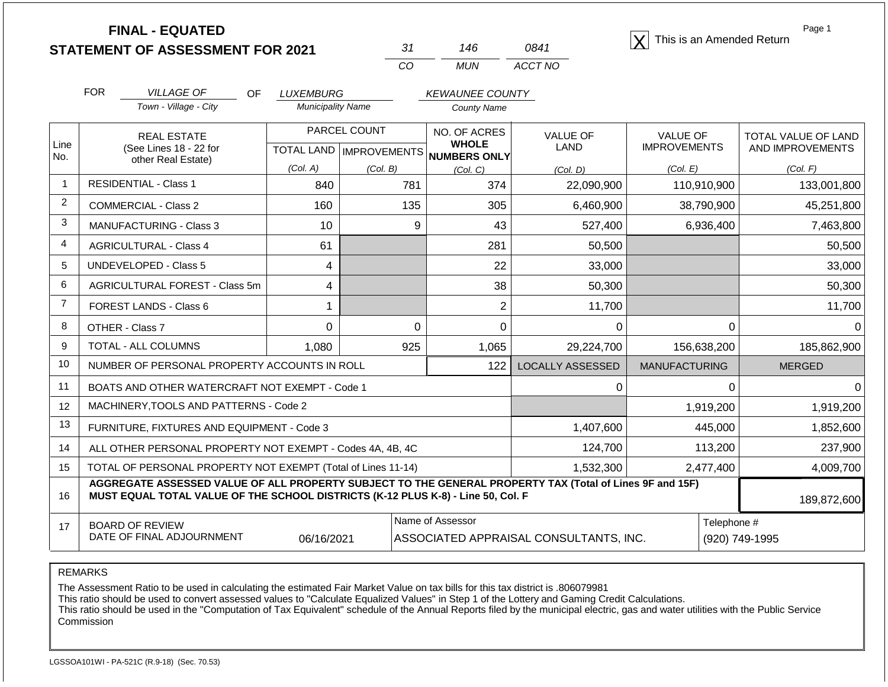**FINAL - EQUATED**
**STATEMENT OF ASSESSMENT FOR 2021**

| 31 | 146 | 0841 |
|---|---|---|
| CO | MUN | ACCT NO |

☒ This is an Amended Return

FOR *VILLAGE OF* (Town - Village - City) OF *LUXEMBURG* (Municipality Name) *KEWAUNEE COUNTY* (County Name)

| Line No. | REAL ESTATE (See Lines 18 - 22 for other Real Estate) | PARCEL COUNT TOTAL LAND (Col. A) | PARCEL COUNT IMPROVEMENTS (Col. B) | NO. OF ACRES WHOLE NUMBERS ONLY (Col. C) | VALUE OF LAND (Col. D) | VALUE OF IMPROVEMENTS (Col. E) | TOTAL VALUE OF LAND AND IMPROVEMENTS (Col. F) |
|---|---|---|---|---|---|---|---|
| 1 | RESIDENTIAL - Class 1 | 840 | 781 | 374 | 22,090,900 | 110,910,900 | 133,001,800 |
| 2 | COMMERCIAL - Class 2 | 160 | 135 | 305 | 6,460,900 | 38,790,900 | 45,251,800 |
| 3 | MANUFACTURING - Class 3 | 10 | 9 | 43 | 527,400 | 6,936,400 | 7,463,800 |
| 4 | AGRICULTURAL - Class 4 | 61 | | 281 | 50,500 | | 50,500 |
| 5 | UNDEVELOPED - Class 5 | 4 | | 22 | 33,000 | | 33,000 |
| 6 | AGRICULTURAL FOREST - Class 5m | 4 | | 38 | 50,300 | | 50,300 |
| 7 | FOREST LANDS - Class 6 | 1 | | 2 | 11,700 | | 11,700 |
| 8 | OTHER - Class 7 | 0 | 0 | 0 | 0 | 0 | 0 |
| 9 | TOTAL - ALL COLUMNS | 1,080 | 925 | 1,065 | 29,224,700 | 156,638,200 | 185,862,900 |
| 10 | NUMBER OF PERSONAL PROPERTY ACCOUNTS IN ROLL | | | 122 | LOCALLY ASSESSED | MANUFACTURING | MERGED |
| 11 | BOATS AND OTHER WATERCRAFT NOT EXEMPT - Code 1 | | | | 0 | 0 | 0 |
| 12 | MACHINERY,TOOLS AND PATTERNS - Code 2 | | | | | 1,919,200 | 1,919,200 |
| 13 | FURNITURE, FIXTURES AND EQUIPMENT - Code 3 | | | | 1,407,600 | 445,000 | 1,852,600 |
| 14 | ALL OTHER PERSONAL PROPERTY NOT EXEMPT - Codes 4A, 4B, 4C | | | | 124,700 | 113,200 | 237,900 |
| 15 | TOTAL OF PERSONAL PROPERTY NOT EXEMPT (Total of Lines 11-14) | | | | 1,532,300 | 2,477,400 | 4,009,700 |
| 16 | **AGGREGATE ASSESSED VALUE OF ALL PROPERTY SUBJECT TO THE GENERAL PROPERTY TAX (Total of Lines 9F and 15F) MUST EQUAL TOTAL VALUE OF THE SCHOOL DISTRICTS (K-12 PLUS K-8) - Line 50, Col. F** | | | | | | 189,872,600 |
| 17 | BOARD OF REVIEW DATE OF FINAL ADJOURNMENT | 06/16/2021 | | Name of Assessor: ASSOCIATED APPRAISAL CONSULTANTS, INC. | | | Telephone #: (920) 749-1995 |

REMARKS

The Assessment Ratio to be used in calculating the estimated Fair Market Value on tax bills for this tax district is .806079981
This ratio should be used to convert assessed values to "Calculate Equalized Values" in Step 1 of the Lottery and Gaming Credit Calculations.
This ratio should be used in the "Computation of Tax Equivalent" schedule of the Annual Reports filed by the municipal electric, gas and water utilities with the Public Service Commission

LGSSOA101WI - PA-521C (R.9-18) (Sec. 70.53)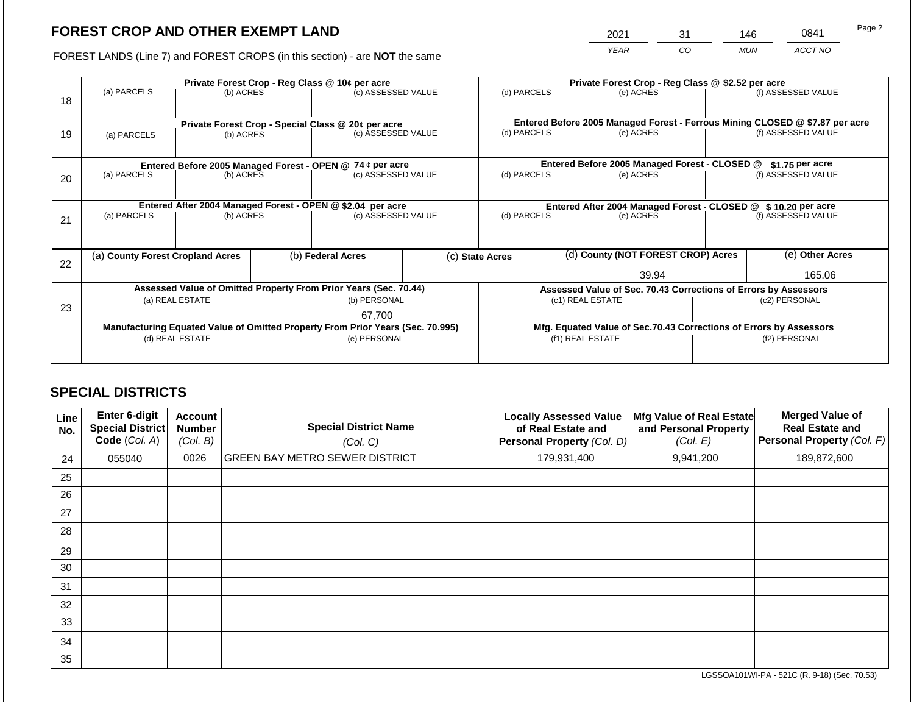# FOREST CROP AND OTHER EXEMPT LAND

FOREST LANDS (Line 7) and FOREST CROPS (in this section) - are **NOT** the same

| YEAR | CO | MUN | ACCT NO |
|---|---|---|---|
| 2021 | 31 | 146 | 0841 |

| Line | Private Forest Crop - Reg Class @ 10¢ per acre | | | Private Forest Crop - Reg Class @ $2.52 per acre | | |
|---|---|---|---|---|---|---|
| 18 | (a) PARCELS | (b) ACRES | (c) ASSESSED VALUE | (d) PARCELS | (e) ACRES | (f) ASSESSED VALUE |
| | | | | | | |
| | **Private Forest Crop - Special Class @ 20¢ per acre** | | | **Entered Before 2005 Managed Forest - Ferrous Mining CLOSED @ $7.87 per acre** | | |
| 19 | (a) PARCELS | (b) ACRES | (c) ASSESSED VALUE | (d) PARCELS | (e) ACRES | (f) ASSESSED VALUE |
| | | | | | | |
| | **Entered Before 2005 Managed Forest - OPEN @ 74 ¢ per acre** | | | **Entered Before 2005 Managed Forest - CLOSED @ $1.75 per acre** | | |
| 20 | (a) PARCELS | (b) ACRES | (c) ASSESSED VALUE | (d) PARCELS | (e) ACRES | (f) ASSESSED VALUE |
| | | | | | | |
| | **Entered After 2004 Managed Forest - OPEN @ $2.04 per acre** | | | **Entered After 2004 Managed Forest - CLOSED @ $ 10.20 per acre** | | |
| 21 | (a) PARCELS | (b) ACRES | (c) ASSESSED VALUE | (d) PARCELS | (e) ACRES | (f) ASSESSED VALUE |
| | | | | | | |

| Line | (a) County Forest Cropland Acres | (b) Federal Acres | (c) State Acres | (d) County (NOT FOREST CROP) Acres | (e) Other Acres |
|---|---|---|---|---|---|
| 22 | | | | 39.94 | 165.06 |

| Line | Assessed Value of Omitted Property From Prior Years (Sec. 70.44) | | Assessed Value of Sec. 70.43 Corrections of Errors by Assessors | |
|---|---|---|---|---|
| 23 | (a) REAL ESTATE | (b) PERSONAL | (c1) REAL ESTATE | (c2) PERSONAL |
| | | 67,700 | | |
| | **Manufacturing Equated Value of Omitted Property From Prior Years (Sec. 70.995)** | | **Mfg. Equated Value of Sec.70.43 Corrections of Errors by Assessors** | |
| | (d) REAL ESTATE | (e) PERSONAL | (f1) REAL ESTATE | (f2) PERSONAL |
| | | | | |

# SPECIAL DISTRICTS

| Line No. | Enter 6-digit Special District Code (Col. A) | Account Number (Col. B) | Special District Name (Col. C) | Locally Assessed Value of Real Estate and Personal Property (Col. D) | Mfg Value of Real Estate and Personal Property (Col. E) | Merged Value of Real Estate and Personal Property (Col. F) |
|---|---|---|---|---|---|---|
| 24 | 055040 | 0026 | GREEN BAY METRO SEWER DISTRICT | 179,931,400 | 9,941,200 | 189,872,600 |
| 25 | | | | | | |
| 26 | | | | | | |
| 27 | | | | | | |
| 28 | | | | | | |
| 29 | | | | | | |
| 30 | | | | | | |
| 31 | | | | | | |
| 32 | | | | | | |
| 33 | | | | | | |
| 34 | | | | | | |
| 35 | | | | | | |

LGSSOA101WI-PA - 521C (R. 9-18) (Sec. 70.53)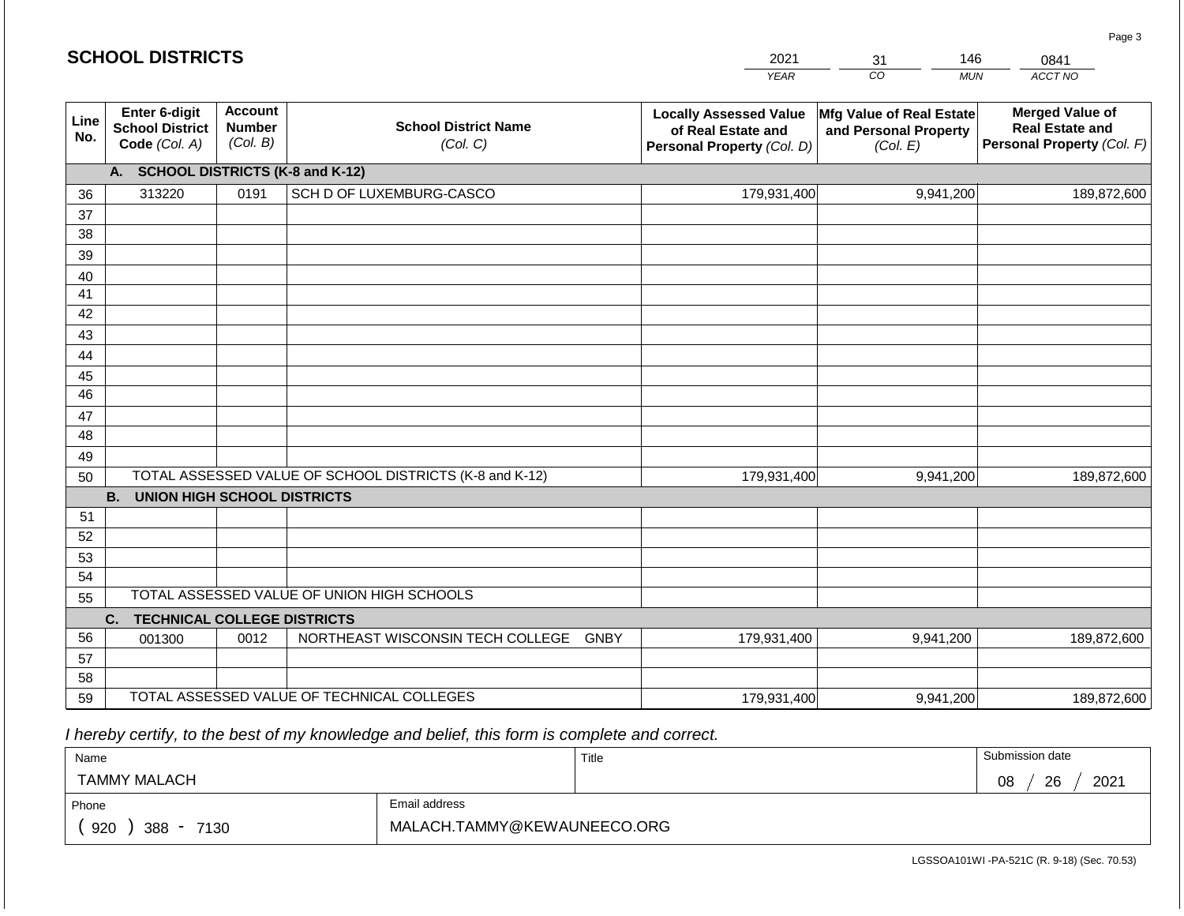## SCHOOL DISTRICTS

| 2021 | 31 | 146 | 0841 |
|---|---|---|---|
| YEAR | CO | MUN | ACCT NO |

| Line No. | Enter 6-digit School District Code (Col. A) | Account Number (Col. B) | School District Name (Col. C) | Locally Assessed Value of Real Estate and Personal Property (Col. D) | Mfg Value of Real Estate and Personal Property (Col. E) | Merged Value of Real Estate and Personal Property (Col. F) |
|---|---|---|---|---|---|---|
| | **A. SCHOOL DISTRICTS (K-8 and K-12)** | | | | | |
| 36 | 313220 | 0191 | SCH D OF LUXEMBURG-CASCO | 179,931,400 | 9,941,200 | 189,872,600 |
| 37 | | | | | | |
| 38 | | | | | | |
| 39 | | | | | | |
| 40 | | | | | | |
| 41 | | | | | | |
| 42 | | | | | | |
| 43 | | | | | | |
| 44 | | | | | | |
| 45 | | | | | | |
| 46 | | | | | | |
| 47 | | | | | | |
| 48 | | | | | | |
| 49 | | | | | | |
| 50 | TOTAL ASSESSED VALUE OF SCHOOL DISTRICTS (K-8 and K-12) | | | 179,931,400 | 9,941,200 | 189,872,600 |
| | **B. UNION HIGH SCHOOL DISTRICTS** | | | | | |
| 51 | | | | | | |
| 52 | | | | | | |
| 53 | | | | | | |
| 54 | | | | | | |
| 55 | TOTAL ASSESSED VALUE OF UNION HIGH SCHOOLS | | | | | |
| | **C. TECHNICAL COLLEGE DISTRICTS** | | | | | |
| 56 | 001300 | 0012 | NORTHEAST WISCONSIN TECH COLLEGE GNBY | 179,931,400 | 9,941,200 | 189,872,600 |
| 57 | | | | | | |
| 58 | | | | | | |
| 59 | TOTAL ASSESSED VALUE OF TECHNICAL COLLEGES | | | 179,931,400 | 9,941,200 | 189,872,600 |

*I hereby certify, to the best of my knowledge and belief, this form is complete and correct.*

| Name | Title | Submission date |
|---|---|---|
| TAMMY MALACH | | 08 / 26 / 2021 |
| Phone | Email address | |
| ( 920 ) 388 - 7130 | MALACH.TAMMY@KEWAUNEECO.ORG | |

LGSSOA101WI -PA-521C (R. 9-18) (Sec. 70.53)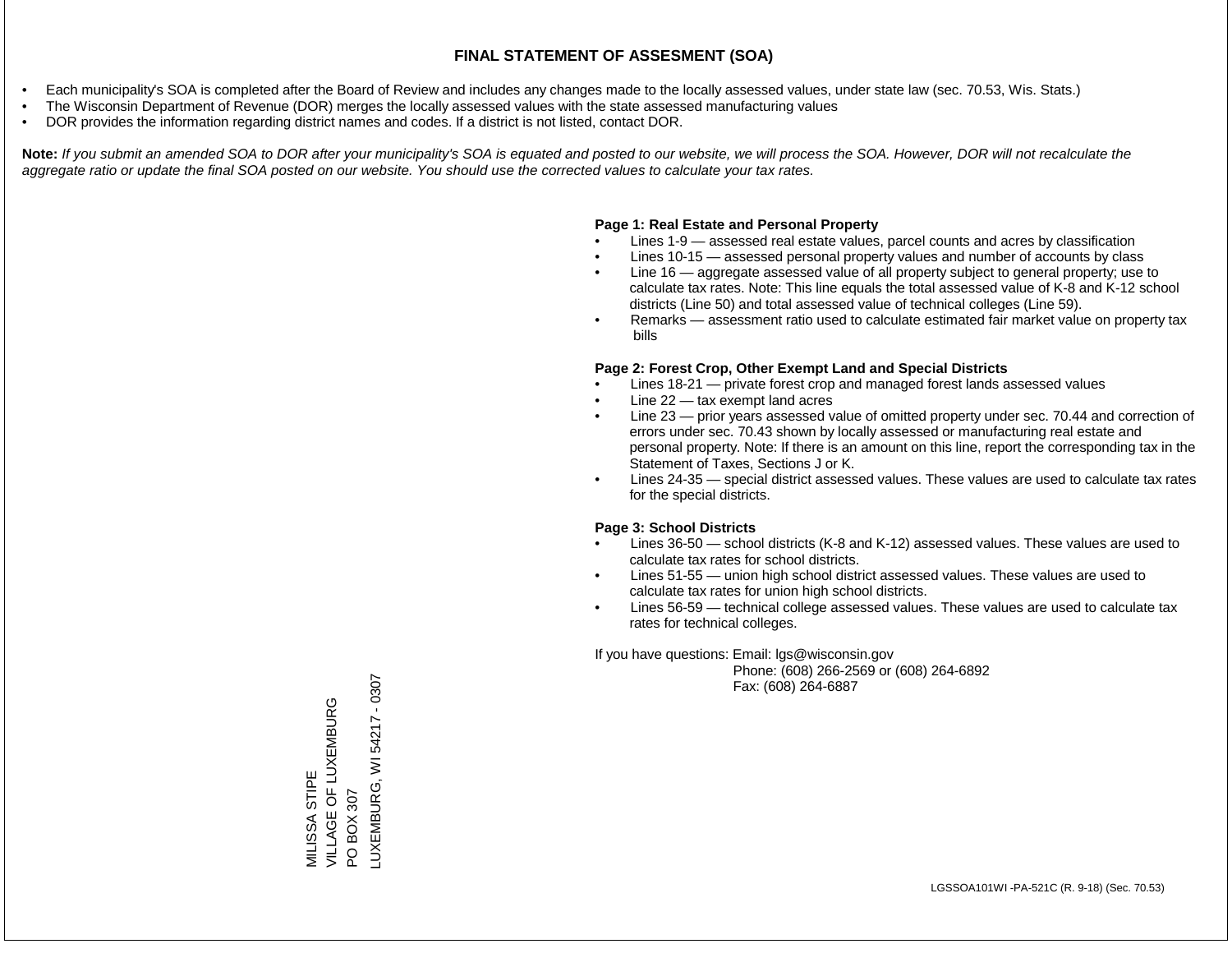# FINAL STATEMENT OF ASSESMENT (SOA)

- Each municipality's SOA is completed after the Board of Review and includes any changes made to the locally assessed values, under state law (sec. 70.53, Wis. Stats.)
- The Wisconsin Department of Revenue (DOR) merges the locally assessed values with the state assessed manufacturing values
- DOR provides the information regarding district names and codes. If a district is not listed, contact DOR.

**Note:** *If you submit an amended SOA to DOR after your municipality's SOA is equated and posted to our website, we will process the SOA. However, DOR will not recalculate the aggregate ratio or update the final SOA posted on our website. You should use the corrected values to calculate your tax rates.*

**Page 1: Real Estate and Personal Property**

- Lines 1-9 — assessed real estate values, parcel counts and acres by classification
- Lines 10-15 — assessed personal property values and number of accounts by class
- Line 16 — aggregate assessed value of all property subject to general property; use to calculate tax rates. Note: This line equals the total assessed value of K-8 and K-12 school districts (Line 50) and total assessed value of technical colleges (Line 59).
- Remarks — assessment ratio used to calculate estimated fair market value on property tax bills

**Page 2: Forest Crop, Other Exempt Land and Special Districts**

- Lines 18-21 — private forest crop and managed forest lands assessed values
- Line 22 — tax exempt land acres
- Line 23 — prior years assessed value of omitted property under sec. 70.44 and correction of errors under sec. 70.43 shown by locally assessed or manufacturing real estate and personal property. Note: If there is an amount on this line, report the corresponding tax in the Statement of Taxes, Sections J or K.
- Lines 24-35 — special district assessed values. These values are used to calculate tax rates for the special districts.

**Page 3: School Districts**

- Lines 36-50 — school districts (K-8 and K-12) assessed values. These values are used to calculate tax rates for school districts.
- Lines 51-55 — union high school district assessed values. These values are used to calculate tax rates for union high school districts.
- Lines 56-59 — technical college assessed values. These values are used to calculate tax rates for technical colleges.

If you have questions: Email: lgs@wisconsin.gov
Phone: (608) 266-2569 or (608) 264-6892
Fax: (608) 264-6887

MILISSA STIPE
VILLAGE OF LUXEMBURG
PO BOX 307
LUXEMBURG, WI 54217 - 0307

LGSSOA101WI -PA-521C (R. 9-18) (Sec. 70.53)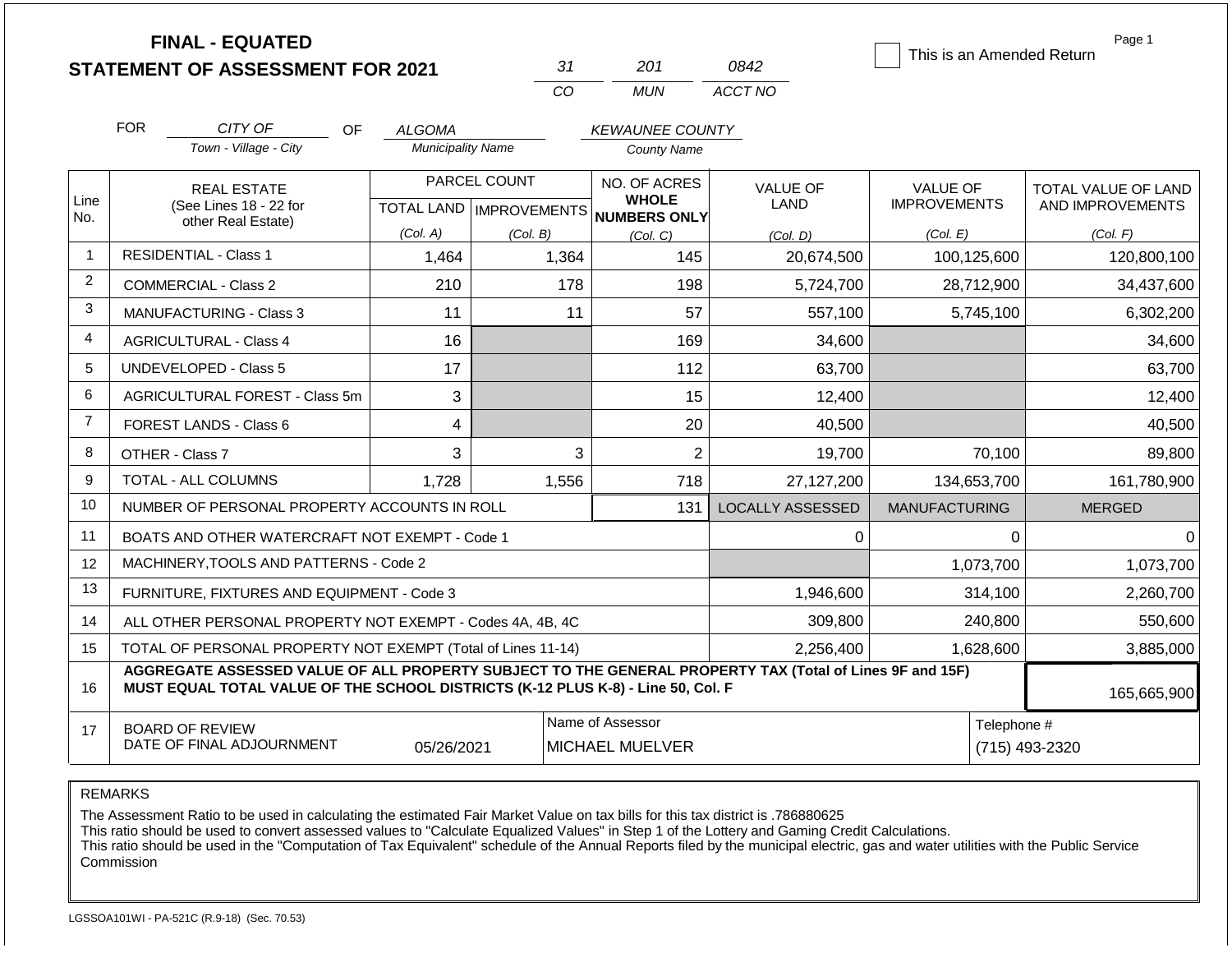# FINAL - EQUATED
## STATEMENT OF ASSESSMENT FOR 2021

| 31 | 201 | 0842 |
|---|---|---|
| CO | MUN | ACCT NO |

☐ This is an Amended Return

Page 1

FOR *CITY OF* (Town - Village - City) OF *ALGOMA* (Municipality Name) *KEWAUNEE COUNTY* (County Name)

| Line No. | REAL ESTATE (See Lines 18 - 22 for other Real Estate) | PARCEL COUNT TOTAL LAND (Col. A) | PARCEL COUNT IMPROVEMENTS (Col. B) | NO. OF ACRES WHOLE NUMBERS ONLY (Col. C) | VALUE OF LAND (Col. D) | VALUE OF IMPROVEMENTS (Col. E) | TOTAL VALUE OF LAND AND IMPROVEMENTS (Col. F) |
|---|---|---|---|---|---|---|---|
| 1 | RESIDENTIAL - Class 1 | 1,464 | 1,364 | 145 | 20,674,500 | 100,125,600 | 120,800,100 |
| 2 | COMMERCIAL - Class 2 | 210 | 178 | 198 | 5,724,700 | 28,712,900 | 34,437,600 |
| 3 | MANUFACTURING - Class 3 | 11 | 11 | 57 | 557,100 | 5,745,100 | 6,302,200 |
| 4 | AGRICULTURAL - Class 4 | 16 | | 169 | 34,600 | | 34,600 |
| 5 | UNDEVELOPED - Class 5 | 17 | | 112 | 63,700 | | 63,700 |
| 6 | AGRICULTURAL FOREST - Class 5m | 3 | | 15 | 12,400 | | 12,400 |
| 7 | FOREST LANDS - Class 6 | 4 | | 20 | 40,500 | | 40,500 |
| 8 | OTHER - Class 7 | 3 | 3 | 2 | 19,700 | 70,100 | 89,800 |
| 9 | TOTAL - ALL COLUMNS | 1,728 | 1,556 | 718 | 27,127,200 | 134,653,700 | 161,780,900 |
| 10 | NUMBER OF PERSONAL PROPERTY ACCOUNTS IN ROLL | | | 131 | LOCALLY ASSESSED | MANUFACTURING | MERGED |
| 11 | BOATS AND OTHER WATERCRAFT NOT EXEMPT - Code 1 | | | | 0 | 0 | 0 |
| 12 | MACHINERY,TOOLS AND PATTERNS - Code 2 | | | | | 1,073,700 | 1,073,700 |
| 13 | FURNITURE, FIXTURES AND EQUIPMENT - Code 3 | | | | 1,946,600 | 314,100 | 2,260,700 |
| 14 | ALL OTHER PERSONAL PROPERTY NOT EXEMPT - Codes 4A, 4B, 4C | | | | 309,800 | 240,800 | 550,600 |
| 15 | TOTAL OF PERSONAL PROPERTY NOT EXEMPT (Total of Lines 11-14) | | | | 2,256,400 | 1,628,600 | 3,885,000 |
| 16 | **AGGREGATE ASSESSED VALUE OF ALL PROPERTY SUBJECT TO THE GENERAL PROPERTY TAX (Total of Lines 9F and 15F) MUST EQUAL TOTAL VALUE OF THE SCHOOL DISTRICTS (K-12 PLUS K-8) - Line 50, Col. F** | | | | | | 165,665,900 |
| 17 | BOARD OF REVIEW DATE OF FINAL ADJOURNMENT | 05/26/2021 | | Name of Assessor: MICHAEL MUELVER | | Telephone #: (715) 493-2320 | |

REMARKS

The Assessment Ratio to be used in calculating the estimated Fair Market Value on tax bills for this tax district is .786880625
This ratio should be used to convert assessed values to "Calculate Equalized Values" in Step 1 of the Lottery and Gaming Credit Calculations.
This ratio should be used in the "Computation of Tax Equivalent" schedule of the Annual Reports filed by the municipal electric, gas and water utilities with the Public Service Commission

LGSSOA101WI - PA-521C (R.9-18) (Sec. 70.53)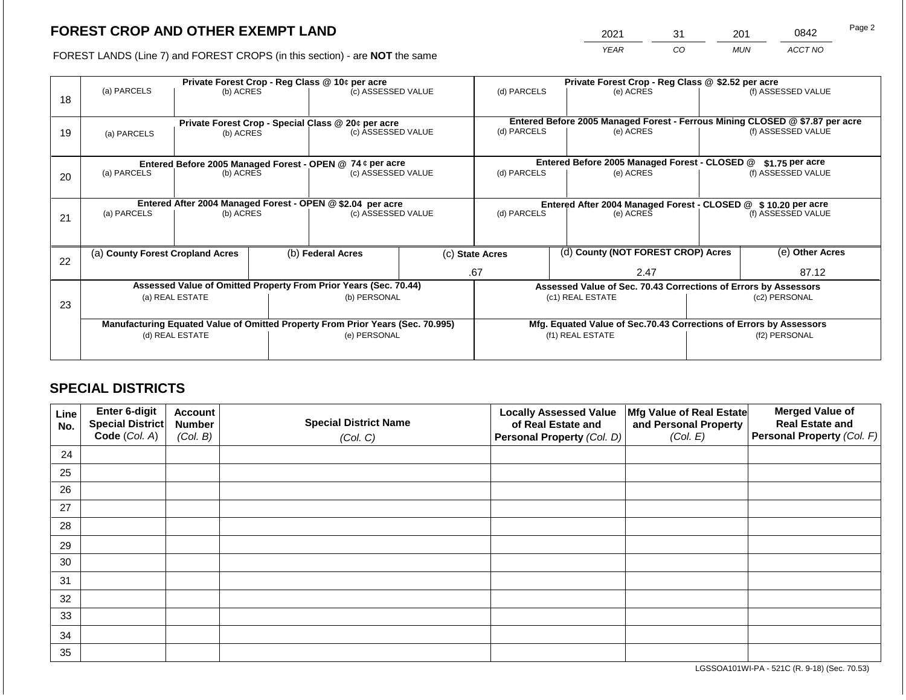# FOREST CROP AND OTHER EXEMPT LAND

FOREST LANDS (Line 7) and FOREST CROPS (in this section) - are **NOT** the same

| 2021 | 31 | 201 | 0842 |
|---|---|---|---|
| YEAR | CO | MUN | ACCT NO |

| | Private Forest Crop - Reg Class @ 10¢ per acre | | | Private Forest Crop - Reg Class @ $2.52 per acre | | |
|---|---|---|---|---|---|---|
| 18 | (a) PARCELS | (b) ACRES | (c) ASSESSED VALUE | (d) PARCELS | (e) ACRES | (f) ASSESSED VALUE |
| | **Private Forest Crop - Special Class @ 20¢ per acre** | | | **Entered Before 2005 Managed Forest - Ferrous Mining CLOSED @ $7.87 per acre** | | |
| 19 | (a) PARCELS | (b) ACRES | (c) ASSESSED VALUE | (d) PARCELS | (e) ACRES | (f) ASSESSED VALUE |
| | **Entered Before 2005 Managed Forest - OPEN @ 74 ¢ per acre** | | | **Entered Before 2005 Managed Forest - CLOSED @ $1.75 per acre** | | |
| 20 | (a) PARCELS | (b) ACRES | (c) ASSESSED VALUE | (d) PARCELS | (e) ACRES | (f) ASSESSED VALUE |
| | **Entered After 2004 Managed Forest - OPEN @ $2.04 per acre** | | | **Entered After 2004 Managed Forest - CLOSED @ $ 10.20 per acre** | | |
| 21 | (a) PARCELS | (b) ACRES | (c) ASSESSED VALUE | (d) PARCELS | (e) ACRES | (f) ASSESSED VALUE |

| | (a) County Forest Cropland Acres | (b) Federal Acres | (c) State Acres | (d) County (NOT FOREST CROP) Acres | (e) Other Acres |
|---|---|---|---|---|---|
| 22 | | | .67 | 2.47 | 87.12 |

| | Assessed Value of Omitted Property From Prior Years (Sec. 70.44) | | Assessed Value of Sec. 70.43 Corrections of Errors by Assessors | |
|---|---|---|---|---|
| 23 | (a) REAL ESTATE | (b) PERSONAL | (c1) REAL ESTATE | (c2) PERSONAL |
| | **Manufacturing Equated Value of Omitted Property From Prior Years (Sec. 70.995)** | | **Mfg. Equated Value of Sec.70.43 Corrections of Errors by Assessors** | |
| | (d) REAL ESTATE | (e) PERSONAL | (f1) REAL ESTATE | (f2) PERSONAL |

## SPECIAL DISTRICTS

| Line No. | Enter 6-digit Special District Code (Col. A) | Account Number (Col. B) | Special District Name (Col. C) | Locally Assessed Value of Real Estate and Personal Property (Col. D) | Mfg Value of Real Estate and Personal Property (Col. E) | Merged Value of Real Estate and Personal Property (Col. F) |
|---|---|---|---|---|---|---|
| 24 | | | | | | |
| 25 | | | | | | |
| 26 | | | | | | |
| 27 | | | | | | |
| 28 | | | | | | |
| 29 | | | | | | |
| 30 | | | | | | |
| 31 | | | | | | |
| 32 | | | | | | |
| 33 | | | | | | |
| 34 | | | | | | |
| 35 | | | | | | |

LGSSOA101WI-PA - 521C (R. 9-18) (Sec. 70.53)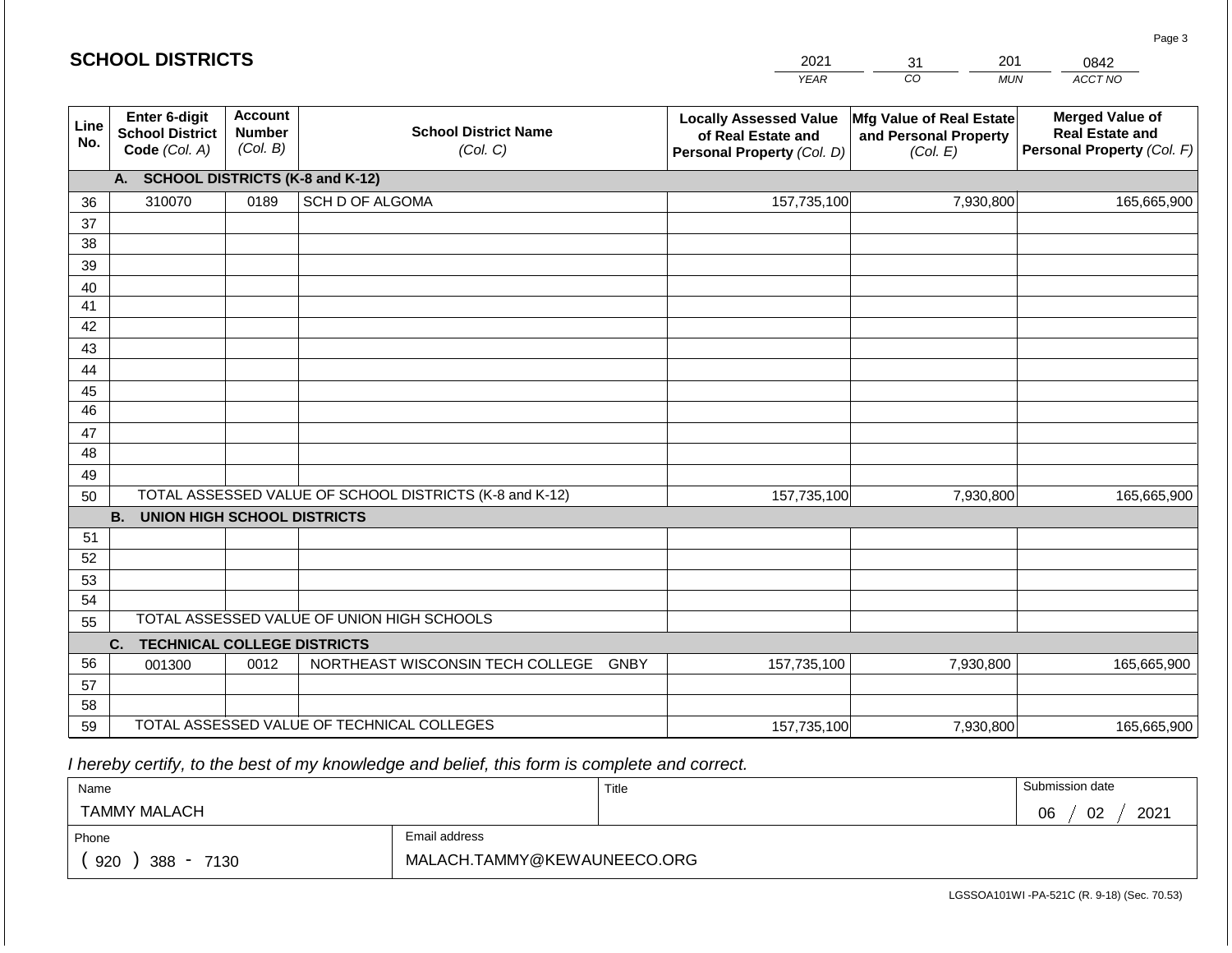## SCHOOL DISTRICTS

| 2021 | 31 | 201 | 0842 |
|---|---|---|---|
| YEAR | CO | MUN | ACCT NO |

| Line No. | Enter 6-digit School District Code (Col. A) | Account Number (Col. B) | School District Name (Col. C) | Locally Assessed Value of Real Estate and Personal Property (Col. D) | Mfg Value of Real Estate and Personal Property (Col. E) | Merged Value of Real Estate and Personal Property (Col. F) |
|---|---|---|---|---|---|---|
| | **A. SCHOOL DISTRICTS (K-8 and K-12)** | | | | | |
| 36 | 310070 | 0189 | SCH D OF ALGOMA | 157,735,100 | 7,930,800 | 165,665,900 |
| 37 | | | | | | |
| 38 | | | | | | |
| 39 | | | | | | |
| 40 | | | | | | |
| 41 | | | | | | |
| 42 | | | | | | |
| 43 | | | | | | |
| 44 | | | | | | |
| 45 | | | | | | |
| 46 | | | | | | |
| 47 | | | | | | |
| 48 | | | | | | |
| 49 | | | | | | |
| 50 | TOTAL ASSESSED VALUE OF SCHOOL DISTRICTS (K-8 and K-12) | | | 157,735,100 | 7,930,800 | 165,665,900 |
| | **B. UNION HIGH SCHOOL DISTRICTS** | | | | | |
| 51 | | | | | | |
| 52 | | | | | | |
| 53 | | | | | | |
| 54 | | | | | | |
| 55 | TOTAL ASSESSED VALUE OF UNION HIGH SCHOOLS | | | | | |
| | **C. TECHNICAL COLLEGE DISTRICTS** | | | | | |
| 56 | 001300 | 0012 | NORTHEAST WISCONSIN TECH COLLEGE GNBY | 157,735,100 | 7,930,800 | 165,665,900 |
| 57 | | | | | | |
| 58 | | | | | | |
| 59 | TOTAL ASSESSED VALUE OF TECHNICAL COLLEGES | | | 157,735,100 | 7,930,800 | 165,665,900 |

*I hereby certify, to the best of my knowledge and belief, this form is complete and correct.*

| Name | Title | Submission date |
|---|---|---|
| TAMMY MALACH | | 06 / 02 / 2021 |
| **Phone** | **Email address** | |
| ( 920 ) 388 - 7130 | MALACH.TAMMY@KEWAUNEECO.ORG | |

LGSSOA101WI -PA-521C (R. 9-18) (Sec. 70.53)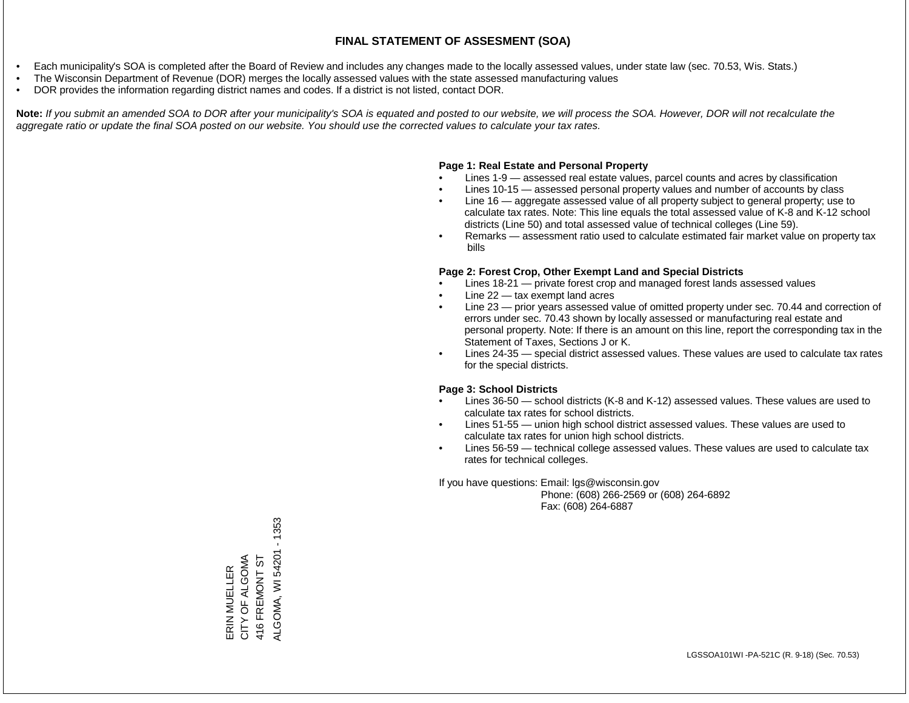# FINAL STATEMENT OF ASSESMENT (SOA)

- Each municipality's SOA is completed after the Board of Review and includes any changes made to the locally assessed values, under state law (sec. 70.53, Wis. Stats.)
- The Wisconsin Department of Revenue (DOR) merges the locally assessed values with the state assessed manufacturing values
- DOR provides the information regarding district names and codes. If a district is not listed, contact DOR.

**Note:** *If you submit an amended SOA to DOR after your municipality's SOA is equated and posted to our website, we will process the SOA. However, DOR will not recalculate the aggregate ratio or update the final SOA posted on our website. You should use the corrected values to calculate your tax rates.*

**Page 1: Real Estate and Personal Property**

- Lines 1-9 — assessed real estate values, parcel counts and acres by classification
- Lines 10-15 — assessed personal property values and number of accounts by class
- Line 16 — aggregate assessed value of all property subject to general property; use to calculate tax rates. Note: This line equals the total assessed value of K-8 and K-12 school districts (Line 50) and total assessed value of technical colleges (Line 59).
- Remarks — assessment ratio used to calculate estimated fair market value on property tax bills

**Page 2: Forest Crop, Other Exempt Land and Special Districts**

- Lines 18-21 — private forest crop and managed forest lands assessed values
- Line 22 — tax exempt land acres
- Line 23 — prior years assessed value of omitted property under sec. 70.44 and correction of errors under sec. 70.43 shown by locally assessed or manufacturing real estate and personal property. Note: If there is an amount on this line, report the corresponding tax in the Statement of Taxes, Sections J or K.
- Lines 24-35 — special district assessed values. These values are used to calculate tax rates for the special districts.

**Page 3: School Districts**

- Lines 36-50 — school districts (K-8 and K-12) assessed values. These values are used to calculate tax rates for school districts.
- Lines 51-55 — union high school district assessed values. These values are used to calculate tax rates for union high school districts.
- Lines 56-59 — technical college assessed values. These values are used to calculate tax rates for technical colleges.

If you have questions: Email: lgs@wisconsin.gov
Phone: (608) 266-2569 or (608) 264-6892
Fax: (608) 264-6887

ERIN MUELLER
CITY OF ALGOMA
416 FREMONT ST
ALGOMA, WI 54201 - 1353

LGSSOA101WI -PA-521C (R. 9-18) (Sec. 70.53)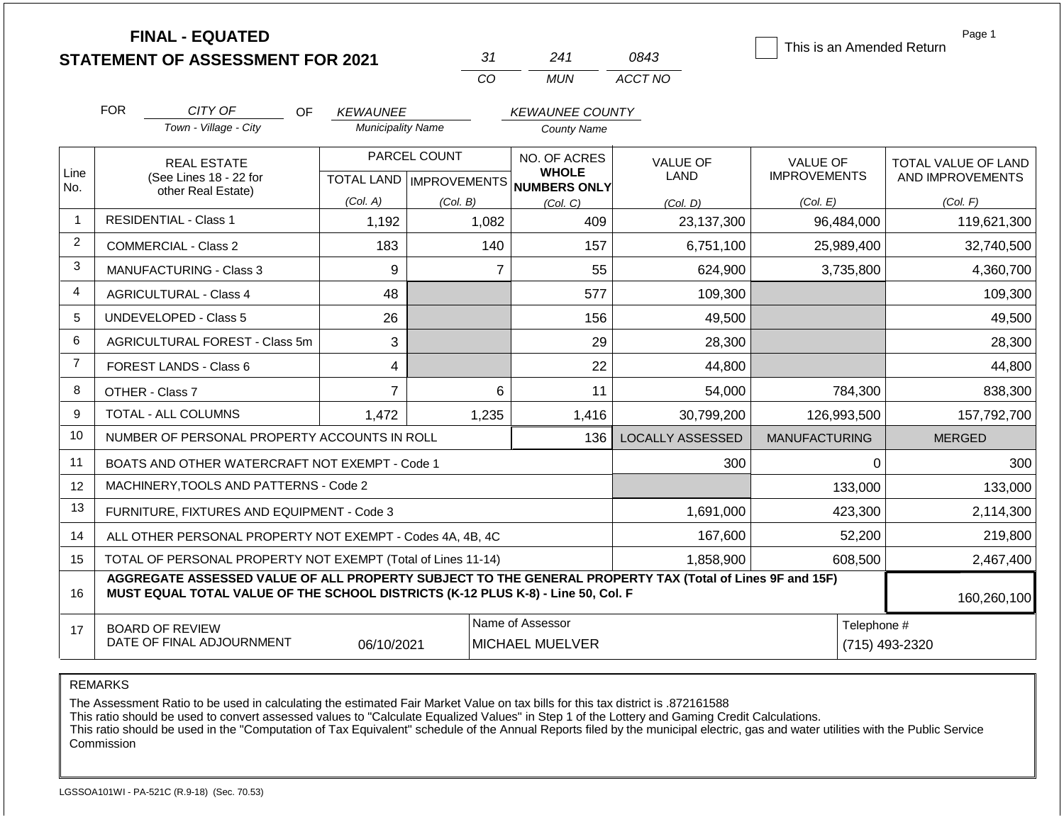# FINAL - EQUATED STATEMENT OF ASSESSMENT FOR 2021

| 31 | 241 | 0843 |
|---|---|---|
| CO | MUN | ACCT NO |

☐ This is an Amended Return

Page 1

FOR *CITY OF* (Town - Village - City) OF *KEWAUNEE* (Municipality Name) *KEWAUNEE COUNTY* (County Name)

| Line No. | REAL ESTATE (See Lines 18 - 22 for other Real Estate) | PARCEL COUNT TOTAL LAND (Col. A) | PARCEL COUNT IMPROVEMENTS (Col. B) | NO. OF ACRES WHOLE NUMBERS ONLY (Col. C) | VALUE OF LAND (Col. D) | VALUE OF IMPROVEMENTS (Col. E) | TOTAL VALUE OF LAND AND IMPROVEMENTS (Col. F) |
|---|---|---|---|---|---|---|---|
| 1 | RESIDENTIAL - Class 1 | 1,192 | 1,082 | 409 | 23,137,300 | 96,484,000 | 119,621,300 |
| 2 | COMMERCIAL - Class 2 | 183 | 140 | 157 | 6,751,100 | 25,989,400 | 32,740,500 |
| 3 | MANUFACTURING - Class 3 | 9 | 7 | 55 | 624,900 | 3,735,800 | 4,360,700 |
| 4 | AGRICULTURAL - Class 4 | 48 | | 577 | 109,300 | | 109,300 |
| 5 | UNDEVELOPED - Class 5 | 26 | | 156 | 49,500 | | 49,500 |
| 6 | AGRICULTURAL FOREST - Class 5m | 3 | | 29 | 28,300 | | 28,300 |
| 7 | FOREST LANDS - Class 6 | 4 | | 22 | 44,800 | | 44,800 |
| 8 | OTHER - Class 7 | 7 | 6 | 11 | 54,000 | 784,300 | 838,300 |
| 9 | TOTAL - ALL COLUMNS | 1,472 | 1,235 | 1,416 | 30,799,200 | 126,993,500 | 157,792,700 |
| 10 | NUMBER OF PERSONAL PROPERTY ACCOUNTS IN ROLL | | | 136 | LOCALLY ASSESSED | MANUFACTURING | MERGED |
| 11 | BOATS AND OTHER WATERCRAFT NOT EXEMPT - Code 1 | | | | 300 | 0 | 300 |
| 12 | MACHINERY,TOOLS AND PATTERNS - Code 2 | | | | | 133,000 | 133,000 |
| 13 | FURNITURE, FIXTURES AND EQUIPMENT - Code 3 | | | | 1,691,000 | 423,300 | 2,114,300 |
| 14 | ALL OTHER PERSONAL PROPERTY NOT EXEMPT - Codes 4A, 4B, 4C | | | | 167,600 | 52,200 | 219,800 |
| 15 | TOTAL OF PERSONAL PROPERTY NOT EXEMPT (Total of Lines 11-14) | | | | 1,858,900 | 608,500 | 2,467,400 |
| 16 | **AGGREGATE ASSESSED VALUE OF ALL PROPERTY SUBJECT TO THE GENERAL PROPERTY TAX (Total of Lines 9F and 15F) MUST EQUAL TOTAL VALUE OF THE SCHOOL DISTRICTS (K-12 PLUS K-8) - Line 50, Col. F** | | | | | | 160,260,100 |
| 17 | BOARD OF REVIEW DATE OF FINAL ADJOURNMENT | 06/10/2021 | | Name of Assessor: MICHAEL MUELVER | | Telephone #: (715) 493-2320 | |

REMARKS

The Assessment Ratio to be used in calculating the estimated Fair Market Value on tax bills for this tax district is .872161588
This ratio should be used to convert assessed values to "Calculate Equalized Values" in Step 1 of the Lottery and Gaming Credit Calculations.
This ratio should be used in the "Computation of Tax Equivalent" schedule of the Annual Reports filed by the municipal electric, gas and water utilities with the Public Service Commission

LGSSOA101WI - PA-521C (R.9-18) (Sec. 70.53)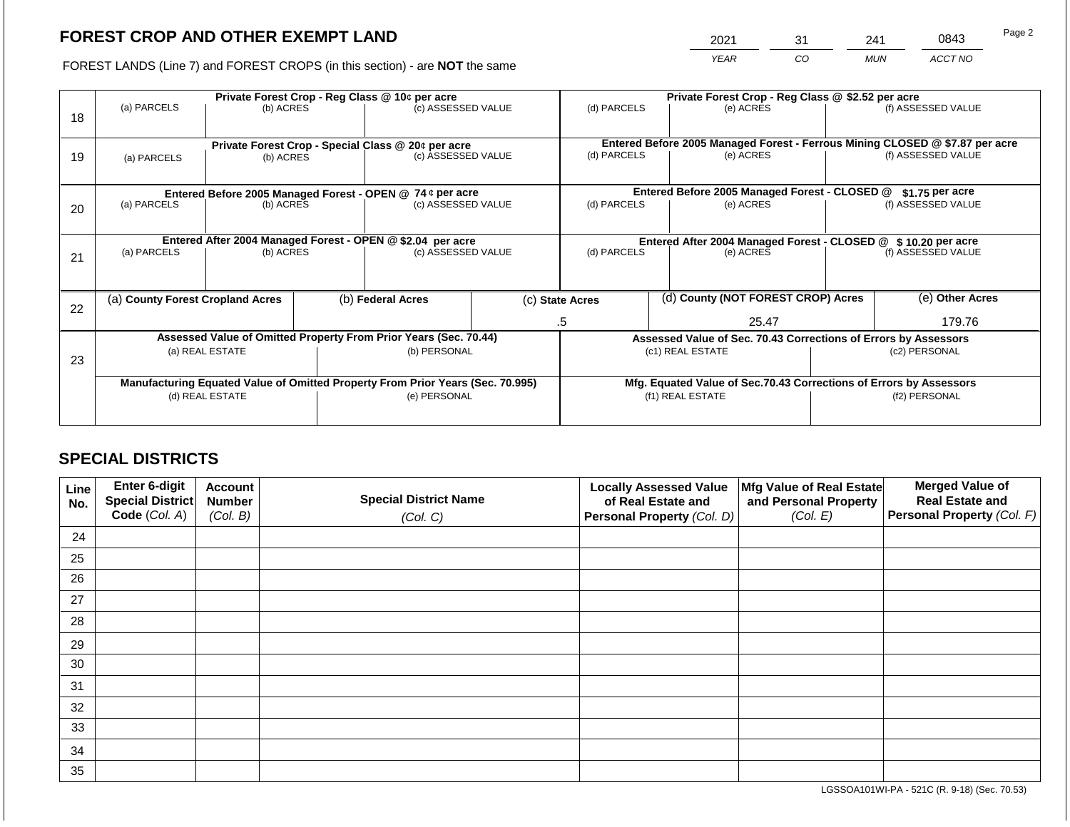# FOREST CROP AND OTHER EXEMPT LAND

FOREST LANDS (Line 7) and FOREST CROPS (in this section) - are **NOT** the same

| YEAR | CO | MUN | ACCT NO |
|---|---|---|---|
| 2021 | 31 | 241 | 0843 |

| Line | Private Forest Crop - Reg Class @ 10¢ per acre | | | Private Forest Crop - Reg Class @ $2.52 per acre | | |
|---|---|---|---|---|---|---|
| 18 | (a) PARCELS | (b) ACRES | (c) ASSESSED VALUE | (d) PARCELS | (e) ACRES | (f) ASSESSED VALUE |
| | | | | | | |
| | **Private Forest Crop - Special Class @ 20¢ per acre** | | | **Entered Before 2005 Managed Forest - Ferrous Mining CLOSED @ $7.87 per acre** | | |
| 19 | (a) PARCELS | (b) ACRES | (c) ASSESSED VALUE | (d) PARCELS | (e) ACRES | (f) ASSESSED VALUE |
| | | | | | | |
| | **Entered Before 2005 Managed Forest - OPEN @ 74 ¢ per acre** | | | **Entered Before 2005 Managed Forest - CLOSED @ $1.75 per acre** | | |
| 20 | (a) PARCELS | (b) ACRES | (c) ASSESSED VALUE | (d) PARCELS | (e) ACRES | (f) ASSESSED VALUE |
| | | | | | | |
| | **Entered After 2004 Managed Forest - OPEN @ $2.04 per acre** | | | **Entered After 2004 Managed Forest - CLOSED @ $ 10.20 per acre** | | |
| 21 | (a) PARCELS | (b) ACRES | (c) ASSESSED VALUE | (d) PARCELS | (e) ACRES | (f) ASSESSED VALUE |
| | | | | | | |

| Line | (a) County Forest Cropland Acres | (b) Federal Acres | (c) State Acres | (d) County (NOT FOREST CROP) Acres | (e) Other Acres |
|---|---|---|---|---|---|
| 22 | | | .5 | 25.47 | 179.76 |

| Line | Assessed Value of Omitted Property From Prior Years (Sec. 70.44) | | Assessed Value of Sec. 70.43 Corrections of Errors by Assessors | |
|---|---|---|---|---|
| 23 | (a) REAL ESTATE | (b) PERSONAL | (c1) REAL ESTATE | (c2) PERSONAL |
| | | | | |
| | **Manufacturing Equated Value of Omitted Property From Prior Years (Sec. 70.995)** | | **Mfg. Equated Value of Sec.70.43 Corrections of Errors by Assessors** | |
| | (d) REAL ESTATE | (e) PERSONAL | (f1) REAL ESTATE | (f2) PERSONAL |
| | | | | |

## SPECIAL DISTRICTS

| Line No. | Enter 6-digit Special District Code (Col. A) | Account Number (Col. B) | Special District Name (Col. C) | Locally Assessed Value of Real Estate and Personal Property (Col. D) | Mfg Value of Real Estate and Personal Property (Col. E) | Merged Value of Real Estate and Personal Property (Col. F) |
|---|---|---|---|---|---|---|
| 24 | | | | | | |
| 25 | | | | | | |
| 26 | | | | | | |
| 27 | | | | | | |
| 28 | | | | | | |
| 29 | | | | | | |
| 30 | | | | | | |
| 31 | | | | | | |
| 32 | | | | | | |
| 33 | | | | | | |
| 34 | | | | | | |
| 35 | | | | | | |

LGSSOA101WI-PA - 521C (R. 9-18) (Sec. 70.53)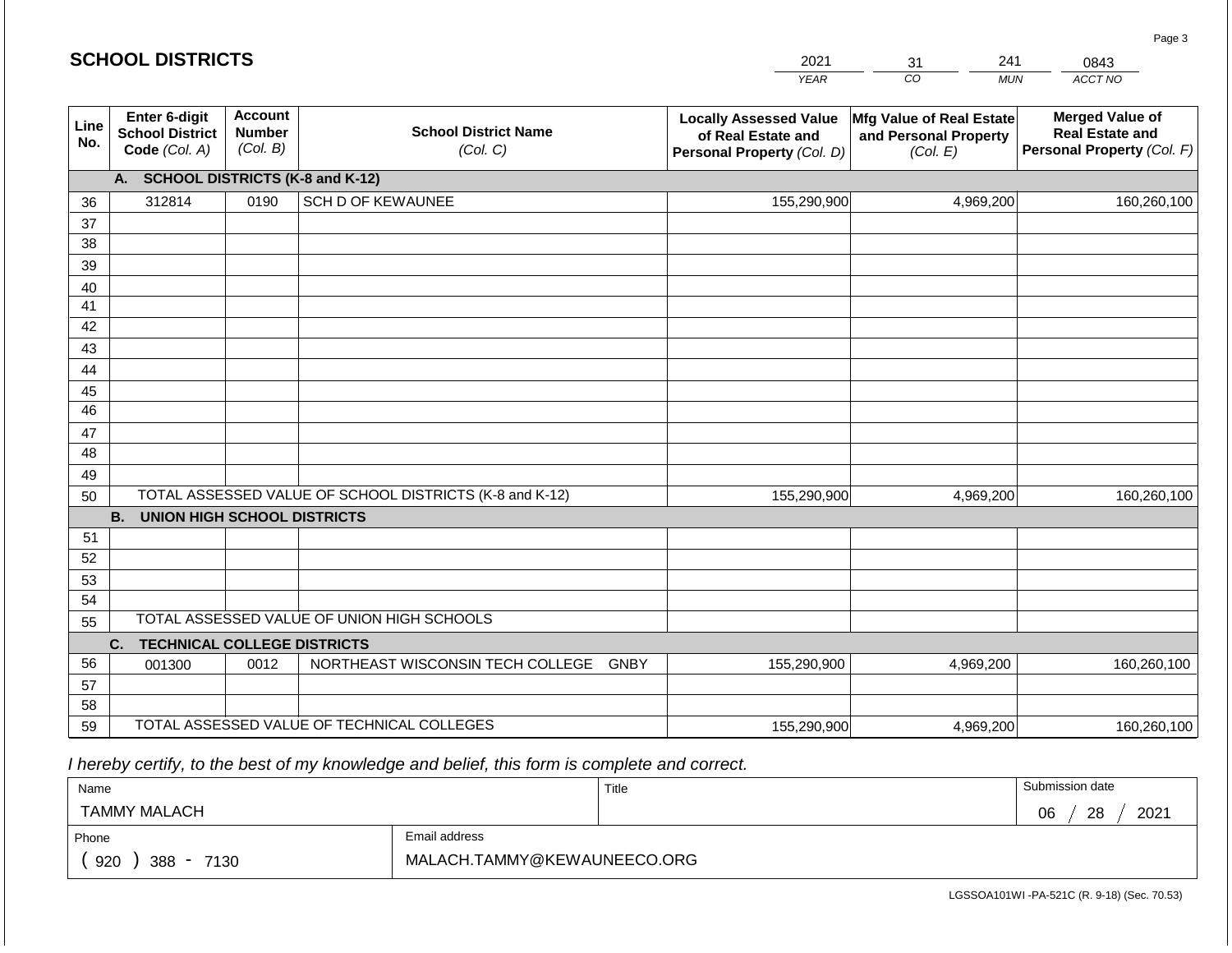## SCHOOL DISTRICTS

| 2021 | 31 | 241 | 0843 |
|---|---|---|---|
| YEAR | CO | MUN | ACCT NO |

| Line No. | Enter 6-digit School District Code (Col. A) | Account Number (Col. B) | School District Name (Col. C) | Locally Assessed Value of Real Estate and Personal Property (Col. D) | Mfg Value of Real Estate and Personal Property (Col. E) | Merged Value of Real Estate and Personal Property (Col. F) |
|---|---|---|---|---|---|---|
| | **A. SCHOOL DISTRICTS (K-8 and K-12)** | | | | | |
| 36 | 312814 | 0190 | SCH D OF KEWAUNEE | 155,290,900 | 4,969,200 | 160,260,100 |
| 37 | | | | | | |
| 38 | | | | | | |
| 39 | | | | | | |
| 40 | | | | | | |
| 41 | | | | | | |
| 42 | | | | | | |
| 43 | | | | | | |
| 44 | | | | | | |
| 45 | | | | | | |
| 46 | | | | | | |
| 47 | | | | | | |
| 48 | | | | | | |
| 49 | | | | | | |
| 50 | TOTAL ASSESSED VALUE OF SCHOOL DISTRICTS (K-8 and K-12) | | | 155,290,900 | 4,969,200 | 160,260,100 |
| | **B. UNION HIGH SCHOOL DISTRICTS** | | | | | |
| 51 | | | | | | |
| 52 | | | | | | |
| 53 | | | | | | |
| 54 | | | | | | |
| 55 | TOTAL ASSESSED VALUE OF UNION HIGH SCHOOLS | | | | | |
| | **C. TECHNICAL COLLEGE DISTRICTS** | | | | | |
| 56 | 001300 | 0012 | NORTHEAST WISCONSIN TECH COLLEGE GNBY | 155,290,900 | 4,969,200 | 160,260,100 |
| 57 | | | | | | |
| 58 | | | | | | |
| 59 | TOTAL ASSESSED VALUE OF TECHNICAL COLLEGES | | | 155,290,900 | 4,969,200 | 160,260,100 |

*I hereby certify, to the best of my knowledge and belief, this form is complete and correct.*

| Name | Title | Submission date |
|---|---|---|
| TAMMY MALACH | | 06 / 28 / 2021 |
| **Phone** | **Email address** | |
| ( 920 ) 388 - 7130 | MALACH.TAMMY@KEWAUNEECO.ORG | |

LGSSOA101WI -PA-521C (R. 9-18) (Sec. 70.53)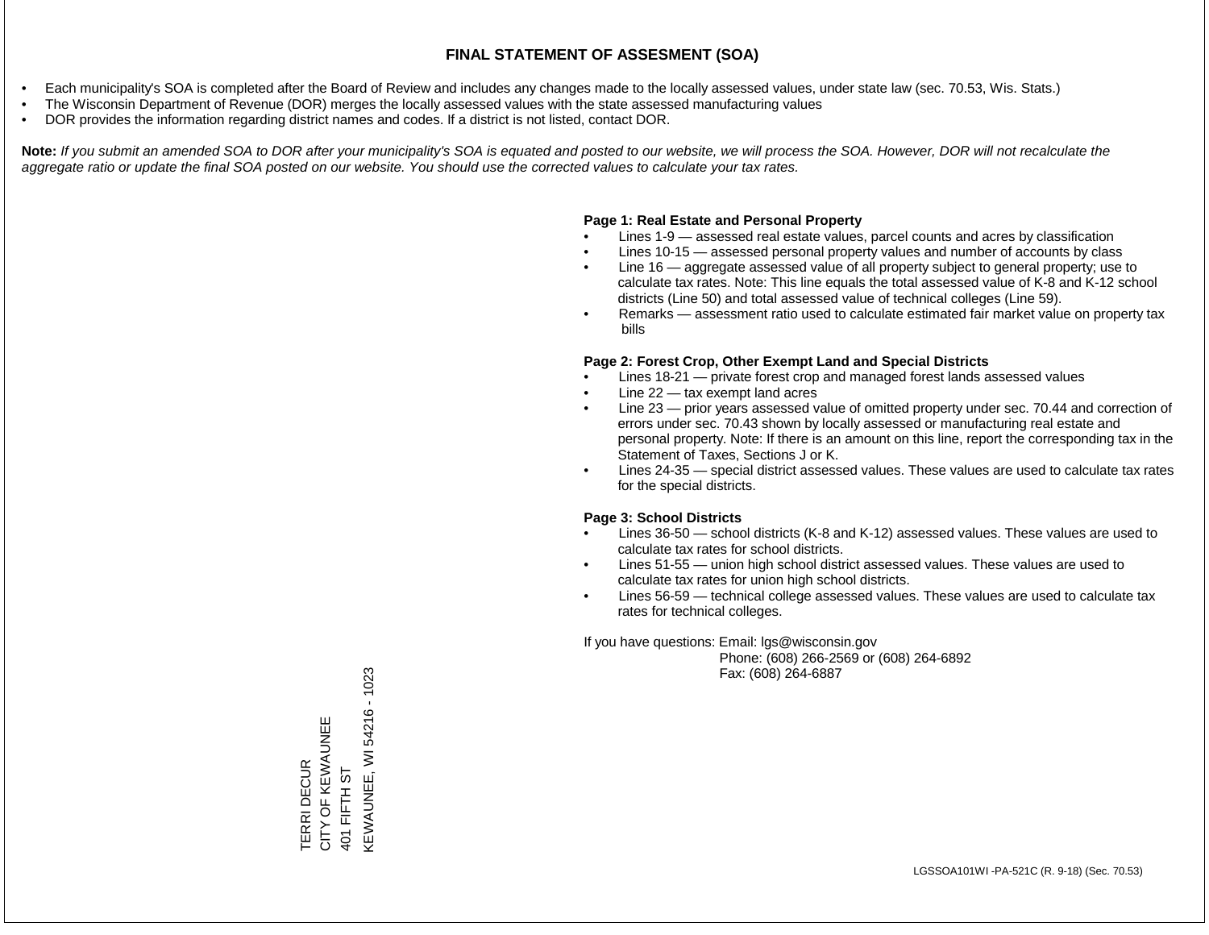# FINAL STATEMENT OF ASSESMENT (SOA)

- Each municipality's SOA is completed after the Board of Review and includes any changes made to the locally assessed values, under state law (sec. 70.53, Wis. Stats.)
- The Wisconsin Department of Revenue (DOR) merges the locally assessed values with the state assessed manufacturing values
- DOR provides the information regarding district names and codes. If a district is not listed, contact DOR.

**Note:** *If you submit an amended SOA to DOR after your municipality's SOA is equated and posted to our website, we will process the SOA. However, DOR will not recalculate the aggregate ratio or update the final SOA posted on our website. You should use the corrected values to calculate your tax rates.*

**Page 1: Real Estate and Personal Property**

- Lines 1-9 — assessed real estate values, parcel counts and acres by classification
- Lines 10-15 — assessed personal property values and number of accounts by class
- Line 16 — aggregate assessed value of all property subject to general property; use to calculate tax rates. Note: This line equals the total assessed value of K-8 and K-12 school districts (Line 50) and total assessed value of technical colleges (Line 59).
- Remarks — assessment ratio used to calculate estimated fair market value on property tax bills

**Page 2: Forest Crop, Other Exempt Land and Special Districts**

- Lines 18-21 — private forest crop and managed forest lands assessed values
- Line 22 — tax exempt land acres
- Line 23 — prior years assessed value of omitted property under sec. 70.44 and correction of errors under sec. 70.43 shown by locally assessed or manufacturing real estate and personal property. Note: If there is an amount on this line, report the corresponding tax in the Statement of Taxes, Sections J or K.
- Lines 24-35 — special district assessed values. These values are used to calculate tax rates for the special districts.

**Page 3: School Districts**

- Lines 36-50 — school districts (K-8 and K-12) assessed values. These values are used to calculate tax rates for school districts.
- Lines 51-55 — union high school district assessed values. These values are used to calculate tax rates for union high school districts.
- Lines 56-59 — technical college assessed values. These values are used to calculate tax rates for technical colleges.

If you have questions: Email: lgs@wisconsin.gov
Phone: (608) 266-2569 or (608) 264-6892
Fax: (608) 264-6887

TERRI DECUR
CITY OF KEWAUNEE
401 FIFTH ST
KEWAUNEE, WI 54216 - 1023

LGSSOA101WI -PA-521C (R. 9-18) (Sec. 70.53)